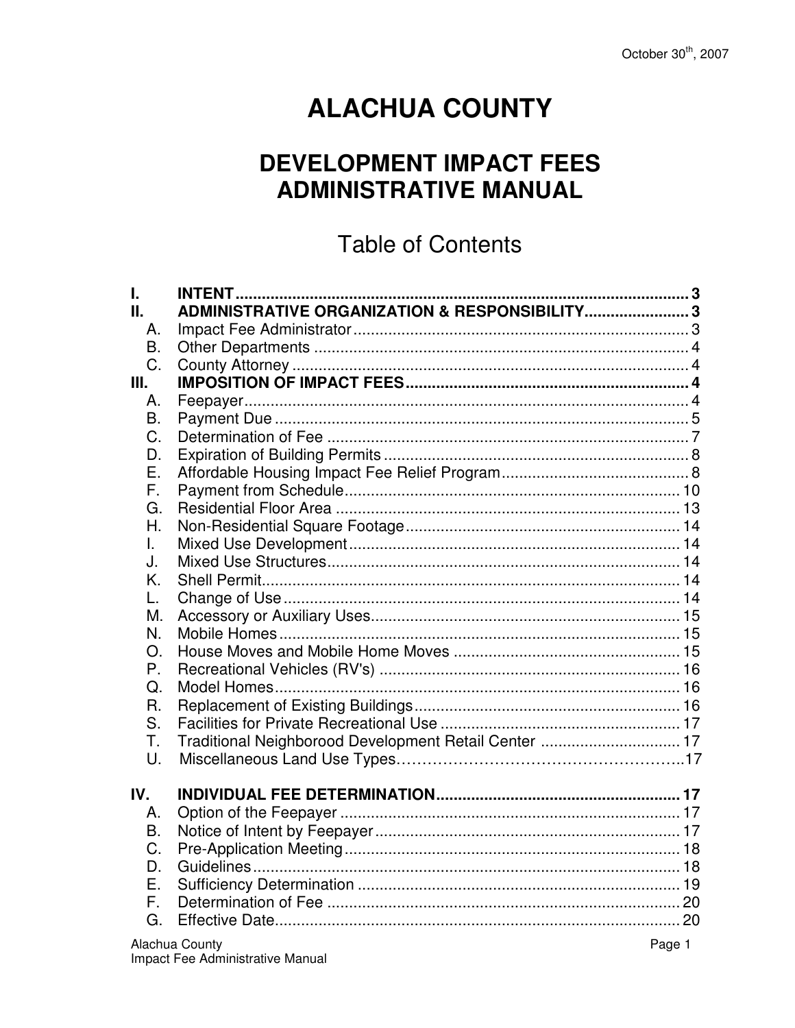October 30th, 2007

# ALACHUA COUNTY

## DEVELOPMENT IMPACT FEES ADMINISTRATIVE MANUAL

## Table of Contents

**I. INTENT** ........................................................................ **3**
**II. ADMINISTRATIVE ORGANIZATION & RESPONSIBILITY** ........................ **3**
- A. Impact Fee Administrator ........................................................ 3
- B. Other Departments ................................................................. 4
- C. County Attorney ..................................................................... 4

**III. IMPOSITION OF IMPACT FEES** .................................................. **4**
- A. Feepayer ................................................................................ 4
- B. Payment Due .......................................................................... 5
- C. Determination of Fee ............................................................... 7
- D. Expiration of Building Permits .................................................. 8
- E. Affordable Housing Impact Fee Relief Program ........................... 8
- F. Payment from Schedule ........................................................... 10
- G. Residential Floor Area ............................................................. 13
- H. Non-Residential Square Footage ............................................... 14
- I. Mixed Use Development ........................................................... 14
- J. Mixed Use Structures ............................................................... 14
- K. Shell Permit ............................................................................ 14
- L. Change of Use ......................................................................... 14
- M. Accessory or Auxiliary Uses ..................................................... 15
- N. Mobile Homes ......................................................................... 15
- O. House Moves and Mobile Home Moves ..................................... 15
- P. Recreational Vehicles (RV's) ..................................................... 16
- Q. Model Homes .......................................................................... 16
- R. Replacement of Existing Buildings ............................................ 16
- S. Facilities for Private Recreational Use ....................................... 17
- T. Traditional Neighborood Development Retail Center ................... 17
- U. Miscellaneous Land Use Types .................................................. 17

**IV. INDIVIDUAL FEE DETERMINATION** ............................................ **17**
- A. Option of the Feepayer ............................................................ 17
- B. Notice of Intent by Feepayer ..................................................... 17
- C. Pre-Application Meeting ........................................................... 18
- D. Guidelines .............................................................................. 18
- E. Sufficiency Determination ........................................................ 19
- F. Determination of Fee ............................................................... 20
- G. Effective Date ......................................................................... 20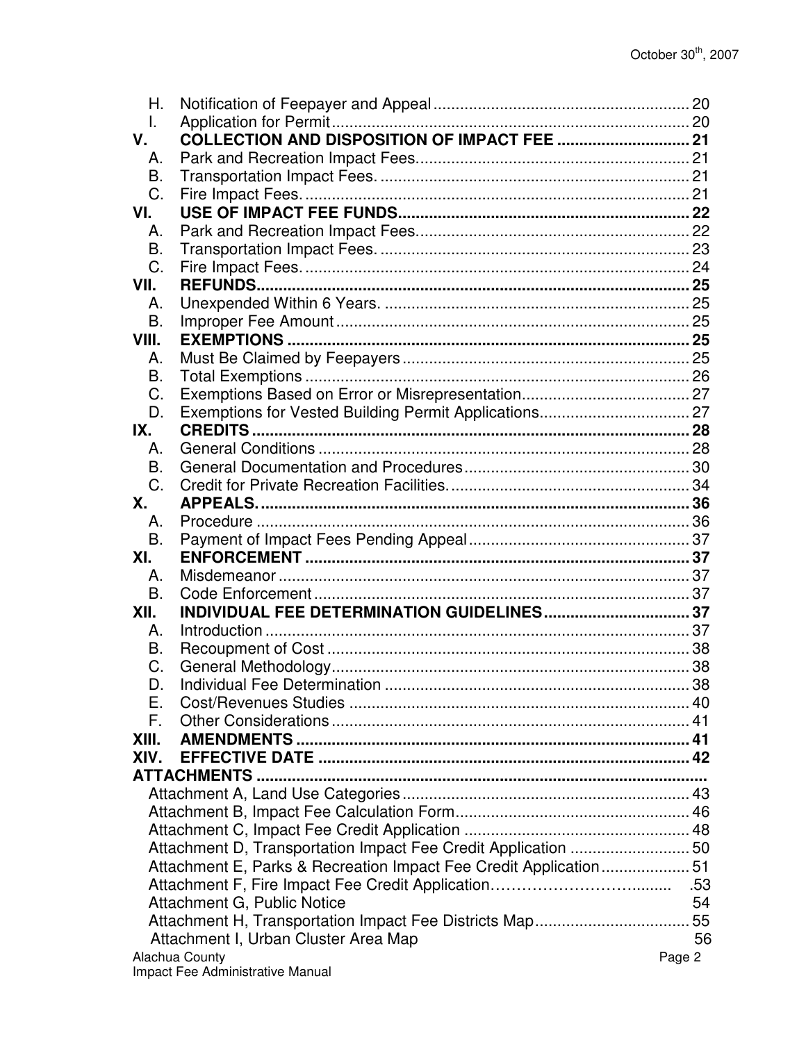| | | |
|---|---|---|
| H. | Notification of Feepayer and Appeal | 20 |
| I. | Application for Permit | 20 |
| **V.** | **COLLECTION AND DISPOSITION OF IMPACT FEE** | **21** |
| A. | Park and Recreation Impact Fees | 21 |
| B. | Transportation Impact Fees. | 21 |
| C. | Fire Impact Fees. | 21 |
| **VI.** | **USE OF IMPACT FEE FUNDS** | **22** |
| A. | Park and Recreation Impact Fees | 22 |
| B. | Transportation Impact Fees. | 23 |
| C. | Fire Impact Fees. | 24 |
| **VII.** | **REFUNDS** | **25** |
| A. | Unexpended Within 6 Years. | 25 |
| B. | Improper Fee Amount | 25 |
| **VIII.** | **EXEMPTIONS** | **25** |
| A. | Must Be Claimed by Feepayers | 25 |
| B. | Total Exemptions | 26 |
| C. | Exemptions Based on Error or Misrepresentation | 27 |
| D. | Exemptions for Vested Building Permit Applications | 27 |
| **IX.** | **CREDITS** | **28** |
| A. | General Conditions | 28 |
| B. | General Documentation and Procedures | 30 |
| C. | Credit for Private Recreation Facilities. | 34 |
| **X.** | **APPEALS.** | **36** |
| A. | Procedure | 36 |
| B. | Payment of Impact Fees Pending Appeal | 37 |
| **XI.** | **ENFORCEMENT** | **37** |
| A. | Misdemeanor | 37 |
| B. | Code Enforcement | 37 |
| **XII.** | **INDIVIDUAL FEE DETERMINATION GUIDELINES** | **37** |
| A. | Introduction | 37 |
| B. | Recoupment of Cost | 38 |
| C. | General Methodology | 38 |
| D. | Individual Fee Determination | 38 |
| E. | Cost/Revenues Studies | 40 |
| F. | Other Considerations | 41 |
| **XIII.** | **AMENDMENTS** | **41** |
| **XIV.** | **EFFECTIVE DATE** | **42** |
| **ATTACHMENTS** | | |
| | Attachment A, Land Use Categories | 43 |
| | Attachment B, Impact Fee Calculation Form | 46 |
| | Attachment C, Impact Fee Credit Application | 48 |
| | Attachment D, Transportation Impact Fee Credit Application | 50 |
| | Attachment E, Parks & Recreation Impact Fee Credit Application | 51 |
| | Attachment F, Fire Impact Fee Credit Application | 53 |
| | Attachment G, Public Notice | 54 |
| | Attachment H, Transportation Impact Fee Districts Map | 55 |
| | Attachment I, Urban Cluster Area Map | 56 |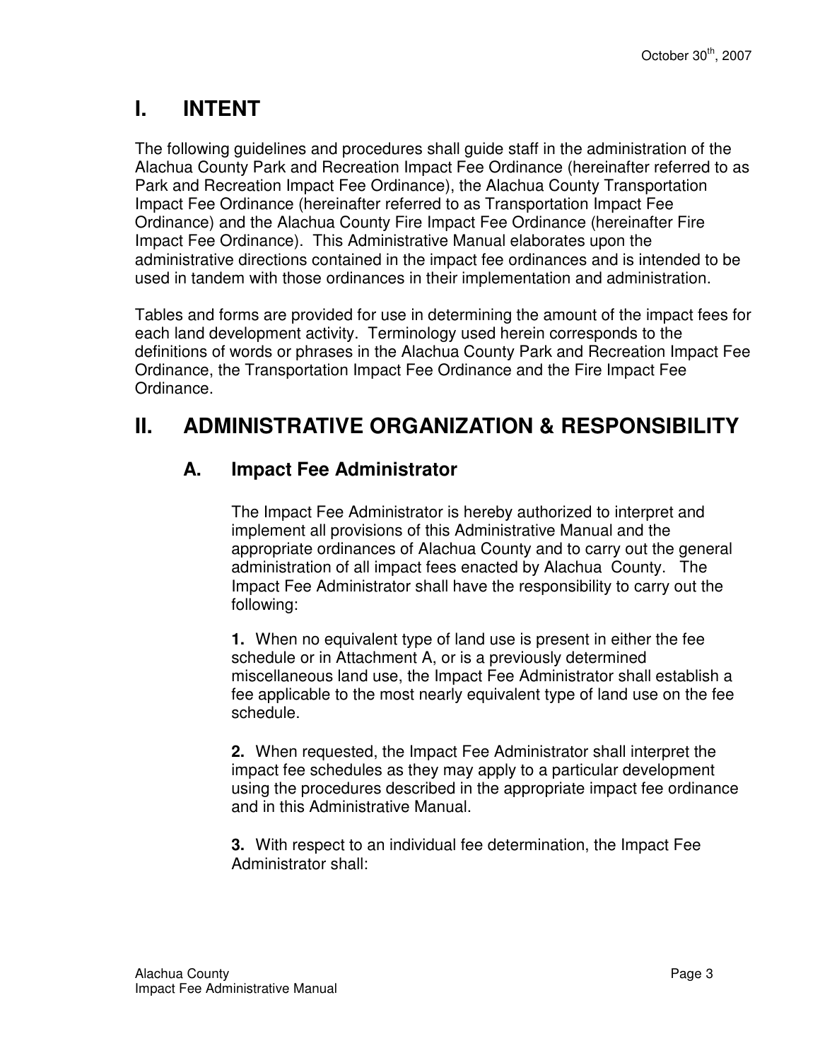# I. INTENT

The following guidelines and procedures shall guide staff in the administration of the Alachua County Park and Recreation Impact Fee Ordinance (hereinafter referred to as Park and Recreation Impact Fee Ordinance), the Alachua County Transportation Impact Fee Ordinance (hereinafter referred to as Transportation Impact Fee Ordinance) and the Alachua County Fire Impact Fee Ordinance (hereinafter Fire Impact Fee Ordinance). This Administrative Manual elaborates upon the administrative directions contained in the impact fee ordinances and is intended to be used in tandem with those ordinances in their implementation and administration.

Tables and forms are provided for use in determining the amount of the impact fees for each land development activity. Terminology used herein corresponds to the definitions of words or phrases in the Alachua County Park and Recreation Impact Fee Ordinance, the Transportation Impact Fee Ordinance and the Fire Impact Fee Ordinance.

# II. ADMINISTRATIVE ORGANIZATION & RESPONSIBILITY

## A. Impact Fee Administrator

The Impact Fee Administrator is hereby authorized to interpret and implement all provisions of this Administrative Manual and the appropriate ordinances of Alachua County and to carry out the general administration of all impact fees enacted by Alachua County. The Impact Fee Administrator shall have the responsibility to carry out the following:

**1.** When no equivalent type of land use is present in either the fee schedule or in Attachment A, or is a previously determined miscellaneous land use, the Impact Fee Administrator shall establish a fee applicable to the most nearly equivalent type of land use on the fee schedule.

**2.** When requested, the Impact Fee Administrator shall interpret the impact fee schedules as they may apply to a particular development using the procedures described in the appropriate impact fee ordinance and in this Administrative Manual.

**3.** With respect to an individual fee determination, the Impact Fee Administrator shall: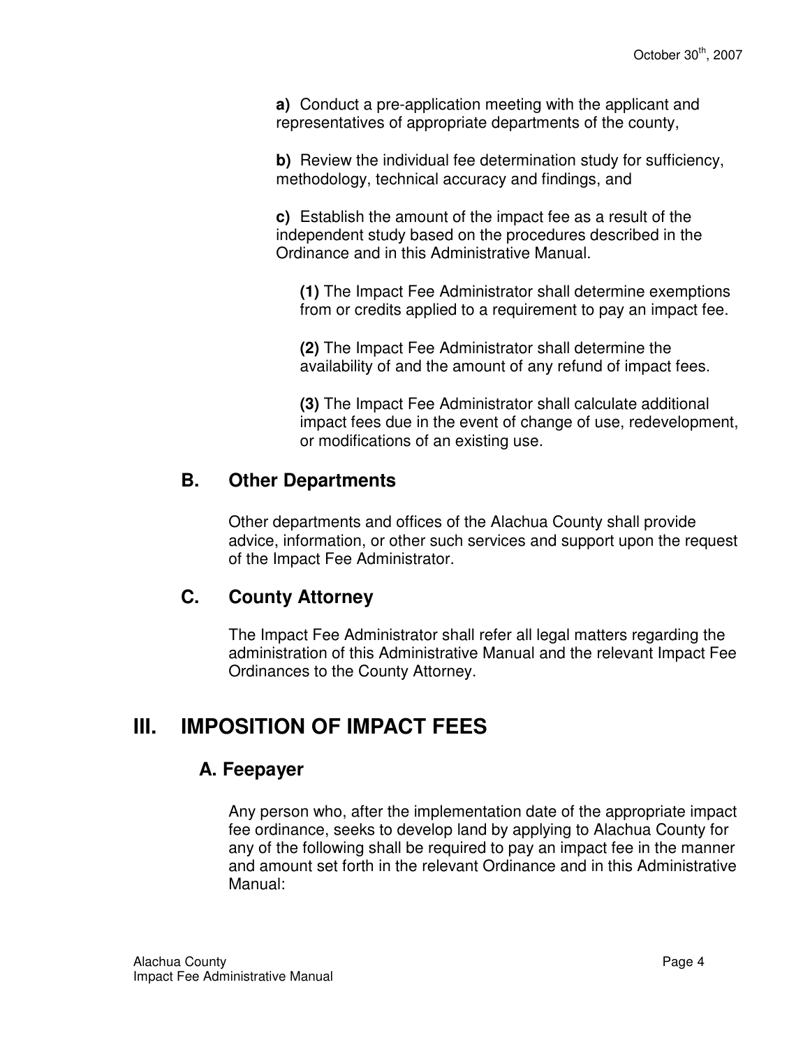**a)** Conduct a pre-application meeting with the applicant and representatives of appropriate departments of the county,

**b)** Review the individual fee determination study for sufficiency, methodology, technical accuracy and findings, and

**c)** Establish the amount of the impact fee as a result of the independent study based on the procedures described in the Ordinance and in this Administrative Manual.

**(1)** The Impact Fee Administrator shall determine exemptions from or credits applied to a requirement to pay an impact fee.

**(2)** The Impact Fee Administrator shall determine the availability of and the amount of any refund of impact fees.

**(3)** The Impact Fee Administrator shall calculate additional impact fees due in the event of change of use, redevelopment, or modifications of an existing use.

## B. Other Departments

Other departments and offices of the Alachua County shall provide advice, information, or other such services and support upon the request of the Impact Fee Administrator.

## C. County Attorney

The Impact Fee Administrator shall refer all legal matters regarding the administration of this Administrative Manual and the relevant Impact Fee Ordinances to the County Attorney.

# III. IMPOSITION OF IMPACT FEES

## A. Feepayer

Any person who, after the implementation date of the appropriate impact fee ordinance, seeks to develop land by applying to Alachua County for any of the following shall be required to pay an impact fee in the manner and amount set forth in the relevant Ordinance and in this Administrative Manual: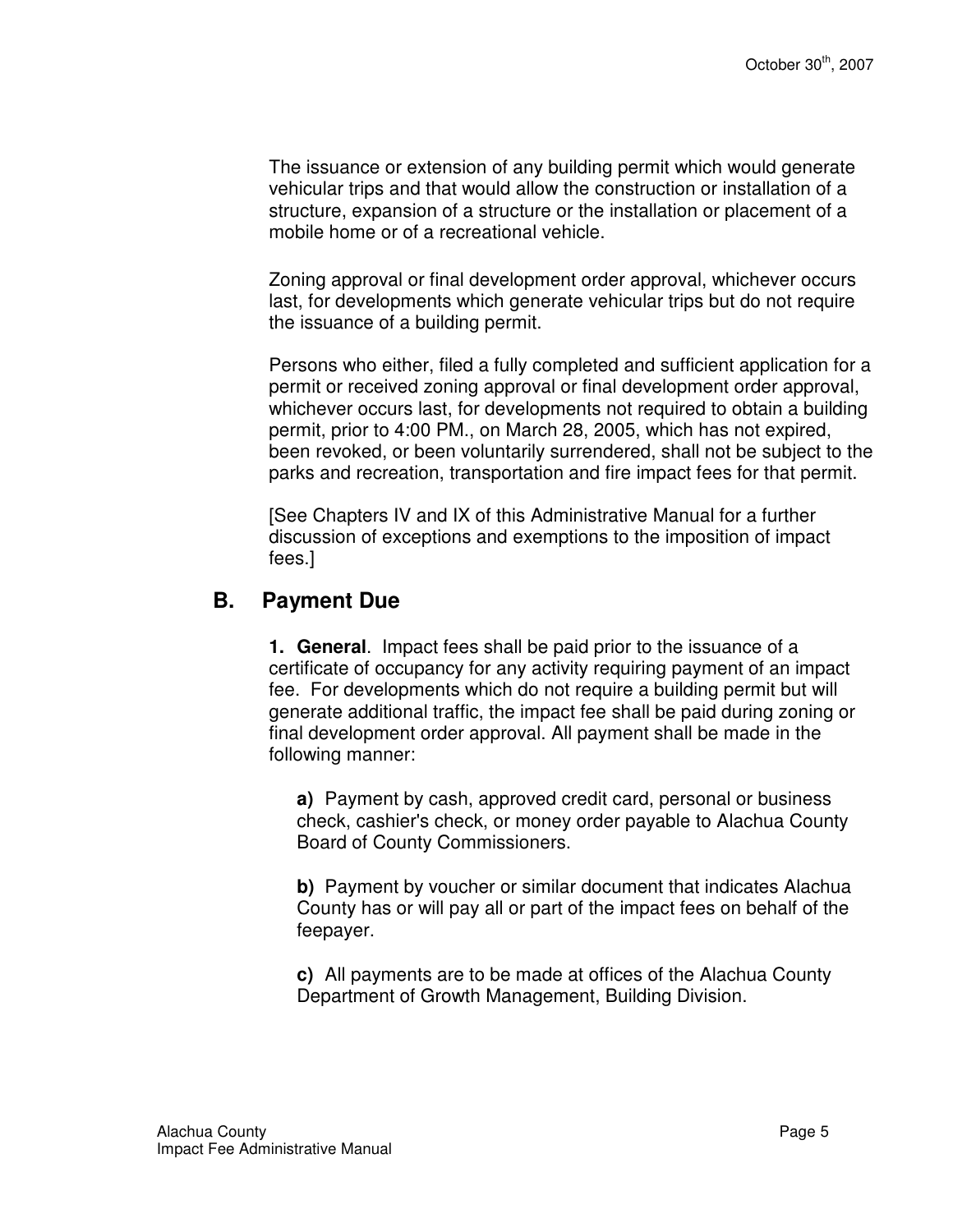The issuance or extension of any building permit which would generate vehicular trips and that would allow the construction or installation of a structure, expansion of a structure or the installation or placement of a mobile home or of a recreational vehicle.

Zoning approval or final development order approval, whichever occurs last, for developments which generate vehicular trips but do not require the issuance of a building permit.

Persons who either, filed a fully completed and sufficient application for a permit or received zoning approval or final development order approval, whichever occurs last, for developments not required to obtain a building permit, prior to 4:00 PM., on March 28, 2005, which has not expired, been revoked, or been voluntarily surrendered, shall not be subject to the parks and recreation, transportation and fire impact fees for that permit.

[See Chapters IV and IX of this Administrative Manual for a further discussion of exceptions and exemptions to the imposition of impact fees.]

## B. Payment Due

**1. General**. Impact fees shall be paid prior to the issuance of a certificate of occupancy for any activity requiring payment of an impact fee. For developments which do not require a building permit but will generate additional traffic, the impact fee shall be paid during zoning or final development order approval. All payment shall be made in the following manner:

**a)** Payment by cash, approved credit card, personal or business check, cashier's check, or money order payable to Alachua County Board of County Commissioners.

**b)** Payment by voucher or similar document that indicates Alachua County has or will pay all or part of the impact fees on behalf of the feepayer.

**c)** All payments are to be made at offices of the Alachua County Department of Growth Management, Building Division.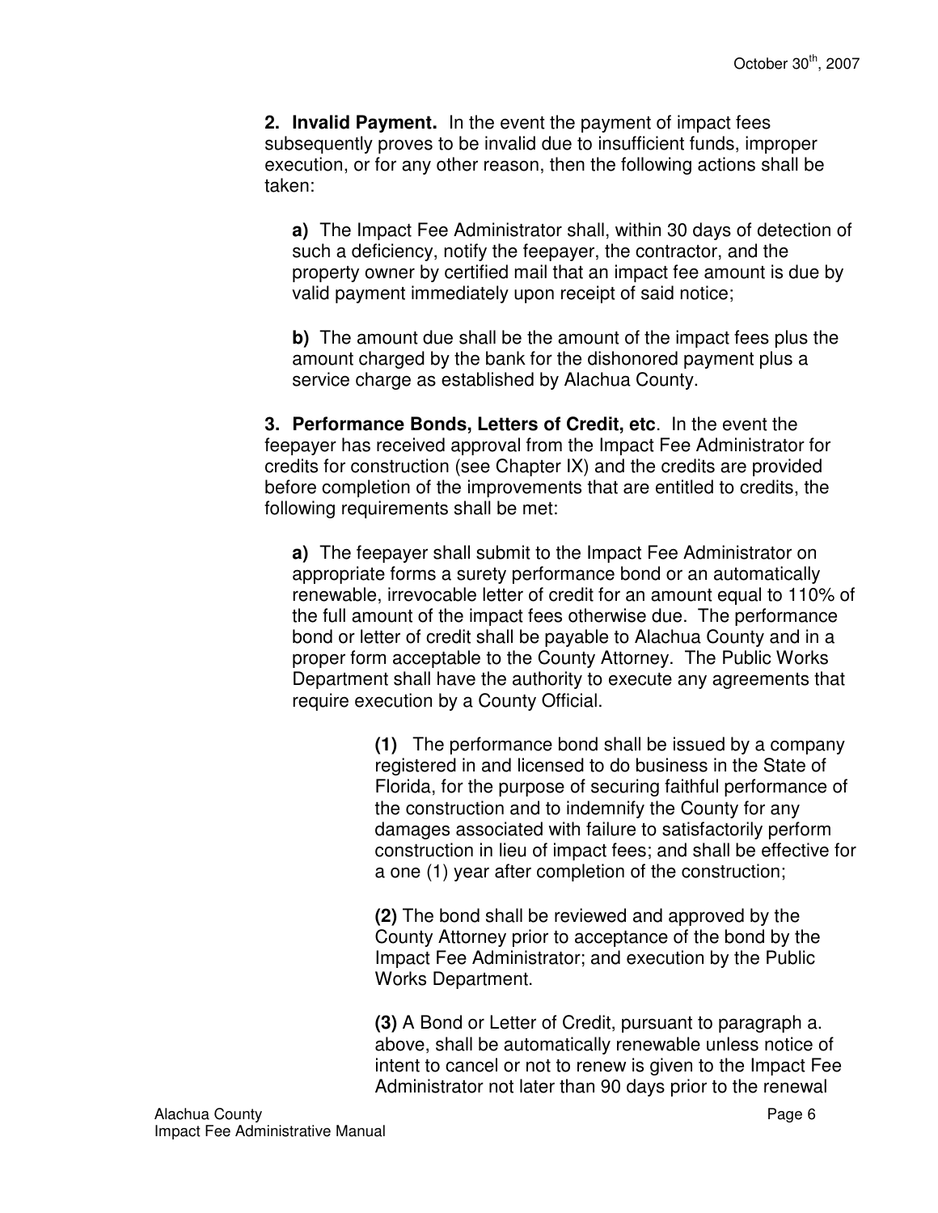**2. Invalid Payment.** In the event the payment of impact fees subsequently proves to be invalid due to insufficient funds, improper execution, or for any other reason, then the following actions shall be taken:

**a)** The Impact Fee Administrator shall, within 30 days of detection of such a deficiency, notify the feepayer, the contractor, and the property owner by certified mail that an impact fee amount is due by valid payment immediately upon receipt of said notice;

**b)** The amount due shall be the amount of the impact fees plus the amount charged by the bank for the dishonored payment plus a service charge as established by Alachua County.

**3. Performance Bonds, Letters of Credit, etc**. In the event the feepayer has received approval from the Impact Fee Administrator for credits for construction (see Chapter IX) and the credits are provided before completion of the improvements that are entitled to credits, the following requirements shall be met:

**a)** The feepayer shall submit to the Impact Fee Administrator on appropriate forms a surety performance bond or an automatically renewable, irrevocable letter of credit for an amount equal to 110% of the full amount of the impact fees otherwise due. The performance bond or letter of credit shall be payable to Alachua County and in a proper form acceptable to the County Attorney. The Public Works Department shall have the authority to execute any agreements that require execution by a County Official.

**(1)** The performance bond shall be issued by a company registered in and licensed to do business in the State of Florida, for the purpose of securing faithful performance of the construction and to indemnify the County for any damages associated with failure to satisfactorily perform construction in lieu of impact fees; and shall be effective for a one (1) year after completion of the construction;

**(2)** The bond shall be reviewed and approved by the County Attorney prior to acceptance of the bond by the Impact Fee Administrator; and execution by the Public Works Department.

**(3)** A Bond or Letter of Credit, pursuant to paragraph a. above, shall be automatically renewable unless notice of intent to cancel or not to renew is given to the Impact Fee Administrator not later than 90 days prior to the renewal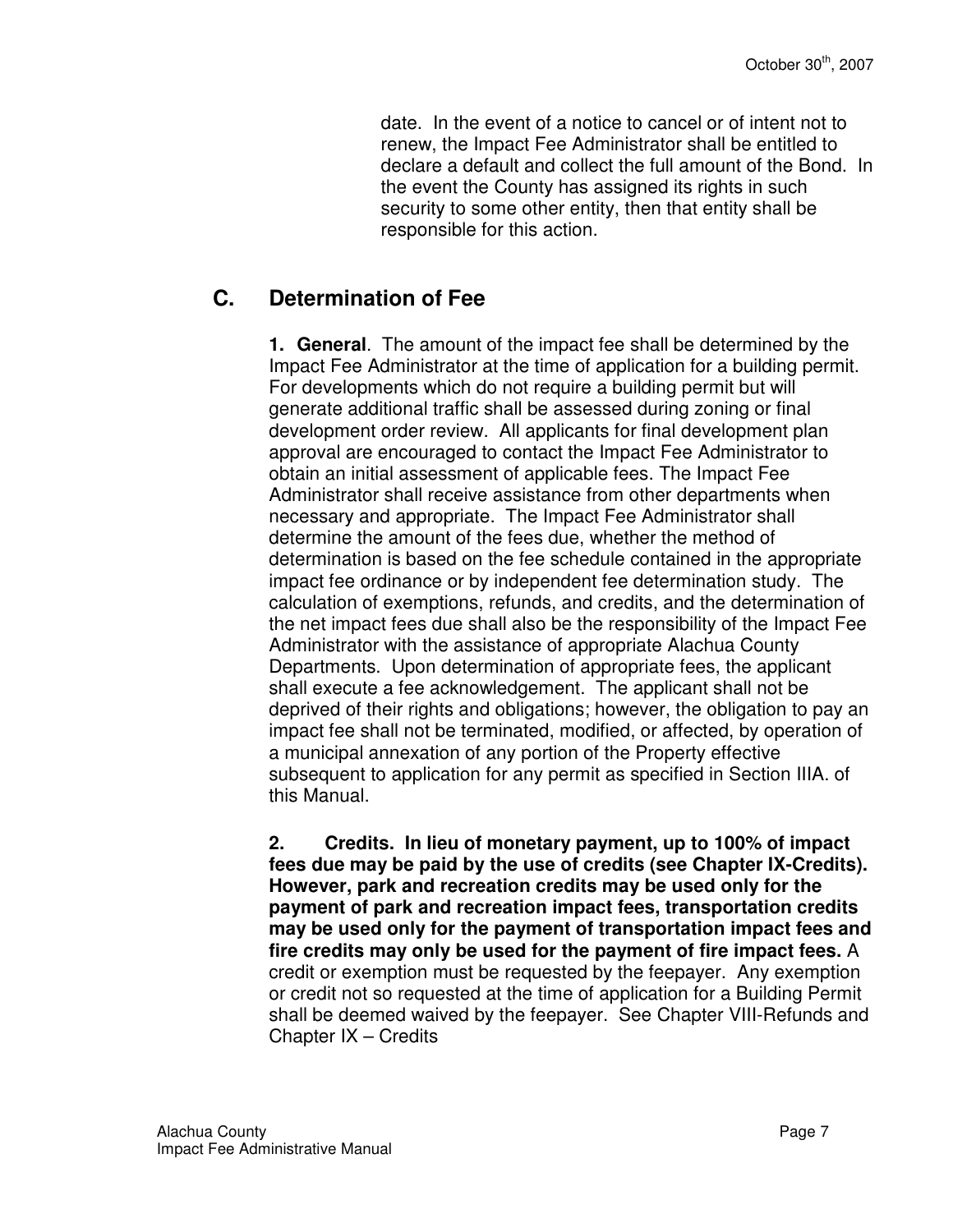date. In the event of a notice to cancel or of intent not to renew, the Impact Fee Administrator shall be entitled to declare a default and collect the full amount of the Bond. In the event the County has assigned its rights in such security to some other entity, then that entity shall be responsible for this action.

## C. Determination of Fee

**1. General**. The amount of the impact fee shall be determined by the Impact Fee Administrator at the time of application for a building permit. For developments which do not require a building permit but will generate additional traffic shall be assessed during zoning or final development order review. All applicants for final development plan approval are encouraged to contact the Impact Fee Administrator to obtain an initial assessment of applicable fees. The Impact Fee Administrator shall receive assistance from other departments when necessary and appropriate. The Impact Fee Administrator shall determine the amount of the fees due, whether the method of determination is based on the fee schedule contained in the appropriate impact fee ordinance or by independent fee determination study. The calculation of exemptions, refunds, and credits, and the determination of the net impact fees due shall also be the responsibility of the Impact Fee Administrator with the assistance of appropriate Alachua County Departments. Upon determination of appropriate fees, the applicant shall execute a fee acknowledgement. The applicant shall not be deprived of their rights and obligations; however, the obligation to pay an impact fee shall not be terminated, modified, or affected, by operation of a municipal annexation of any portion of the Property effective subsequent to application for any permit as specified in Section IIIA. of this Manual.

**2. Credits. In lieu of monetary payment, up to 100% of impact fees due may be paid by the use of credits (see Chapter IX-Credits). However, park and recreation credits may be used only for the payment of park and recreation impact fees, transportation credits may be used only for the payment of transportation impact fees and fire credits may only be used for the payment of fire impact fees.** A credit or exemption must be requested by the feepayer. Any exemption or credit not so requested at the time of application for a Building Permit shall be deemed waived by the feepayer. See Chapter VIII-Refunds and Chapter IX – Credits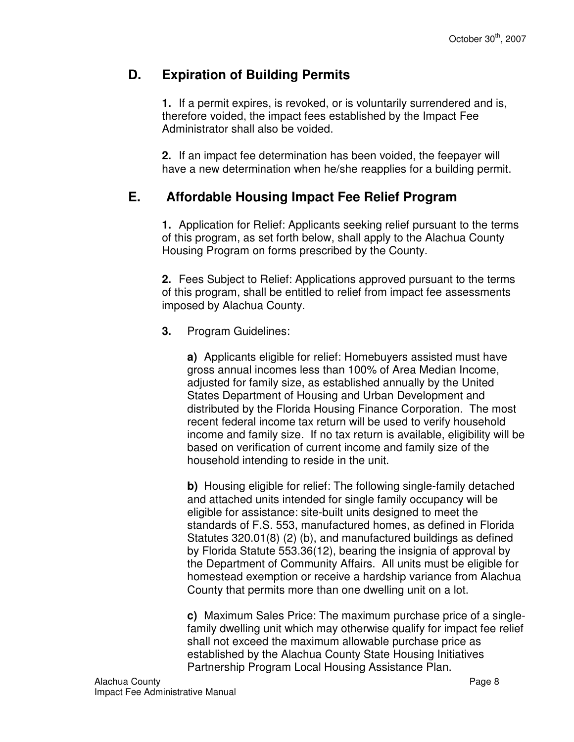## D. Expiration of Building Permits

**1.** If a permit expires, is revoked, or is voluntarily surrendered and is, therefore voided, the impact fees established by the Impact Fee Administrator shall also be voided.

**2.** If an impact fee determination has been voided, the feepayer will have a new determination when he/she reapplies for a building permit.

## E. Affordable Housing Impact Fee Relief Program

**1.** Application for Relief: Applicants seeking relief pursuant to the terms of this program, as set forth below, shall apply to the Alachua County Housing Program on forms prescribed by the County.

**2.** Fees Subject to Relief: Applications approved pursuant to the terms of this program, shall be entitled to relief from impact fee assessments imposed by Alachua County.

**3.** Program Guidelines:

**a)** Applicants eligible for relief: Homebuyers assisted must have gross annual incomes less than 100% of Area Median Income, adjusted for family size, as established annually by the United States Department of Housing and Urban Development and distributed by the Florida Housing Finance Corporation. The most recent federal income tax return will be used to verify household income and family size. If no tax return is available, eligibility will be based on verification of current income and family size of the household intending to reside in the unit.

**b)** Housing eligible for relief: The following single-family detached and attached units intended for single family occupancy will be eligible for assistance: site-built units designed to meet the standards of F.S. 553, manufactured homes, as defined in Florida Statutes 320.01(8) (2) (b), and manufactured buildings as defined by Florida Statute 553.36(12), bearing the insignia of approval by the Department of Community Affairs. All units must be eligible for homestead exemption or receive a hardship variance from Alachua County that permits more than one dwelling unit on a lot.

**c)** Maximum Sales Price: The maximum purchase price of a single-family dwelling unit which may otherwise qualify for impact fee relief shall not exceed the maximum allowable purchase price as established by the Alachua County State Housing Initiatives Partnership Program Local Housing Assistance Plan.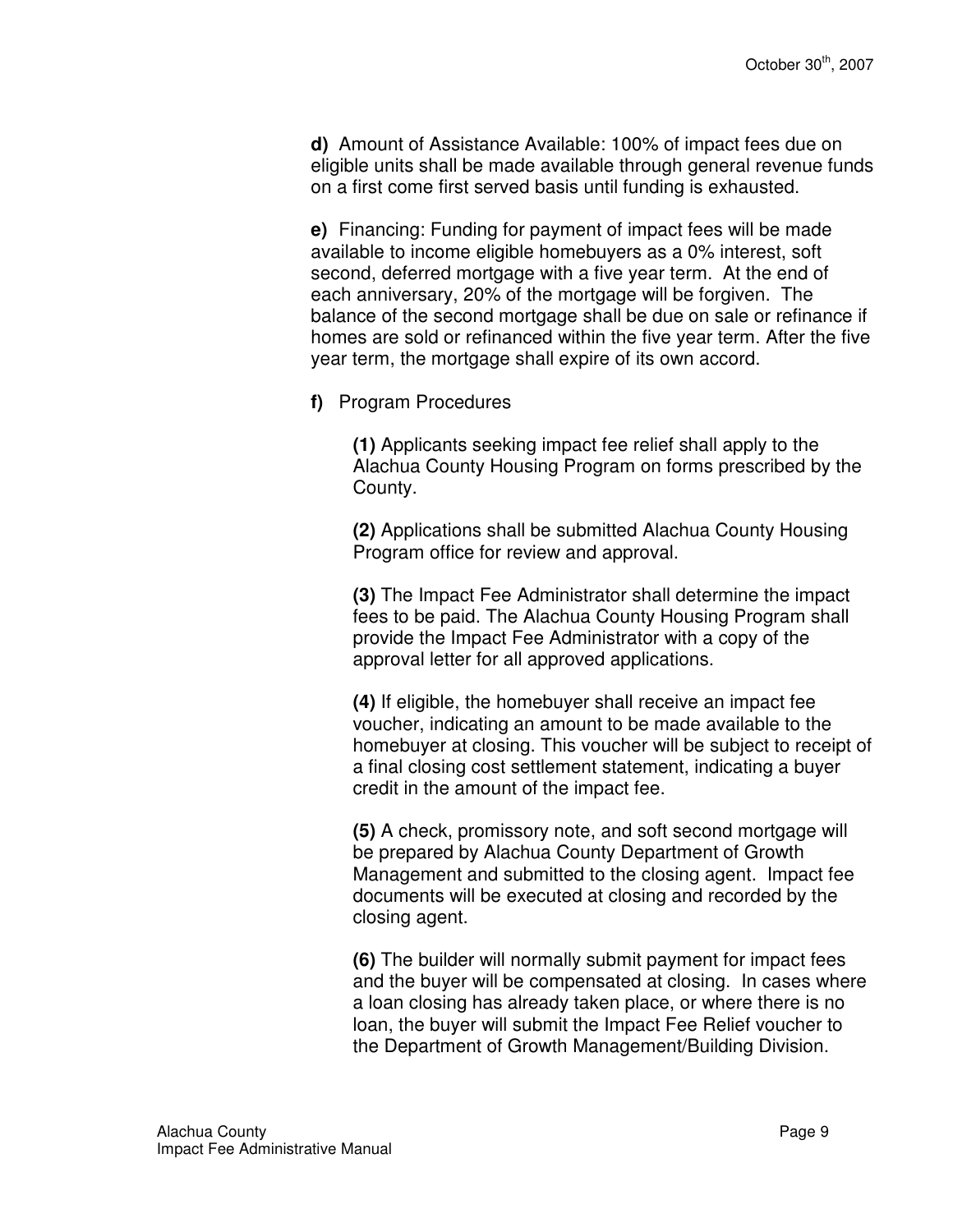**d)** Amount of Assistance Available: 100% of impact fees due on eligible units shall be made available through general revenue funds on a first come first served basis until funding is exhausted.

**e)** Financing: Funding for payment of impact fees will be made available to income eligible homebuyers as a 0% interest, soft second, deferred mortgage with a five year term. At the end of each anniversary, 20% of the mortgage will be forgiven. The balance of the second mortgage shall be due on sale or refinance if homes are sold or refinanced within the five year term. After the five year term, the mortgage shall expire of its own accord.

**f)** Program Procedures

**(1)** Applicants seeking impact fee relief shall apply to the Alachua County Housing Program on forms prescribed by the County.

**(2)** Applications shall be submitted Alachua County Housing Program office for review and approval.

**(3)** The Impact Fee Administrator shall determine the impact fees to be paid. The Alachua County Housing Program shall provide the Impact Fee Administrator with a copy of the approval letter for all approved applications.

**(4)** If eligible, the homebuyer shall receive an impact fee voucher, indicating an amount to be made available to the homebuyer at closing. This voucher will be subject to receipt of a final closing cost settlement statement, indicating a buyer credit in the amount of the impact fee.

**(5)** A check, promissory note, and soft second mortgage will be prepared by Alachua County Department of Growth Management and submitted to the closing agent. Impact fee documents will be executed at closing and recorded by the closing agent.

**(6)** The builder will normally submit payment for impact fees and the buyer will be compensated at closing. In cases where a loan closing has already taken place, or where there is no loan, the buyer will submit the Impact Fee Relief voucher to the Department of Growth Management/Building Division.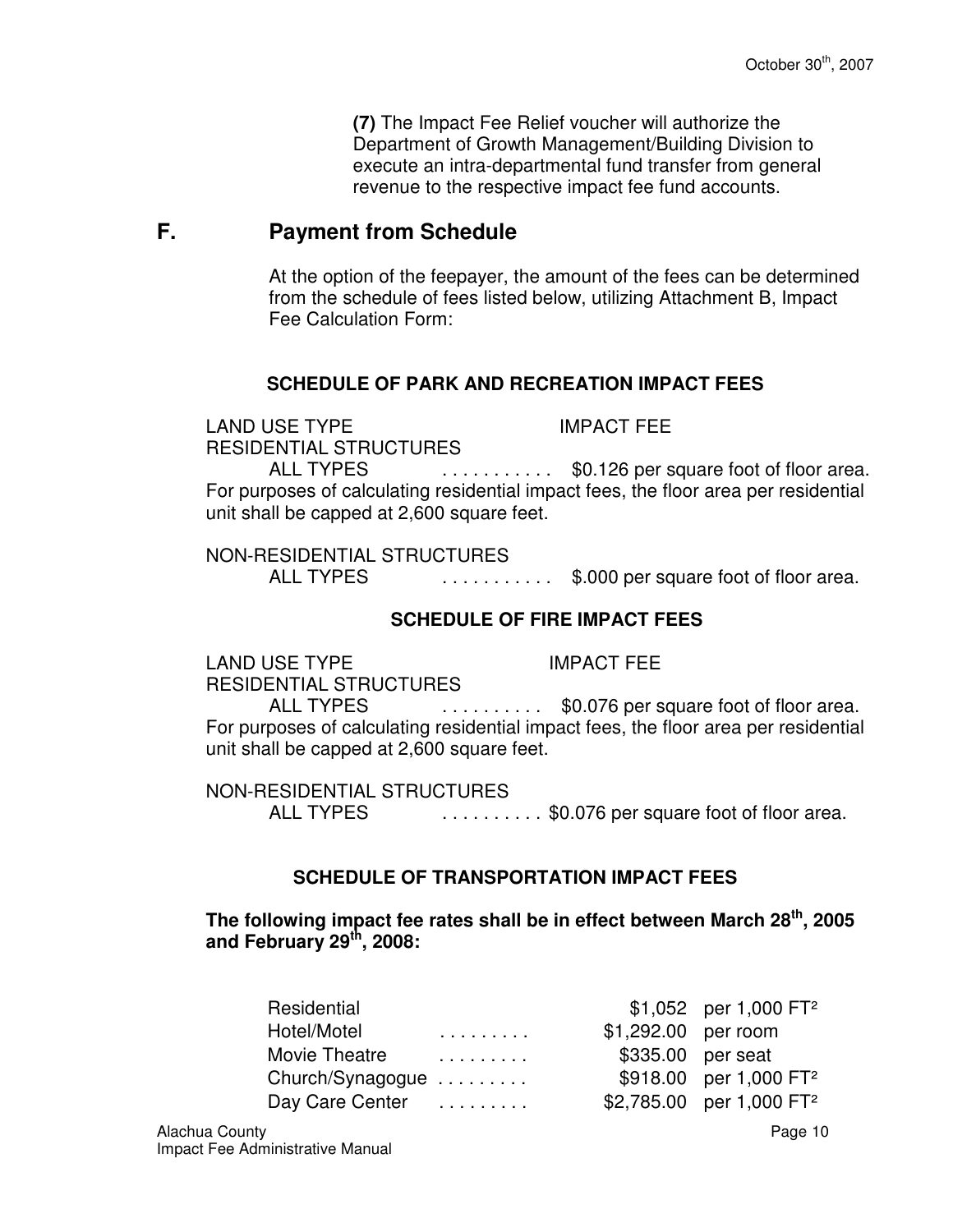(7) The Impact Fee Relief voucher will authorize the Department of Growth Management/Building Division to execute an intra-departmental fund transfer from general revenue to the respective impact fee fund accounts.

## F. Payment from Schedule

At the option of the feepayer, the amount of the fees can be determined from the schedule of fees listed below, utilizing Attachment B, Impact Fee Calculation Form:

### SCHEDULE OF PARK AND RECREATION IMPACT FEES

LAND USE TYPE — IMPACT FEE

RESIDENTIAL STRUCTURES

ALL TYPES . . . . . . . . . . . $0.126 per square foot of floor area.

For purposes of calculating residential impact fees, the floor area per residential unit shall be capped at 2,600 square feet.

NON-RESIDENTIAL STRUCTURES

ALL TYPES . . . . . . . . . . . $.000 per square foot of floor area.

### SCHEDULE OF FIRE IMPACT FEES

LAND USE TYPE — IMPACT FEE

RESIDENTIAL STRUCTURES

ALL TYPES . . . . . . . . . . $0.076 per square foot of floor area.

For purposes of calculating residential impact fees, the floor area per residential unit shall be capped at 2,600 square feet.

NON-RESIDENTIAL STRUCTURES

ALL TYPES . . . . . . . . . . $0.076 per square foot of floor area.

### SCHEDULE OF TRANSPORTATION IMPACT FEES

**The following impact fee rates shall be in effect between March 28th, 2005 and February 29th, 2008:**

| Land Use | Fee | Unit |
|---|---|---|
| Residential | $1,052 | per 1,000 FT² |
| Hotel/Motel | $1,292.00 | per room |
| Movie Theatre | $335.00 | per seat |
| Church/Synagogue | $918.00 | per 1,000 FT² |
| Day Care Center | $2,785.00 | per 1,000 FT² |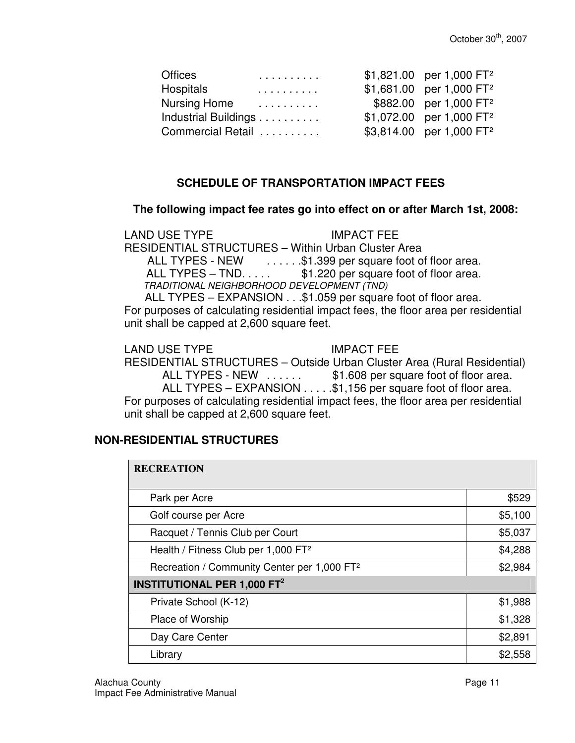| | | | |
|---|---|---|---|
| Offices | . . . . . . . . . . | $1,821.00 | per 1,000 FT² |
| Hospitals | . . . . . . . . . . | $1,681.00 | per 1,000 FT² |
| Nursing Home | . . . . . . . . . . | $882.00 | per 1,000 FT² |
| Industrial Buildings | . . . . . . . . . . | $1,072.00 | per 1,000 FT² |
| Commercial Retail | . . . . . . . . . . | $3,814.00 | per 1,000 FT² |

## SCHEDULE OF TRANSPORTATION IMPACT FEES

**The following impact fee rates go into effect on or after March 1st, 2008:**

LAND USE TYPE IMPACT FEE

RESIDENTIAL STRUCTURES – Within Urban Cluster Area

ALL TYPES - NEW . . . . . .$1.399 per square foot of floor area.

ALL TYPES – TND. . . . . $1.220 per square foot of floor area.

*TRADITIONAL NEIGHBORHOOD DEVELOPMENT (TND)*

ALL TYPES – EXPANSION . . .$1.059 per square foot of floor area.

For purposes of calculating residential impact fees, the floor area per residential unit shall be capped at 2,600 square feet.

LAND USE TYPE IMPACT FEE

RESIDENTIAL STRUCTURES – Outside Urban Cluster Area (Rural Residential)

ALL TYPES - NEW . . . . . . $1.608 per square foot of floor area.

ALL TYPES – EXPANSION . . . . .$1,156 per square foot of floor area.

For purposes of calculating residential impact fees, the floor area per residential unit shall be capped at 2,600 square feet.

## NON-RESIDENTIAL STRUCTURES

| RECREATION | |
|---|---|
| Park per Acre | $529 |
| Golf course per Acre | $5,100 |
| Racquet / Tennis Club per Court | $5,037 |
| Health / Fitness Club per 1,000 FT² | $4,288 |
| Recreation / Community Center per 1,000 FT² | $2,984 |
| **INSTITUTIONAL PER 1,000 FT²** | |
| Private School (K-12) | $1,988 |
| Place of Worship | $1,328 |
| Day Care Center | $2,891 |
| Library | $2,558 |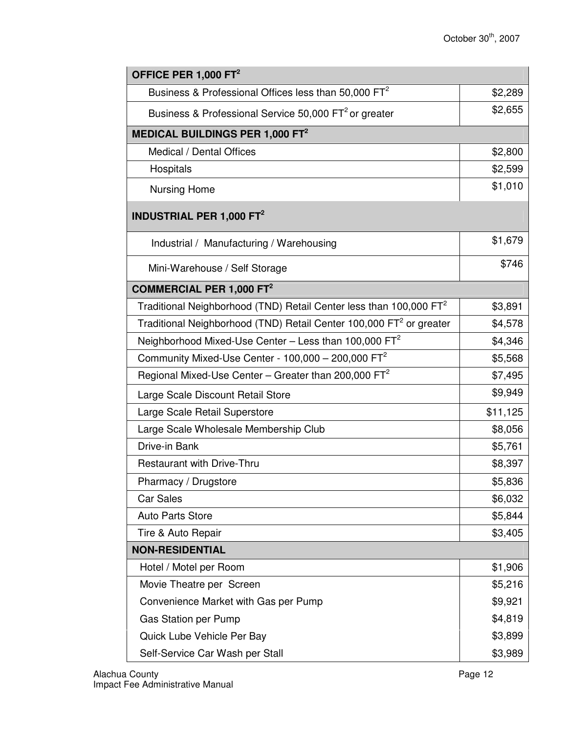| OFFICE PER 1,000 $FT^2$ | |
|---|---|
| Business & Professional Offices less than 50,000 $FT^2$ | $2,289 |
| Business & Professional Service 50,000 $FT^2$ or greater | $2,655 |
| **MEDICAL BUILDINGS PER 1,000 $FT^2$** | |
| Medical / Dental Offices | $2,800 |
| Hospitals | $2,599 |
| Nursing Home | $1,010 |
| **INDUSTRIAL PER 1,000 $FT^2$** | |
| Industrial / Manufacturing / Warehousing | $1,679 |
| Mini-Warehouse / Self Storage | $746 |
| **COMMERCIAL PER 1,000 $FT^2$** | |
| Traditional Neighborhood (TND) Retail Center less than 100,000 $FT^2$ | $3,891 |
| Traditional Neighborhood (TND) Retail Center 100,000 $FT^2$ or greater | $4,578 |
| Neighborhood Mixed-Use Center – Less than 100,000 $FT^2$ | $4,346 |
| Community Mixed-Use Center - 100,000 – 200,000 $FT^2$ | $5,568 |
| Regional Mixed-Use Center – Greater than 200,000 $FT^2$ | $7,495 |
| Large Scale Discount Retail Store | $9,949 |
| Large Scale Retail Superstore | $11,125 |
| Large Scale Wholesale Membership Club | $8,056 |
| Drive-in Bank | $5,761 |
| Restaurant with Drive-Thru | $8,397 |
| Pharmacy / Drugstore | $5,836 |
| Car Sales | $6,032 |
| Auto Parts Store | $5,844 |
| Tire & Auto Repair | $3,405 |
| **NON-RESIDENTIAL** | |
| Hotel / Motel per Room | $1,906 |
| Movie Theatre per Screen | $5,216 |
| Convenience Market with Gas per Pump | $9,921 |
| Gas Station per Pump | $4,819 |
| Quick Lube Vehicle Per Bay | $3,899 |
| Self-Service Car Wash per Stall | $3,989 |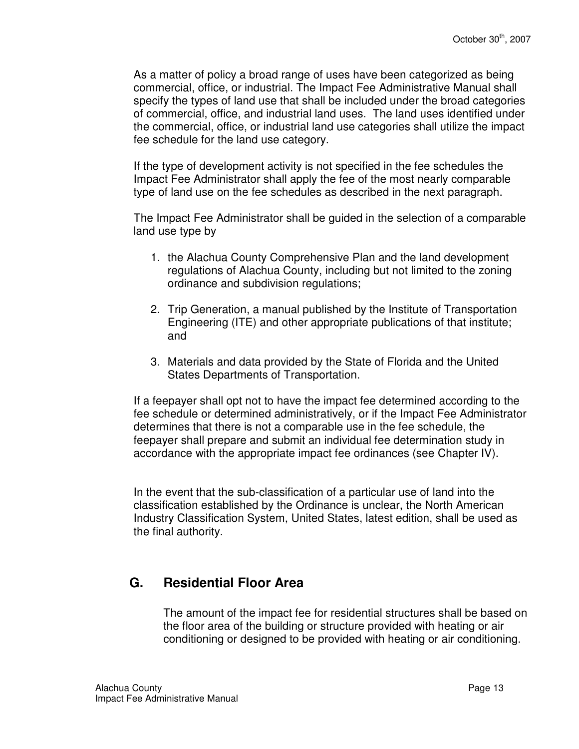As a matter of policy a broad range of uses have been categorized as being commercial, office, or industrial. The Impact Fee Administrative Manual shall specify the types of land use that shall be included under the broad categories of commercial, office, and industrial land uses. The land uses identified under the commercial, office, or industrial land use categories shall utilize the impact fee schedule for the land use category.

If the type of development activity is not specified in the fee schedules the Impact Fee Administrator shall apply the fee of the most nearly comparable type of land use on the fee schedules as described in the next paragraph.

The Impact Fee Administrator shall be guided in the selection of a comparable land use type by

1. the Alachua County Comprehensive Plan and the land development regulations of Alachua County, including but not limited to the zoning ordinance and subdivision regulations;

2. Trip Generation, a manual published by the Institute of Transportation Engineering (ITE) and other appropriate publications of that institute; and

3. Materials and data provided by the State of Florida and the United States Departments of Transportation.

If a feepayer shall opt not to have the impact fee determined according to the fee schedule or determined administratively, or if the Impact Fee Administrator determines that there is not a comparable use in the fee schedule, the feepayer shall prepare and submit an individual fee determination study in accordance with the appropriate impact fee ordinances (see Chapter IV).

In the event that the sub-classification of a particular use of land into the classification established by the Ordinance is unclear, the North American Industry Classification System, United States, latest edition, shall be used as the final authority.

## G. Residential Floor Area

The amount of the impact fee for residential structures shall be based on the floor area of the building or structure provided with heating or air conditioning or designed to be provided with heating or air conditioning.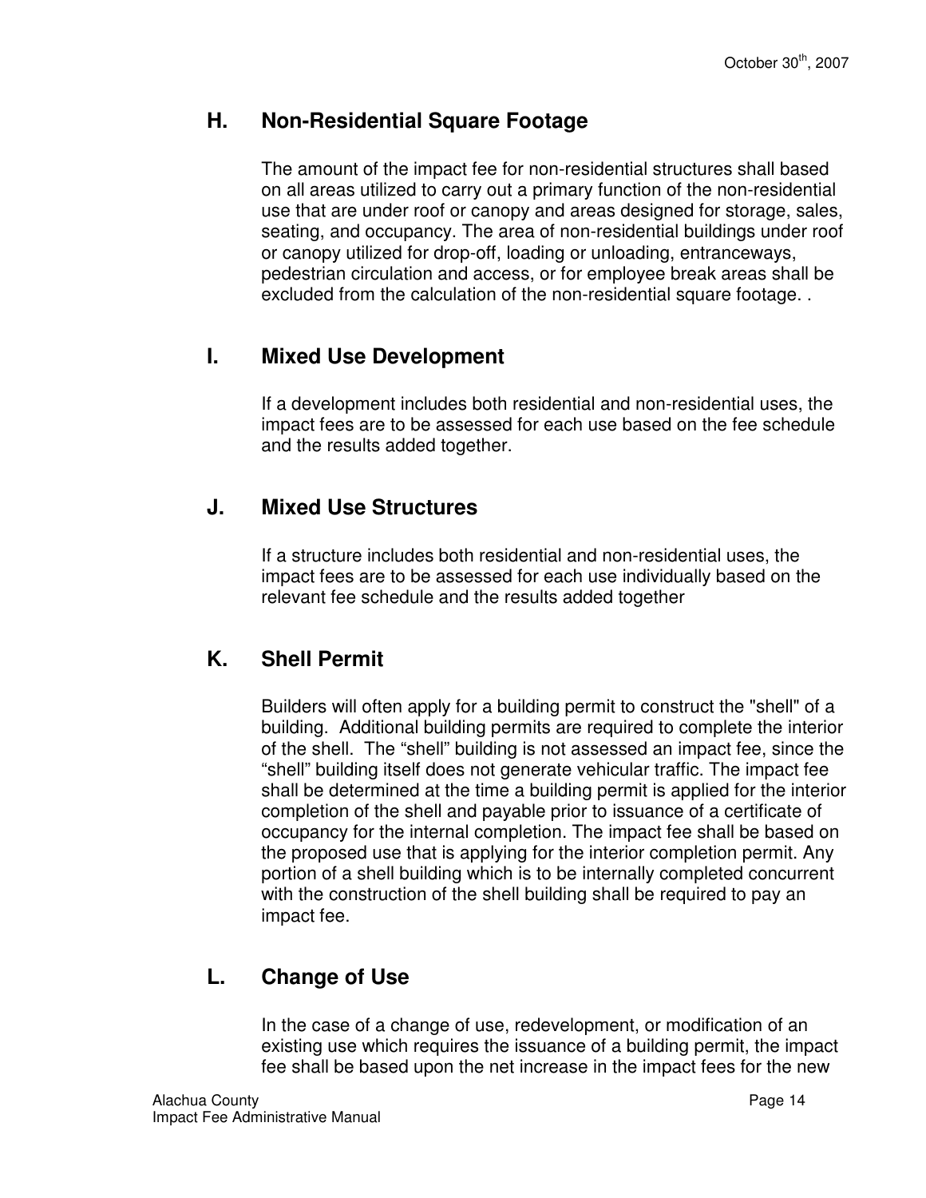## H. Non-Residential Square Footage

The amount of the impact fee for non-residential structures shall based on all areas utilized to carry out a primary function of the non-residential use that are under roof or canopy and areas designed for storage, sales, seating, and occupancy. The area of non-residential buildings under roof or canopy utilized for drop-off, loading or unloading, entranceways, pedestrian circulation and access, or for employee break areas shall be excluded from the calculation of the non-residential square footage. .

## I. Mixed Use Development

If a development includes both residential and non-residential uses, the impact fees are to be assessed for each use based on the fee schedule and the results added together.

## J. Mixed Use Structures

If a structure includes both residential and non-residential uses, the impact fees are to be assessed for each use individually based on the relevant fee schedule and the results added together

## K. Shell Permit

Builders will often apply for a building permit to construct the "shell" of a building. Additional building permits are required to complete the interior of the shell. The “shell” building is not assessed an impact fee, since the “shell” building itself does not generate vehicular traffic. The impact fee shall be determined at the time a building permit is applied for the interior completion of the shell and payable prior to issuance of a certificate of occupancy for the internal completion. The impact fee shall be based on the proposed use that is applying for the interior completion permit. Any portion of a shell building which is to be internally completed concurrent with the construction of the shell building shall be required to pay an impact fee.

## L. Change of Use

In the case of a change of use, redevelopment, or modification of an existing use which requires the issuance of a building permit, the impact fee shall be based upon the net increase in the impact fees for the new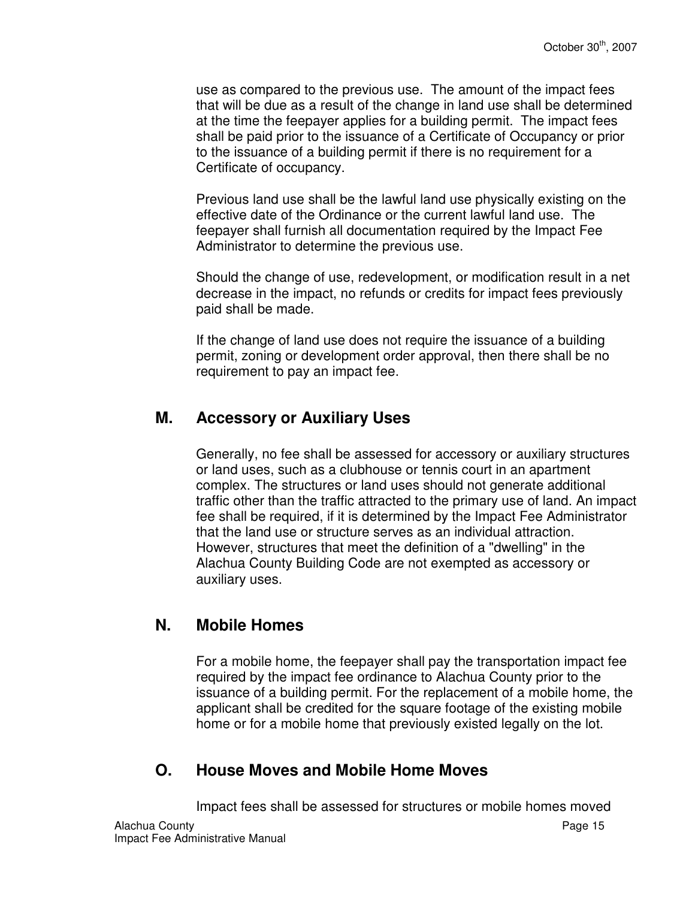use as compared to the previous use. The amount of the impact fees that will be due as a result of the change in land use shall be determined at the time the feepayer applies for a building permit. The impact fees shall be paid prior to the issuance of a Certificate of Occupancy or prior to the issuance of a building permit if there is no requirement for a Certificate of occupancy.

Previous land use shall be the lawful land use physically existing on the effective date of the Ordinance or the current lawful land use. The feepayer shall furnish all documentation required by the Impact Fee Administrator to determine the previous use.

Should the change of use, redevelopment, or modification result in a net decrease in the impact, no refunds or credits for impact fees previously paid shall be made.

If the change of land use does not require the issuance of a building permit, zoning or development order approval, then there shall be no requirement to pay an impact fee.

## M. Accessory or Auxiliary Uses

Generally, no fee shall be assessed for accessory or auxiliary structures or land uses, such as a clubhouse or tennis court in an apartment complex. The structures or land uses should not generate additional traffic other than the traffic attracted to the primary use of land. An impact fee shall be required, if it is determined by the Impact Fee Administrator that the land use or structure serves as an individual attraction. However, structures that meet the definition of a "dwelling" in the Alachua County Building Code are not exempted as accessory or auxiliary uses.

## N. Mobile Homes

For a mobile home, the feepayer shall pay the transportation impact fee required by the impact fee ordinance to Alachua County prior to the issuance of a building permit. For the replacement of a mobile home, the applicant shall be credited for the square footage of the existing mobile home or for a mobile home that previously existed legally on the lot.

## O. House Moves and Mobile Home Moves

Impact fees shall be assessed for structures or mobile homes moved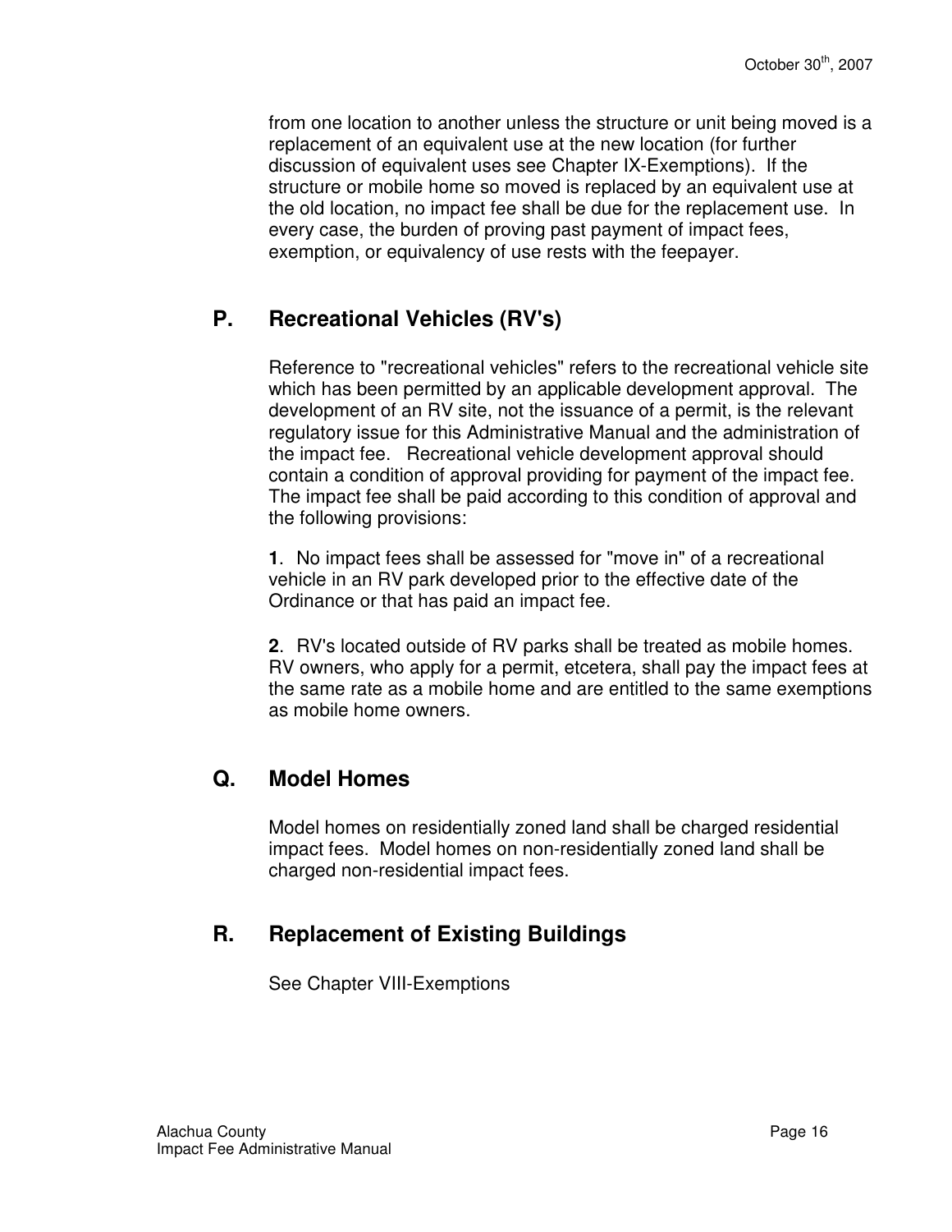from one location to another unless the structure or unit being moved is a replacement of an equivalent use at the new location (for further discussion of equivalent uses see Chapter IX-Exemptions). If the structure or mobile home so moved is replaced by an equivalent use at the old location, no impact fee shall be due for the replacement use. In every case, the burden of proving past payment of impact fees, exemption, or equivalency of use rests with the feepayer.

## P. Recreational Vehicles (RV's)

Reference to "recreational vehicles" refers to the recreational vehicle site which has been permitted by an applicable development approval. The development of an RV site, not the issuance of a permit, is the relevant regulatory issue for this Administrative Manual and the administration of the impact fee. Recreational vehicle development approval should contain a condition of approval providing for payment of the impact fee. The impact fee shall be paid according to this condition of approval and the following provisions:

**1**. No impact fees shall be assessed for "move in" of a recreational vehicle in an RV park developed prior to the effective date of the Ordinance or that has paid an impact fee.

**2**. RV's located outside of RV parks shall be treated as mobile homes. RV owners, who apply for a permit, etcetera, shall pay the impact fees at the same rate as a mobile home and are entitled to the same exemptions as mobile home owners.

## Q. Model Homes

Model homes on residentially zoned land shall be charged residential impact fees. Model homes on non-residentially zoned land shall be charged non-residential impact fees.

## R. Replacement of Existing Buildings

See Chapter VIII-Exemptions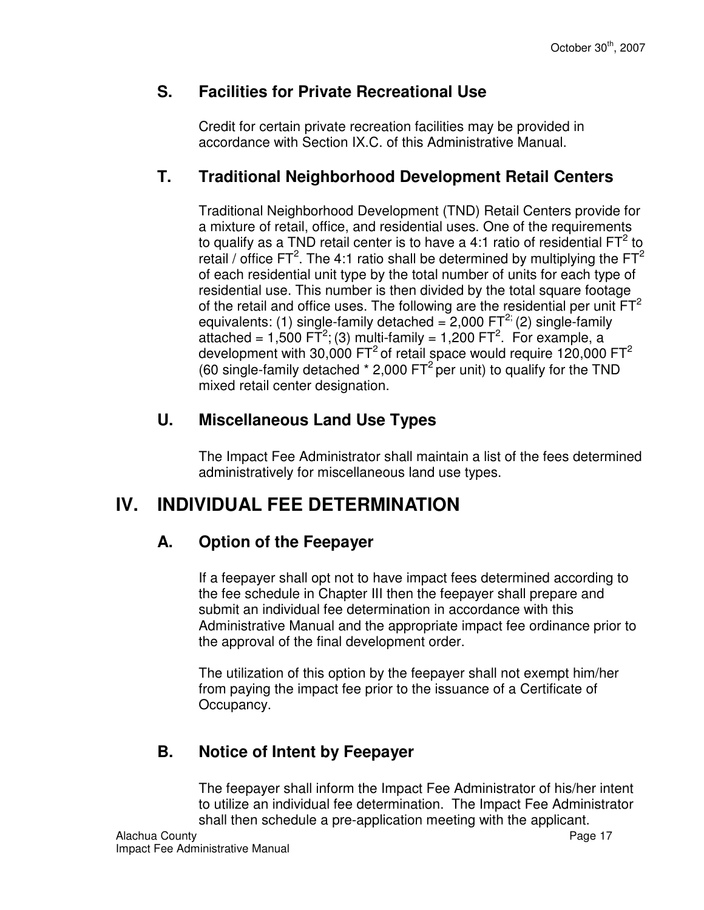### S. Facilities for Private Recreational Use

Credit for certain private recreation facilities may be provided in accordance with Section IX.C. of this Administrative Manual.

### T. Traditional Neighborhood Development Retail Centers

Traditional Neighborhood Development (TND) Retail Centers provide for a mixture of retail, office, and residential uses. One of the requirements to qualify as a TND retail center is to have a 4:1 ratio of residential $FT^2$ to retail / office $FT^2$. The 4:1 ratio shall be determined by multiplying the $FT^2$ of each residential unit type by the total number of units for each type of residential use. This number is then divided by the total square footage of the retail and office uses. The following are the residential per unit $FT^2$ equivalents: (1) single-family detached = 2,000 $FT^2$; (2) single-family attached = 1,500 $FT^2$; (3) multi-family = 1,200 $FT^2$. For example, a development with 30,000 $FT^2$ of retail space would require 120,000 $FT^2$ (60 single-family detached * 2,000 $FT^2$ per unit) to qualify for the TND mixed retail center designation.

### U. Miscellaneous Land Use Types

The Impact Fee Administrator shall maintain a list of the fees determined administratively for miscellaneous land use types.

## IV. INDIVIDUAL FEE DETERMINATION

### A. Option of the Feepayer

If a feepayer shall opt not to have impact fees determined according to the fee schedule in Chapter III then the feepayer shall prepare and submit an individual fee determination in accordance with this Administrative Manual and the appropriate impact fee ordinance prior to the approval of the final development order.

The utilization of this option by the feepayer shall not exempt him/her from paying the impact fee prior to the issuance of a Certificate of Occupancy.

### B. Notice of Intent by Feepayer

The feepayer shall inform the Impact Fee Administrator of his/her intent to utilize an individual fee determination. The Impact Fee Administrator shall then schedule a pre-application meeting with the applicant.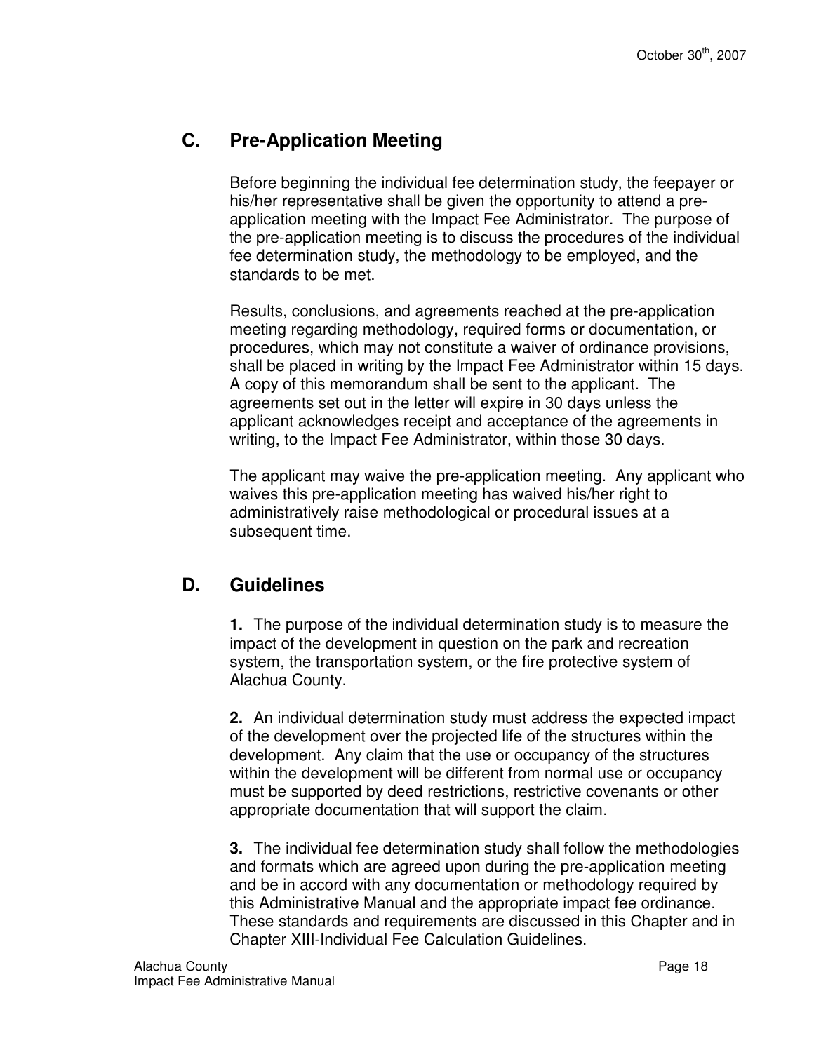## C. Pre-Application Meeting

Before beginning the individual fee determination study, the feepayer or his/her representative shall be given the opportunity to attend a pre-application meeting with the Impact Fee Administrator. The purpose of the pre-application meeting is to discuss the procedures of the individual fee determination study, the methodology to be employed, and the standards to be met.

Results, conclusions, and agreements reached at the pre-application meeting regarding methodology, required forms or documentation, or procedures, which may not constitute a waiver of ordinance provisions, shall be placed in writing by the Impact Fee Administrator within 15 days. A copy of this memorandum shall be sent to the applicant. The agreements set out in the letter will expire in 30 days unless the applicant acknowledges receipt and acceptance of the agreements in writing, to the Impact Fee Administrator, within those 30 days.

The applicant may waive the pre-application meeting. Any applicant who waives this pre-application meeting has waived his/her right to administratively raise methodological or procedural issues at a subsequent time.

## D. Guidelines

**1.** The purpose of the individual determination study is to measure the impact of the development in question on the park and recreation system, the transportation system, or the fire protective system of Alachua County.

**2.** An individual determination study must address the expected impact of the development over the projected life of the structures within the development. Any claim that the use or occupancy of the structures within the development will be different from normal use or occupancy must be supported by deed restrictions, restrictive covenants or other appropriate documentation that will support the claim.

**3.** The individual fee determination study shall follow the methodologies and formats which are agreed upon during the pre-application meeting and be in accord with any documentation or methodology required by this Administrative Manual and the appropriate impact fee ordinance. These standards and requirements are discussed in this Chapter and in Chapter XIII-Individual Fee Calculation Guidelines.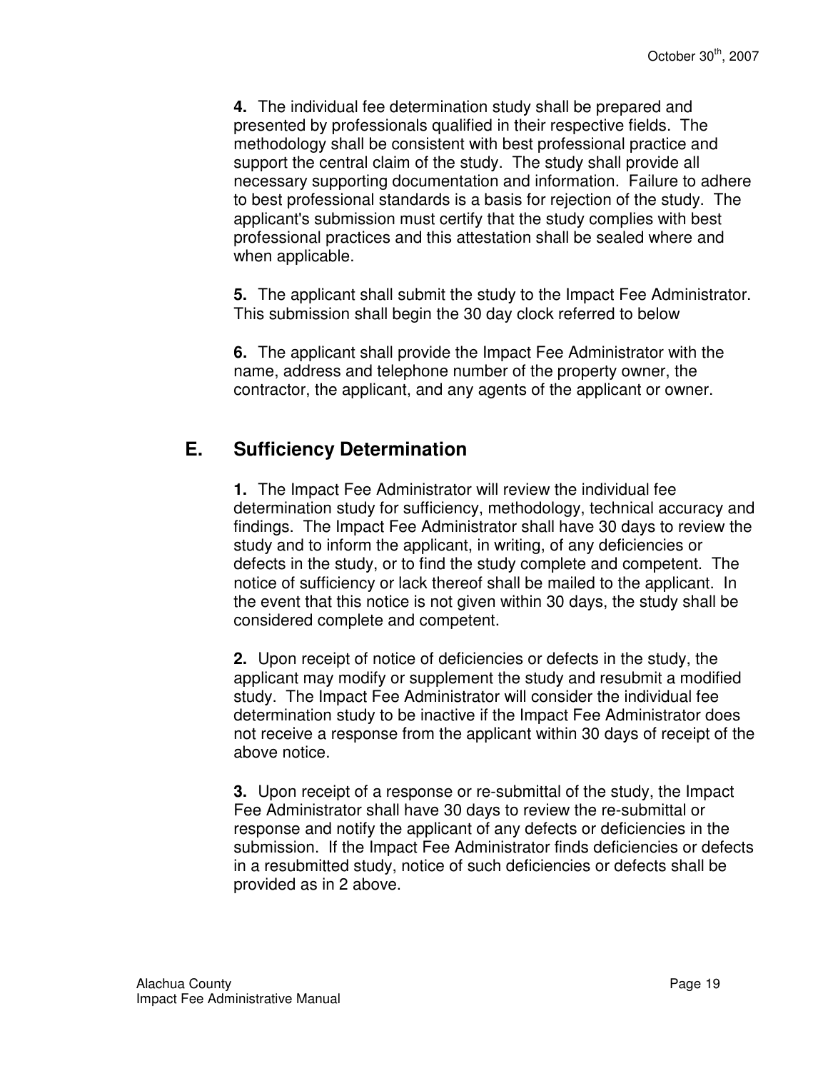**4.** The individual fee determination study shall be prepared and presented by professionals qualified in their respective fields. The methodology shall be consistent with best professional practice and support the central claim of the study. The study shall provide all necessary supporting documentation and information. Failure to adhere to best professional standards is a basis for rejection of the study. The applicant's submission must certify that the study complies with best professional practices and this attestation shall be sealed where and when applicable.

**5.** The applicant shall submit the study to the Impact Fee Administrator. This submission shall begin the 30 day clock referred to below

**6.** The applicant shall provide the Impact Fee Administrator with the name, address and telephone number of the property owner, the contractor, the applicant, and any agents of the applicant or owner.

## E. Sufficiency Determination

**1.** The Impact Fee Administrator will review the individual fee determination study for sufficiency, methodology, technical accuracy and findings. The Impact Fee Administrator shall have 30 days to review the study and to inform the applicant, in writing, of any deficiencies or defects in the study, or to find the study complete and competent. The notice of sufficiency or lack thereof shall be mailed to the applicant. In the event that this notice is not given within 30 days, the study shall be considered complete and competent.

**2.** Upon receipt of notice of deficiencies or defects in the study, the applicant may modify or supplement the study and resubmit a modified study. The Impact Fee Administrator will consider the individual fee determination study to be inactive if the Impact Fee Administrator does not receive a response from the applicant within 30 days of receipt of the above notice.

**3.** Upon receipt of a response or re-submittal of the study, the Impact Fee Administrator shall have 30 days to review the re-submittal or response and notify the applicant of any defects or deficiencies in the submission. If the Impact Fee Administrator finds deficiencies or defects in a resubmitted study, notice of such deficiencies or defects shall be provided as in 2 above.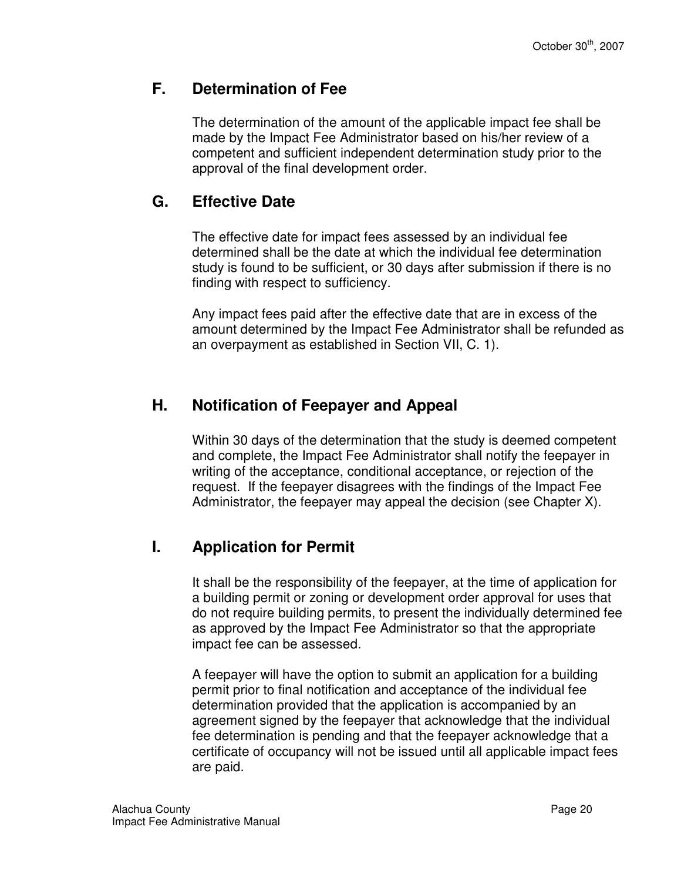## F. Determination of Fee

The determination of the amount of the applicable impact fee shall be made by the Impact Fee Administrator based on his/her review of a competent and sufficient independent determination study prior to the approval of the final development order.

## G. Effective Date

The effective date for impact fees assessed by an individual fee determined shall be the date at which the individual fee determination study is found to be sufficient, or 30 days after submission if there is no finding with respect to sufficiency.

Any impact fees paid after the effective date that are in excess of the amount determined by the Impact Fee Administrator shall be refunded as an overpayment as established in Section VII, C. 1).

## H. Notification of Feepayer and Appeal

Within 30 days of the determination that the study is deemed competent and complete, the Impact Fee Administrator shall notify the feepayer in writing of the acceptance, conditional acceptance, or rejection of the request. If the feepayer disagrees with the findings of the Impact Fee Administrator, the feepayer may appeal the decision (see Chapter X).

## I. Application for Permit

It shall be the responsibility of the feepayer, at the time of application for a building permit or zoning or development order approval for uses that do not require building permits, to present the individually determined fee as approved by the Impact Fee Administrator so that the appropriate impact fee can be assessed.

A feepayer will have the option to submit an application for a building permit prior to final notification and acceptance of the individual fee determination provided that the application is accompanied by an agreement signed by the feepayer that acknowledge that the individual fee determination is pending and that the feepayer acknowledge that a certificate of occupancy will not be issued until all applicable impact fees are paid.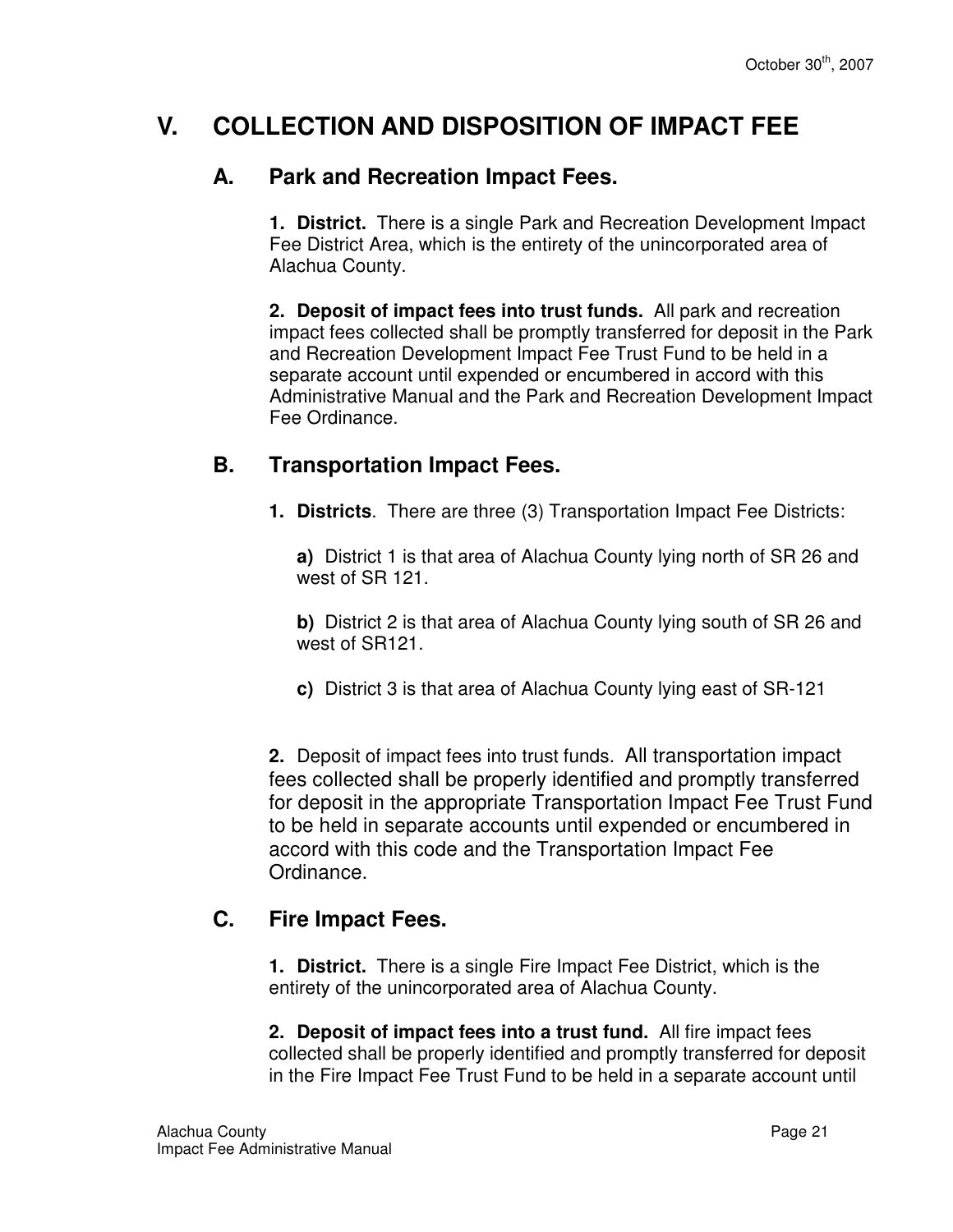# V. COLLECTION AND DISPOSITION OF IMPACT FEE

## A. Park and Recreation Impact Fees.

**1. District.** There is a single Park and Recreation Development Impact Fee District Area, which is the entirety of the unincorporated area of Alachua County.

**2. Deposit of impact fees into trust funds.** All park and recreation impact fees collected shall be promptly transferred for deposit in the Park and Recreation Development Impact Fee Trust Fund to be held in a separate account until expended or encumbered in accord with this Administrative Manual and the Park and Recreation Development Impact Fee Ordinance.

## B. Transportation Impact Fees.

**1. Districts**. There are three (3) Transportation Impact Fee Districts:

**a)** District 1 is that area of Alachua County lying north of SR 26 and west of SR 121.

**b)** District 2 is that area of Alachua County lying south of SR 26 and west of SR121.

**c)** District 3 is that area of Alachua County lying east of SR-121

**2.** Deposit of impact fees into trust funds. All transportation impact fees collected shall be properly identified and promptly transferred for deposit in the appropriate Transportation Impact Fee Trust Fund to be held in separate accounts until expended or encumbered in accord with this code and the Transportation Impact Fee Ordinance.

## C. Fire Impact Fees.

**1. District.** There is a single Fire Impact Fee District, which is the entirety of the unincorporated area of Alachua County.

**2. Deposit of impact fees into a trust fund.** All fire impact fees collected shall be properly identified and promptly transferred for deposit in the Fire Impact Fee Trust Fund to be held in a separate account until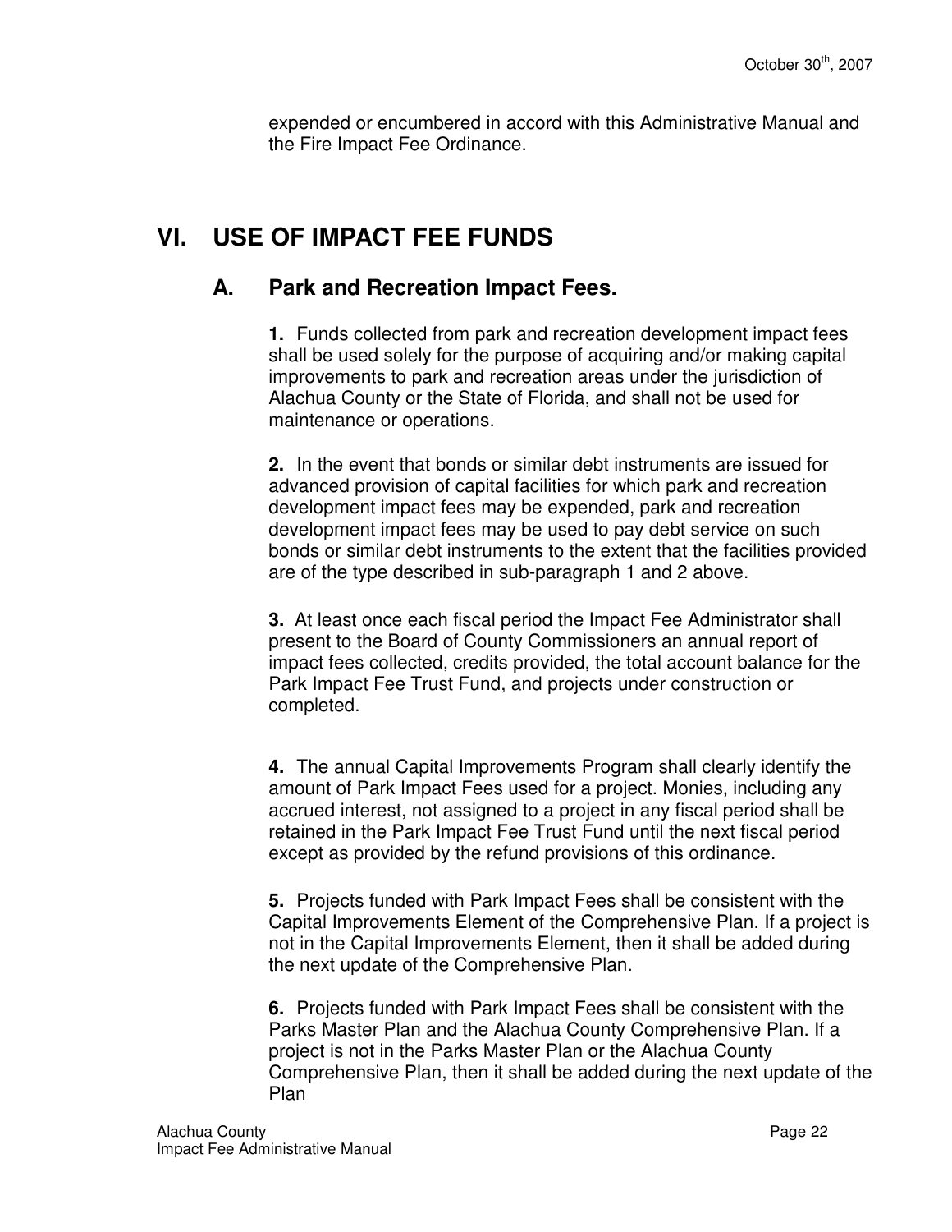expended or encumbered in accord with this Administrative Manual and the Fire Impact Fee Ordinance.

# VI. USE OF IMPACT FEE FUNDS

## A. Park and Recreation Impact Fees.

**1.** Funds collected from park and recreation development impact fees shall be used solely for the purpose of acquiring and/or making capital improvements to park and recreation areas under the jurisdiction of Alachua County or the State of Florida, and shall not be used for maintenance or operations.

**2.** In the event that bonds or similar debt instruments are issued for advanced provision of capital facilities for which park and recreation development impact fees may be expended, park and recreation development impact fees may be used to pay debt service on such bonds or similar debt instruments to the extent that the facilities provided are of the type described in sub-paragraph 1 and 2 above.

**3.** At least once each fiscal period the Impact Fee Administrator shall present to the Board of County Commissioners an annual report of impact fees collected, credits provided, the total account balance for the Park Impact Fee Trust Fund, and projects under construction or completed.

**4.** The annual Capital Improvements Program shall clearly identify the amount of Park Impact Fees used for a project. Monies, including any accrued interest, not assigned to a project in any fiscal period shall be retained in the Park Impact Fee Trust Fund until the next fiscal period except as provided by the refund provisions of this ordinance.

**5.** Projects funded with Park Impact Fees shall be consistent with the Capital Improvements Element of the Comprehensive Plan. If a project is not in the Capital Improvements Element, then it shall be added during the next update of the Comprehensive Plan.

**6.** Projects funded with Park Impact Fees shall be consistent with the Parks Master Plan and the Alachua County Comprehensive Plan. If a project is not in the Parks Master Plan or the Alachua County Comprehensive Plan, then it shall be added during the next update of the Plan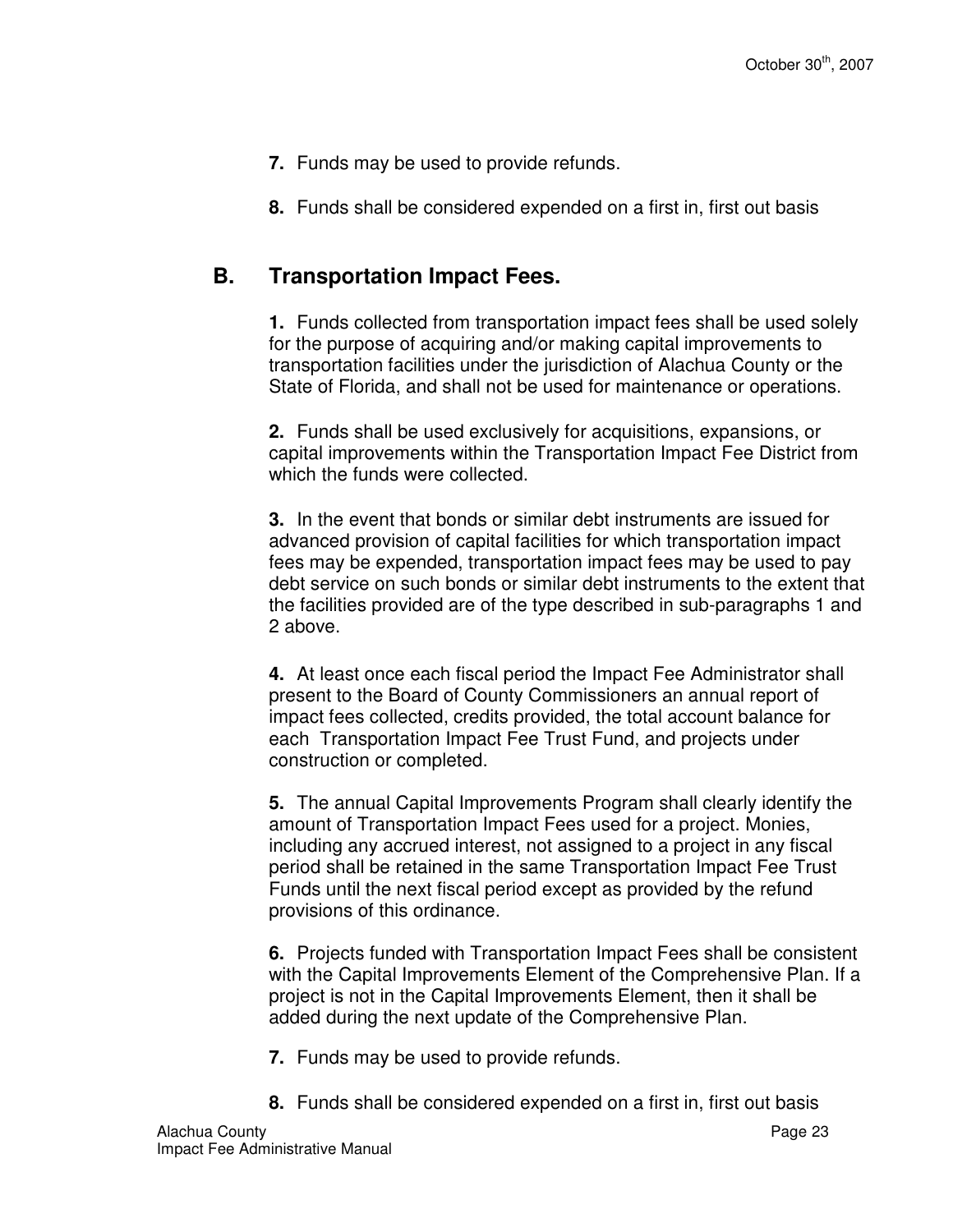**7.** Funds may be used to provide refunds.

**8.** Funds shall be considered expended on a first in, first out basis

## B. Transportation Impact Fees.

**1.** Funds collected from transportation impact fees shall be used solely for the purpose of acquiring and/or making capital improvements to transportation facilities under the jurisdiction of Alachua County or the State of Florida, and shall not be used for maintenance or operations.

**2.** Funds shall be used exclusively for acquisitions, expansions, or capital improvements within the Transportation Impact Fee District from which the funds were collected.

**3.** In the event that bonds or similar debt instruments are issued for advanced provision of capital facilities for which transportation impact fees may be expended, transportation impact fees may be used to pay debt service on such bonds or similar debt instruments to the extent that the facilities provided are of the type described in sub-paragraphs 1 and 2 above.

**4.** At least once each fiscal period the Impact Fee Administrator shall present to the Board of County Commissioners an annual report of impact fees collected, credits provided, the total account balance for each Transportation Impact Fee Trust Fund, and projects under construction or completed.

**5.** The annual Capital Improvements Program shall clearly identify the amount of Transportation Impact Fees used for a project. Monies, including any accrued interest, not assigned to a project in any fiscal period shall be retained in the same Transportation Impact Fee Trust Funds until the next fiscal period except as provided by the refund provisions of this ordinance.

**6.** Projects funded with Transportation Impact Fees shall be consistent with the Capital Improvements Element of the Comprehensive Plan. If a project is not in the Capital Improvements Element, then it shall be added during the next update of the Comprehensive Plan.

**7.** Funds may be used to provide refunds.

**8.** Funds shall be considered expended on a first in, first out basis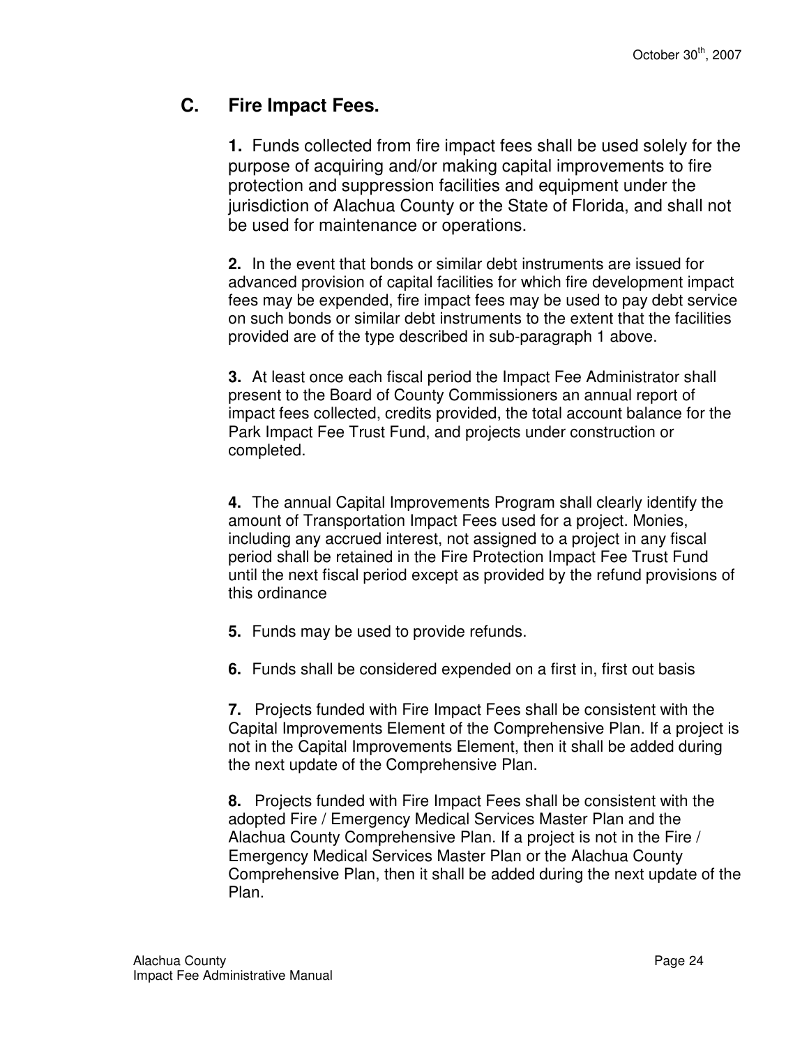## C. Fire Impact Fees.

**1.** Funds collected from fire impact fees shall be used solely for the purpose of acquiring and/or making capital improvements to fire protection and suppression facilities and equipment under the jurisdiction of Alachua County or the State of Florida, and shall not be used for maintenance or operations.

**2.** In the event that bonds or similar debt instruments are issued for advanced provision of capital facilities for which fire development impact fees may be expended, fire impact fees may be used to pay debt service on such bonds or similar debt instruments to the extent that the facilities provided are of the type described in sub-paragraph 1 above.

**3.** At least once each fiscal period the Impact Fee Administrator shall present to the Board of County Commissioners an annual report of impact fees collected, credits provided, the total account balance for the Park Impact Fee Trust Fund, and projects under construction or completed.

**4.** The annual Capital Improvements Program shall clearly identify the amount of Transportation Impact Fees used for a project. Monies, including any accrued interest, not assigned to a project in any fiscal period shall be retained in the Fire Protection Impact Fee Trust Fund until the next fiscal period except as provided by the refund provisions of this ordinance

**5.** Funds may be used to provide refunds.

**6.** Funds shall be considered expended on a first in, first out basis

**7.** Projects funded with Fire Impact Fees shall be consistent with the Capital Improvements Element of the Comprehensive Plan. If a project is not in the Capital Improvements Element, then it shall be added during the next update of the Comprehensive Plan.

**8.** Projects funded with Fire Impact Fees shall be consistent with the adopted Fire / Emergency Medical Services Master Plan and the Alachua County Comprehensive Plan. If a project is not in the Fire / Emergency Medical Services Master Plan or the Alachua County Comprehensive Plan, then it shall be added during the next update of the Plan.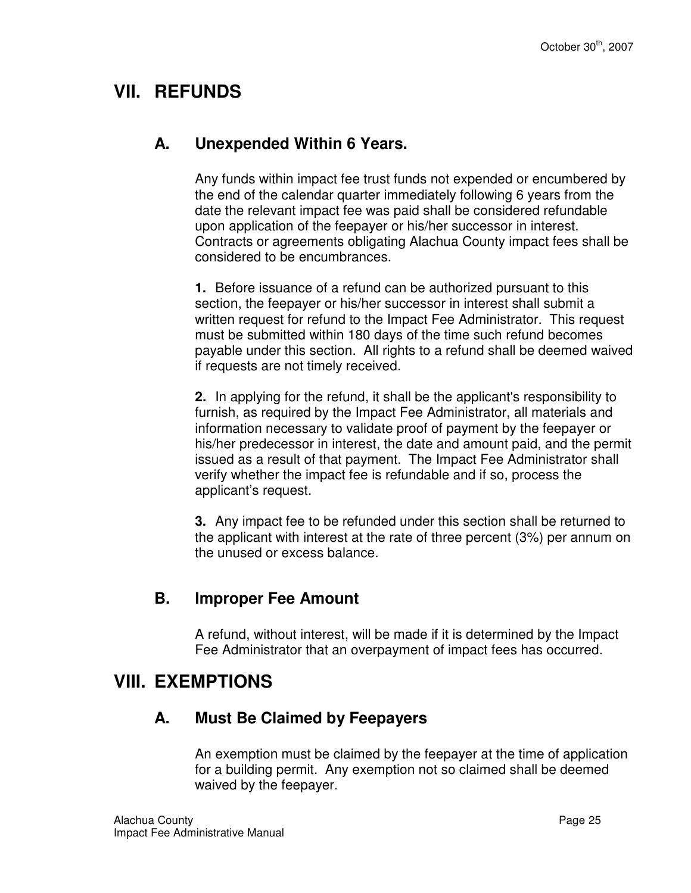# VII. REFUNDS

## A. Unexpended Within 6 Years.

Any funds within impact fee trust funds not expended or encumbered by the end of the calendar quarter immediately following 6 years from the date the relevant impact fee was paid shall be considered refundable upon application of the feepayer or his/her successor in interest. Contracts or agreements obligating Alachua County impact fees shall be considered to be encumbrances.

**1.** Before issuance of a refund can be authorized pursuant to this section, the feepayer or his/her successor in interest shall submit a written request for refund to the Impact Fee Administrator. This request must be submitted within 180 days of the time such refund becomes payable under this section. All rights to a refund shall be deemed waived if requests are not timely received.

**2.** In applying for the refund, it shall be the applicant's responsibility to furnish, as required by the Impact Fee Administrator, all materials and information necessary to validate proof of payment by the feepayer or his/her predecessor in interest, the date and amount paid, and the permit issued as a result of that payment. The Impact Fee Administrator shall verify whether the impact fee is refundable and if so, process the applicant's request.

**3.** Any impact fee to be refunded under this section shall be returned to the applicant with interest at the rate of three percent (3%) per annum on the unused or excess balance.

## B. Improper Fee Amount

A refund, without interest, will be made if it is determined by the Impact Fee Administrator that an overpayment of impact fees has occurred.

# VIII. EXEMPTIONS

## A. Must Be Claimed by Feepayers

An exemption must be claimed by the feepayer at the time of application for a building permit. Any exemption not so claimed shall be deemed waived by the feepayer.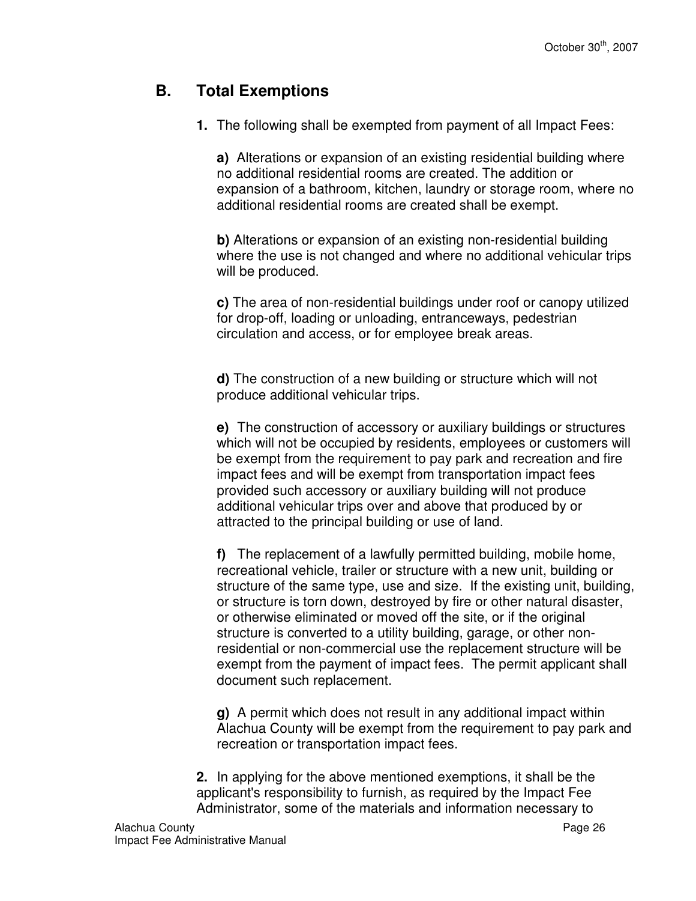## B. Total Exemptions

**1.** The following shall be exempted from payment of all Impact Fees:

**a)** Alterations or expansion of an existing residential building where no additional residential rooms are created. The addition or expansion of a bathroom, kitchen, laundry or storage room, where no additional residential rooms are created shall be exempt.

**b)** Alterations or expansion of an existing non-residential building where the use is not changed and where no additional vehicular trips will be produced.

**c)** The area of non-residential buildings under roof or canopy utilized for drop-off, loading or unloading, entranceways, pedestrian circulation and access, or for employee break areas.

**d)** The construction of a new building or structure which will not produce additional vehicular trips.

**e)** The construction of accessory or auxiliary buildings or structures which will not be occupied by residents, employees or customers will be exempt from the requirement to pay park and recreation and fire impact fees and will be exempt from transportation impact fees provided such accessory or auxiliary building will not produce additional vehicular trips over and above that produced by or attracted to the principal building or use of land.

**f)** The replacement of a lawfully permitted building, mobile home, recreational vehicle, trailer or structure with a new unit, building or structure of the same type, use and size. If the existing unit, building, or structure is torn down, destroyed by fire or other natural disaster, or otherwise eliminated or moved off the site, or if the original structure is converted to a utility building, garage, or other non-residential or non-commercial use the replacement structure will be exempt from the payment of impact fees. The permit applicant shall document such replacement.

**g)** A permit which does not result in any additional impact within Alachua County will be exempt from the requirement to pay park and recreation or transportation impact fees.

**2.** In applying for the above mentioned exemptions, it shall be the applicant's responsibility to furnish, as required by the Impact Fee Administrator, some of the materials and information necessary to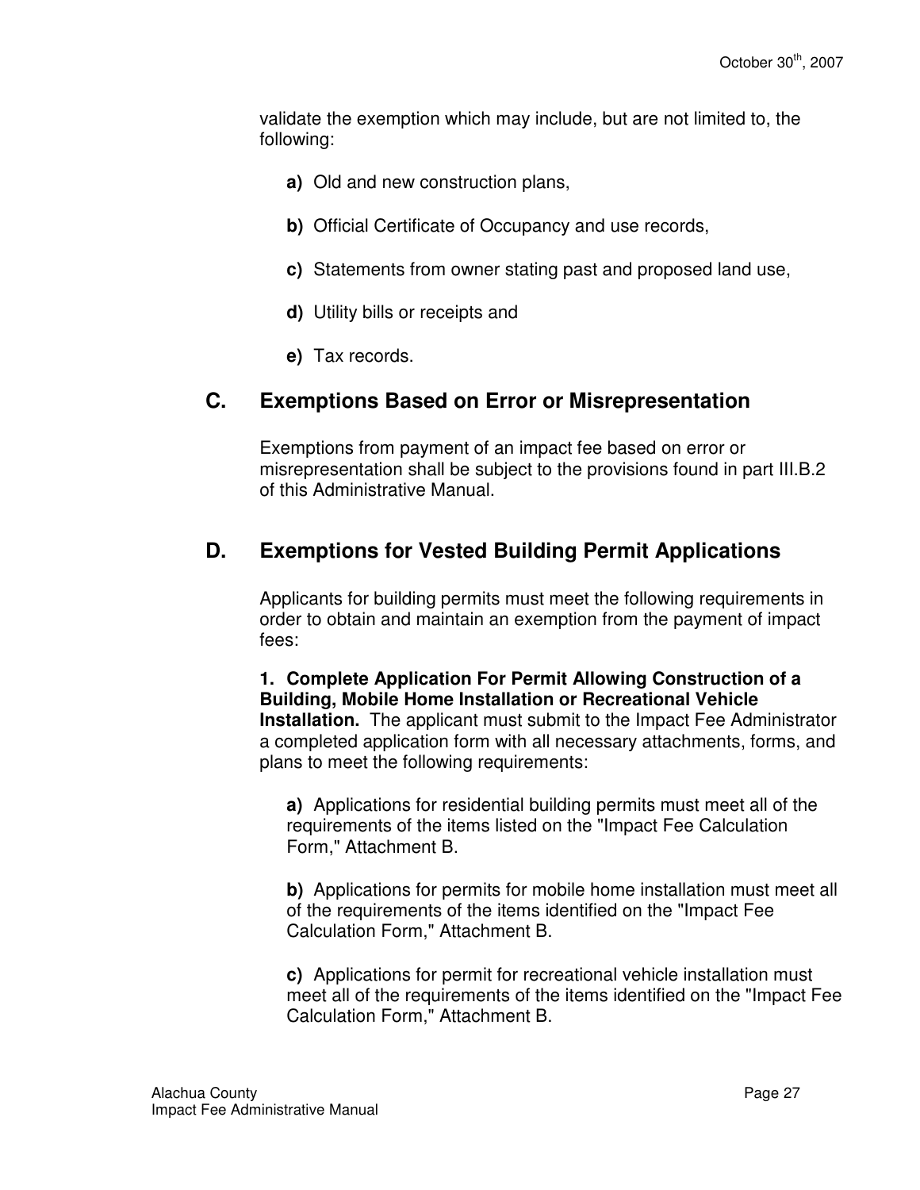validate the exemption which may include, but are not limited to, the following:

**a)** Old and new construction plans,

**b)** Official Certificate of Occupancy and use records,

**c)** Statements from owner stating past and proposed land use,

**d)** Utility bills or receipts and

**e)** Tax records.

## C. Exemptions Based on Error or Misrepresentation

Exemptions from payment of an impact fee based on error or misrepresentation shall be subject to the provisions found in part III.B.2 of this Administrative Manual.

## D. Exemptions for Vested Building Permit Applications

Applicants for building permits must meet the following requirements in order to obtain and maintain an exemption from the payment of impact fees:

**1. Complete Application For Permit Allowing Construction of a Building, Mobile Home Installation or Recreational Vehicle Installation.** The applicant must submit to the Impact Fee Administrator a completed application form with all necessary attachments, forms, and plans to meet the following requirements:

**a)** Applications for residential building permits must meet all of the requirements of the items listed on the "Impact Fee Calculation Form," Attachment B.

**b)** Applications for permits for mobile home installation must meet all of the requirements of the items identified on the "Impact Fee Calculation Form," Attachment B.

**c)** Applications for permit for recreational vehicle installation must meet all of the requirements of the items identified on the "Impact Fee Calculation Form," Attachment B.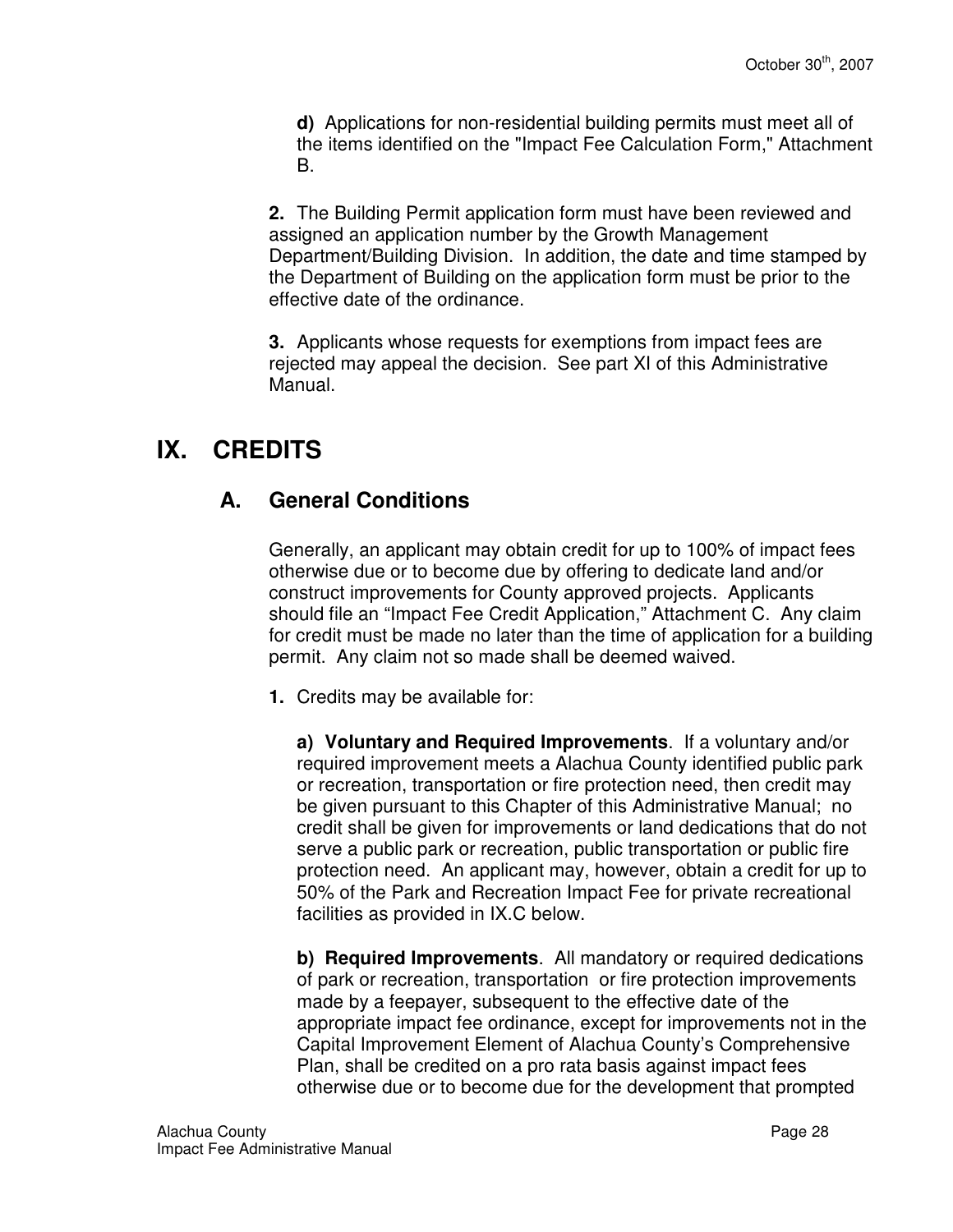**d)** Applications for non-residential building permits must meet all of the items identified on the "Impact Fee Calculation Form," Attachment B.

**2.** The Building Permit application form must have been reviewed and assigned an application number by the Growth Management Department/Building Division. In addition, the date and time stamped by the Department of Building on the application form must be prior to the effective date of the ordinance.

**3.** Applicants whose requests for exemptions from impact fees are rejected may appeal the decision. See part XI of this Administrative Manual.

# IX. CREDITS

## A. General Conditions

Generally, an applicant may obtain credit for up to 100% of impact fees otherwise due or to become due by offering to dedicate land and/or construct improvements for County approved projects. Applicants should file an "Impact Fee Credit Application," Attachment C. Any claim for credit must be made no later than the time of application for a building permit. Any claim not so made shall be deemed waived.

**1.** Credits may be available for:

**a) Voluntary and Required Improvements**. If a voluntary and/or required improvement meets a Alachua County identified public park or recreation, transportation or fire protection need, then credit may be given pursuant to this Chapter of this Administrative Manual; no credit shall be given for improvements or land dedications that do not serve a public park or recreation, public transportation or public fire protection need. An applicant may, however, obtain a credit for up to 50% of the Park and Recreation Impact Fee for private recreational facilities as provided in IX.C below.

**b) Required Improvements**. All mandatory or required dedications of park or recreation, transportation or fire protection improvements made by a feepayer, subsequent to the effective date of the appropriate impact fee ordinance, except for improvements not in the Capital Improvement Element of Alachua County's Comprehensive Plan, shall be credited on a pro rata basis against impact fees otherwise due or to become due for the development that prompted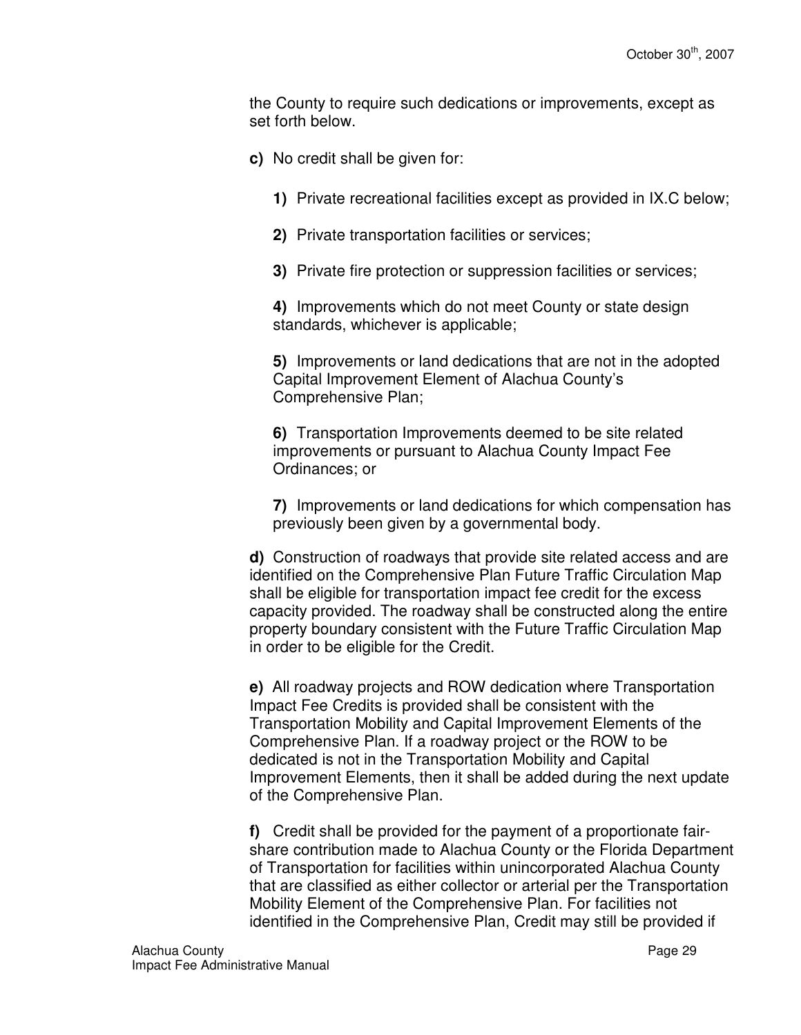the County to require such dedications or improvements, except as set forth below.

**c)** No credit shall be given for:

**1)** Private recreational facilities except as provided in IX.C below;

**2)** Private transportation facilities or services;

**3)** Private fire protection or suppression facilities or services;

**4)** Improvements which do not meet County or state design standards, whichever is applicable;

**5)** Improvements or land dedications that are not in the adopted Capital Improvement Element of Alachua County's Comprehensive Plan;

**6)** Transportation Improvements deemed to be site related improvements or pursuant to Alachua County Impact Fee Ordinances; or

**7)** Improvements or land dedications for which compensation has previously been given by a governmental body.

**d)** Construction of roadways that provide site related access and are identified on the Comprehensive Plan Future Traffic Circulation Map shall be eligible for transportation impact fee credit for the excess capacity provided. The roadway shall be constructed along the entire property boundary consistent with the Future Traffic Circulation Map in order to be eligible for the Credit.

**e)** All roadway projects and ROW dedication where Transportation Impact Fee Credits is provided shall be consistent with the Transportation Mobility and Capital Improvement Elements of the Comprehensive Plan. If a roadway project or the ROW to be dedicated is not in the Transportation Mobility and Capital Improvement Elements, then it shall be added during the next update of the Comprehensive Plan.

**f)** Credit shall be provided for the payment of a proportionate fair-share contribution made to Alachua County or the Florida Department of Transportation for facilities within unincorporated Alachua County that are classified as either collector or arterial per the Transportation Mobility Element of the Comprehensive Plan. For facilities not identified in the Comprehensive Plan, Credit may still be provided if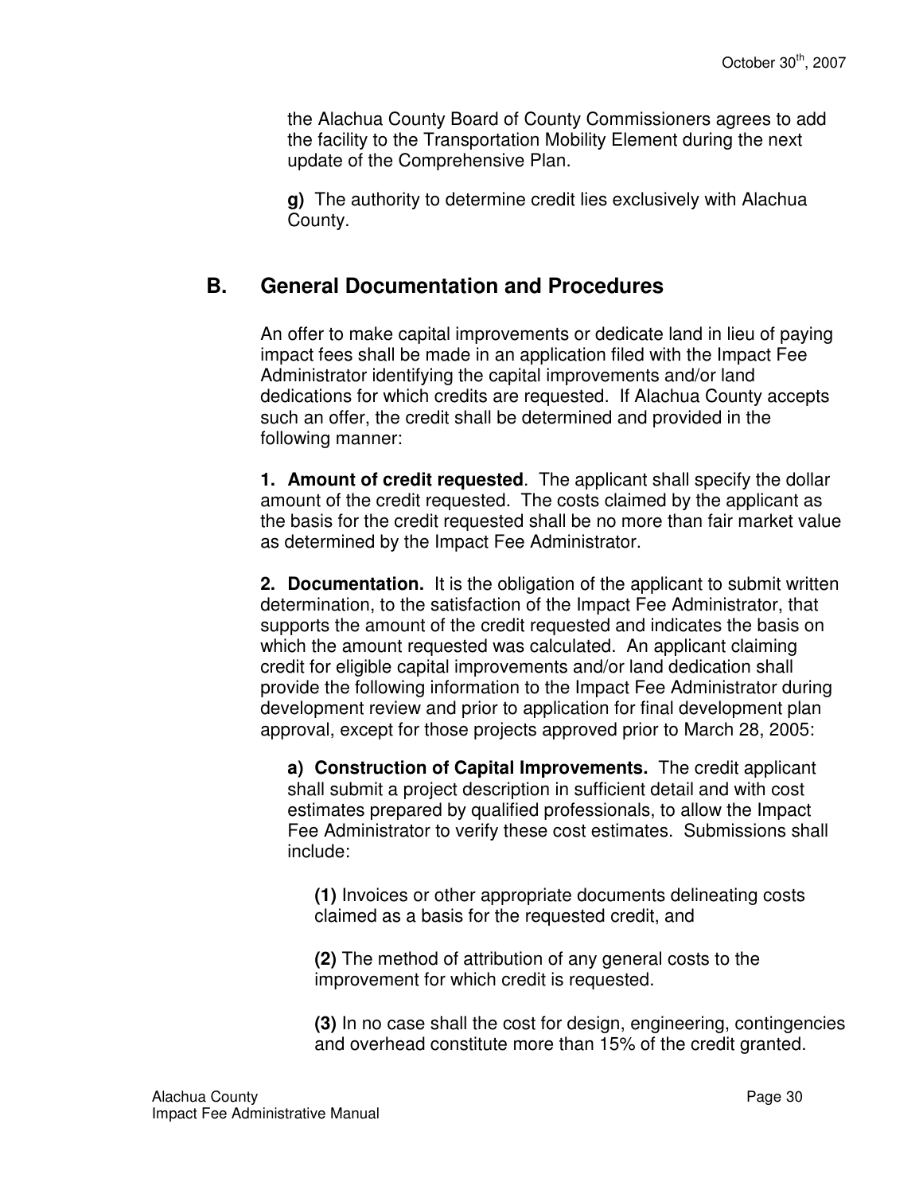the Alachua County Board of County Commissioners agrees to add the facility to the Transportation Mobility Element during the next update of the Comprehensive Plan.

**g)** The authority to determine credit lies exclusively with Alachua County.

## B. General Documentation and Procedures

An offer to make capital improvements or dedicate land in lieu of paying impact fees shall be made in an application filed with the Impact Fee Administrator identifying the capital improvements and/or land dedications for which credits are requested. If Alachua County accepts such an offer, the credit shall be determined and provided in the following manner:

**1. Amount of credit requested**. The applicant shall specify the dollar amount of the credit requested. The costs claimed by the applicant as the basis for the credit requested shall be no more than fair market value as determined by the Impact Fee Administrator.

**2. Documentation.** It is the obligation of the applicant to submit written determination, to the satisfaction of the Impact Fee Administrator, that supports the amount of the credit requested and indicates the basis on which the amount requested was calculated. An applicant claiming credit for eligible capital improvements and/or land dedication shall provide the following information to the Impact Fee Administrator during development review and prior to application for final development plan approval, except for those projects approved prior to March 28, 2005:

**a) Construction of Capital Improvements.** The credit applicant shall submit a project description in sufficient detail and with cost estimates prepared by qualified professionals, to allow the Impact Fee Administrator to verify these cost estimates. Submissions shall include:

**(1)** Invoices or other appropriate documents delineating costs claimed as a basis for the requested credit, and

**(2)** The method of attribution of any general costs to the improvement for which credit is requested.

**(3)** In no case shall the cost for design, engineering, contingencies and overhead constitute more than 15% of the credit granted.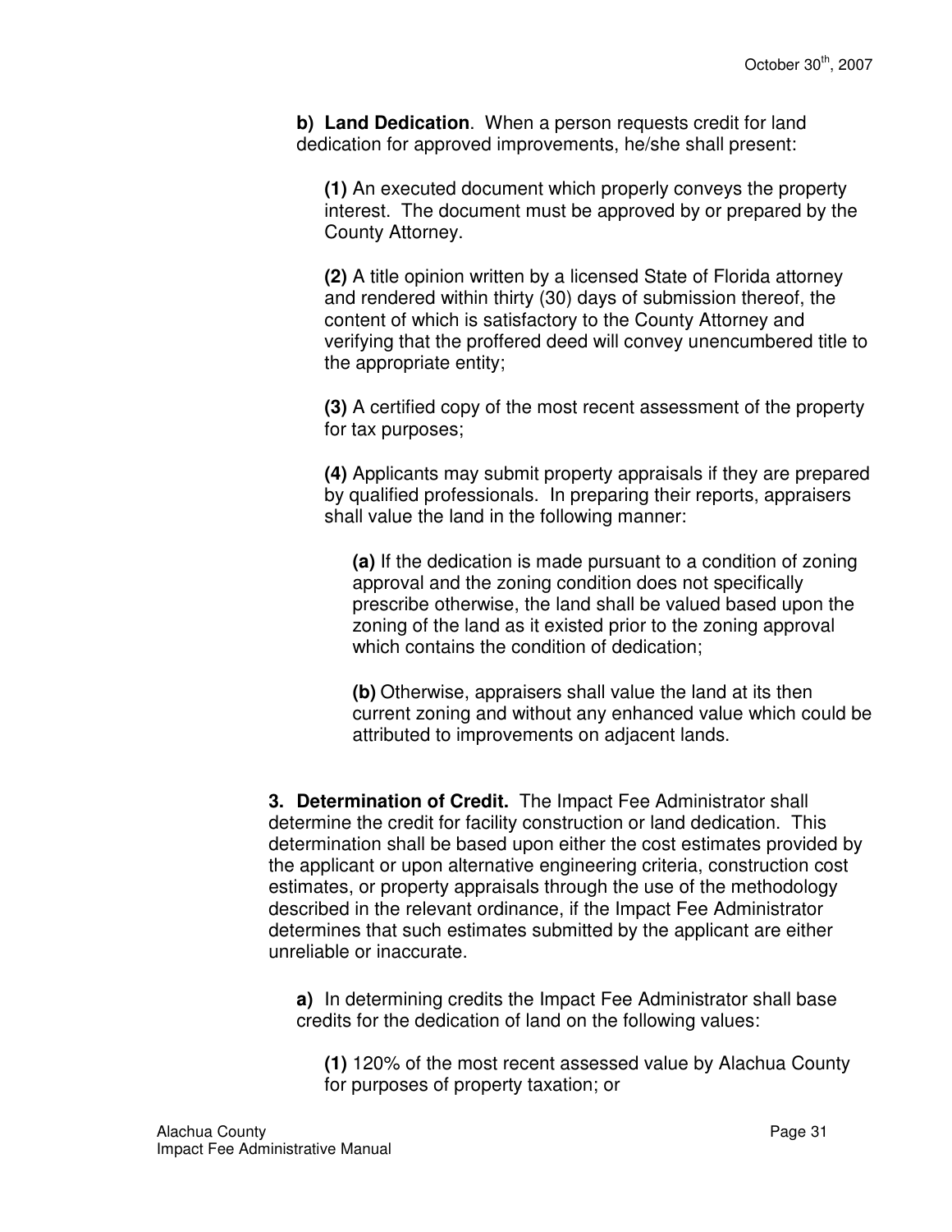**b) Land Dedication**. When a person requests credit for land dedication for approved improvements, he/she shall present:

**(1)** An executed document which properly conveys the property interest. The document must be approved by or prepared by the County Attorney.

**(2)** A title opinion written by a licensed State of Florida attorney and rendered within thirty (30) days of submission thereof, the content of which is satisfactory to the County Attorney and verifying that the proffered deed will convey unencumbered title to the appropriate entity;

**(3)** A certified copy of the most recent assessment of the property for tax purposes;

**(4)** Applicants may submit property appraisals if they are prepared by qualified professionals. In preparing their reports, appraisers shall value the land in the following manner:

**(a)** If the dedication is made pursuant to a condition of zoning approval and the zoning condition does not specifically prescribe otherwise, the land shall be valued based upon the zoning of the land as it existed prior to the zoning approval which contains the condition of dedication;

**(b)** Otherwise, appraisers shall value the land at its then current zoning and without any enhanced value which could be attributed to improvements on adjacent lands.

**3. Determination of Credit.** The Impact Fee Administrator shall determine the credit for facility construction or land dedication. This determination shall be based upon either the cost estimates provided by the applicant or upon alternative engineering criteria, construction cost estimates, or property appraisals through the use of the methodology described in the relevant ordinance, if the Impact Fee Administrator determines that such estimates submitted by the applicant are either unreliable or inaccurate.

**a)** In determining credits the Impact Fee Administrator shall base credits for the dedication of land on the following values:

**(1)** 120% of the most recent assessed value by Alachua County for purposes of property taxation; or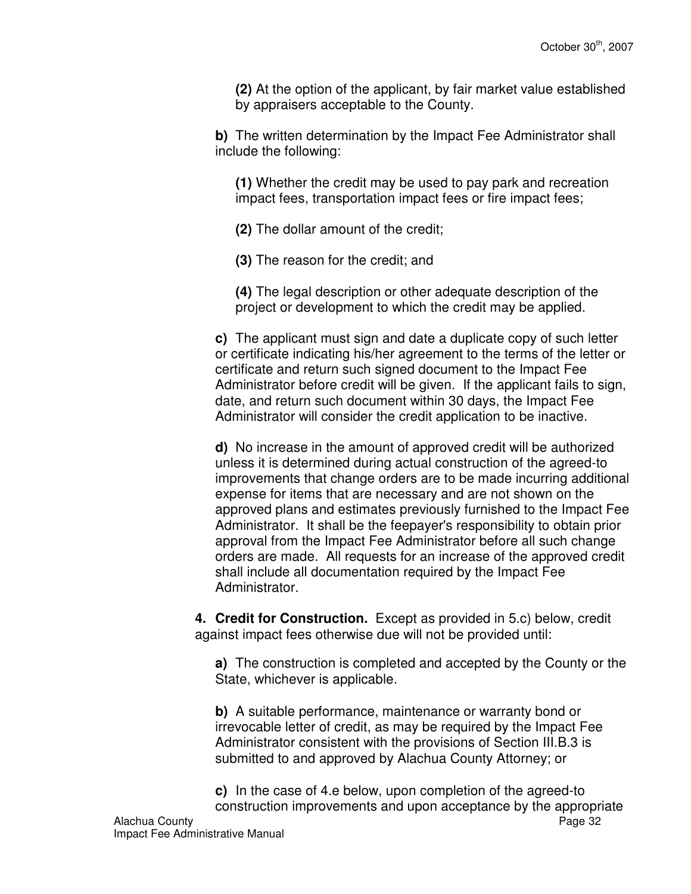**(2)** At the option of the applicant, by fair market value established by appraisers acceptable to the County.

**b)** The written determination by the Impact Fee Administrator shall include the following:

**(1)** Whether the credit may be used to pay park and recreation impact fees, transportation impact fees or fire impact fees;

**(2)** The dollar amount of the credit;

**(3)** The reason for the credit; and

**(4)** The legal description or other adequate description of the project or development to which the credit may be applied.

**c)** The applicant must sign and date a duplicate copy of such letter or certificate indicating his/her agreement to the terms of the letter or certificate and return such signed document to the Impact Fee Administrator before credit will be given. If the applicant fails to sign, date, and return such document within 30 days, the Impact Fee Administrator will consider the credit application to be inactive.

**d)** No increase in the amount of approved credit will be authorized unless it is determined during actual construction of the agreed-to improvements that change orders are to be made incurring additional expense for items that are necessary and are not shown on the approved plans and estimates previously furnished to the Impact Fee Administrator. It shall be the feepayer's responsibility to obtain prior approval from the Impact Fee Administrator before all such change orders are made. All requests for an increase of the approved credit shall include all documentation required by the Impact Fee Administrator.

**4. Credit for Construction.** Except as provided in 5.c) below, credit against impact fees otherwise due will not be provided until:

**a)** The construction is completed and accepted by the County or the State, whichever is applicable.

**b)** A suitable performance, maintenance or warranty bond or irrevocable letter of credit, as may be required by the Impact Fee Administrator consistent with the provisions of Section III.B.3 is submitted to and approved by Alachua County Attorney; or

**c)** In the case of 4.e below, upon completion of the agreed-to construction improvements and upon acceptance by the appropriate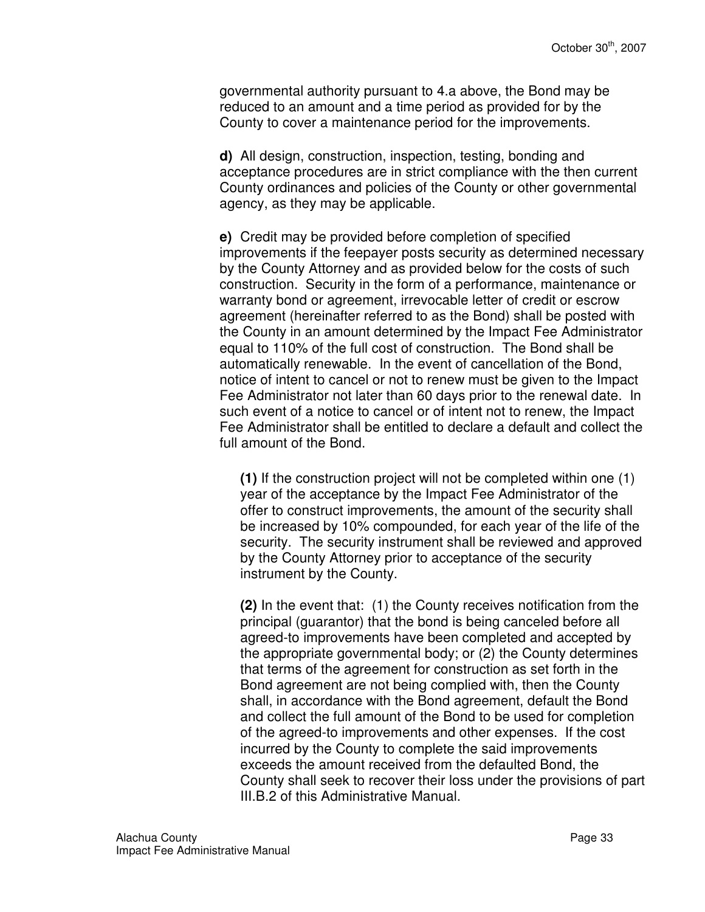governmental authority pursuant to 4.a above, the Bond may be reduced to an amount and a time period as provided for by the County to cover a maintenance period for the improvements.

**d)** All design, construction, inspection, testing, bonding and acceptance procedures are in strict compliance with the then current County ordinances and policies of the County or other governmental agency, as they may be applicable.

**e)** Credit may be provided before completion of specified improvements if the feepayer posts security as determined necessary by the County Attorney and as provided below for the costs of such construction. Security in the form of a performance, maintenance or warranty bond or agreement, irrevocable letter of credit or escrow agreement (hereinafter referred to as the Bond) shall be posted with the County in an amount determined by the Impact Fee Administrator equal to 110% of the full cost of construction. The Bond shall be automatically renewable. In the event of cancellation of the Bond, notice of intent to cancel or not to renew must be given to the Impact Fee Administrator not later than 60 days prior to the renewal date. In such event of a notice to cancel or of intent not to renew, the Impact Fee Administrator shall be entitled to declare a default and collect the full amount of the Bond.

**(1)** If the construction project will not be completed within one (1) year of the acceptance by the Impact Fee Administrator of the offer to construct improvements, the amount of the security shall be increased by 10% compounded, for each year of the life of the security. The security instrument shall be reviewed and approved by the County Attorney prior to acceptance of the security instrument by the County.

**(2)** In the event that: (1) the County receives notification from the principal (guarantor) that the bond is being canceled before all agreed-to improvements have been completed and accepted by the appropriate governmental body; or (2) the County determines that terms of the agreement for construction as set forth in the Bond agreement are not being complied with, then the County shall, in accordance with the Bond agreement, default the Bond and collect the full amount of the Bond to be used for completion of the agreed-to improvements and other expenses. If the cost incurred by the County to complete the said improvements exceeds the amount received from the defaulted Bond, the County shall seek to recover their loss under the provisions of part III.B.2 of this Administrative Manual.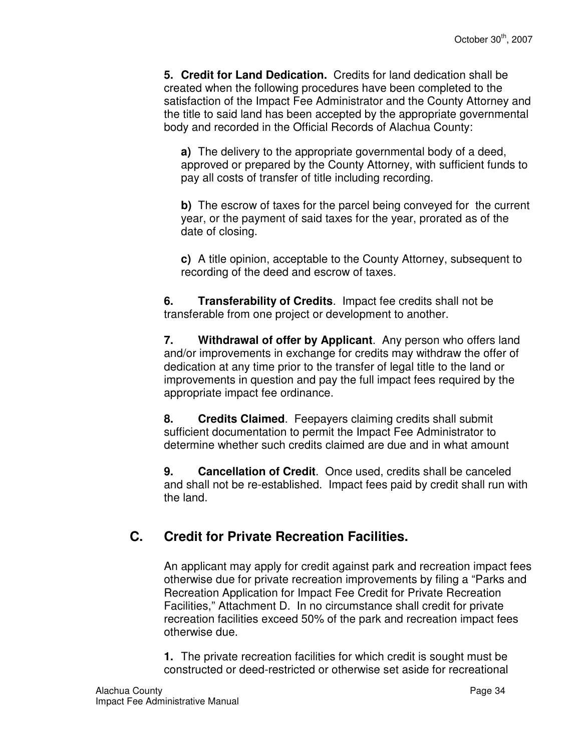**5. Credit for Land Dedication.** Credits for land dedication shall be created when the following procedures have been completed to the satisfaction of the Impact Fee Administrator and the County Attorney and the title to said land has been accepted by the appropriate governmental body and recorded in the Official Records of Alachua County:

**a)** The delivery to the appropriate governmental body of a deed, approved or prepared by the County Attorney, with sufficient funds to pay all costs of transfer of title including recording.

**b)** The escrow of taxes for the parcel being conveyed for the current year, or the payment of said taxes for the year, prorated as of the date of closing.

**c)** A title opinion, acceptable to the County Attorney, subsequent to recording of the deed and escrow of taxes.

**6. Transferability of Credits**. Impact fee credits shall not be transferable from one project or development to another.

**7. Withdrawal of offer by Applicant**. Any person who offers land and/or improvements in exchange for credits may withdraw the offer of dedication at any time prior to the transfer of legal title to the land or improvements in question and pay the full impact fees required by the appropriate impact fee ordinance.

**8. Credits Claimed**. Feepayers claiming credits shall submit sufficient documentation to permit the Impact Fee Administrator to determine whether such credits claimed are due and in what amount

**9. Cancellation of Credit**. Once used, credits shall be canceled and shall not be re-established. Impact fees paid by credit shall run with the land.

## C. Credit for Private Recreation Facilities.

An applicant may apply for credit against park and recreation impact fees otherwise due for private recreation improvements by filing a "Parks and Recreation Application for Impact Fee Credit for Private Recreation Facilities," Attachment D. In no circumstance shall credit for private recreation facilities exceed 50% of the park and recreation impact fees otherwise due.

**1.** The private recreation facilities for which credit is sought must be constructed or deed-restricted or otherwise set aside for recreational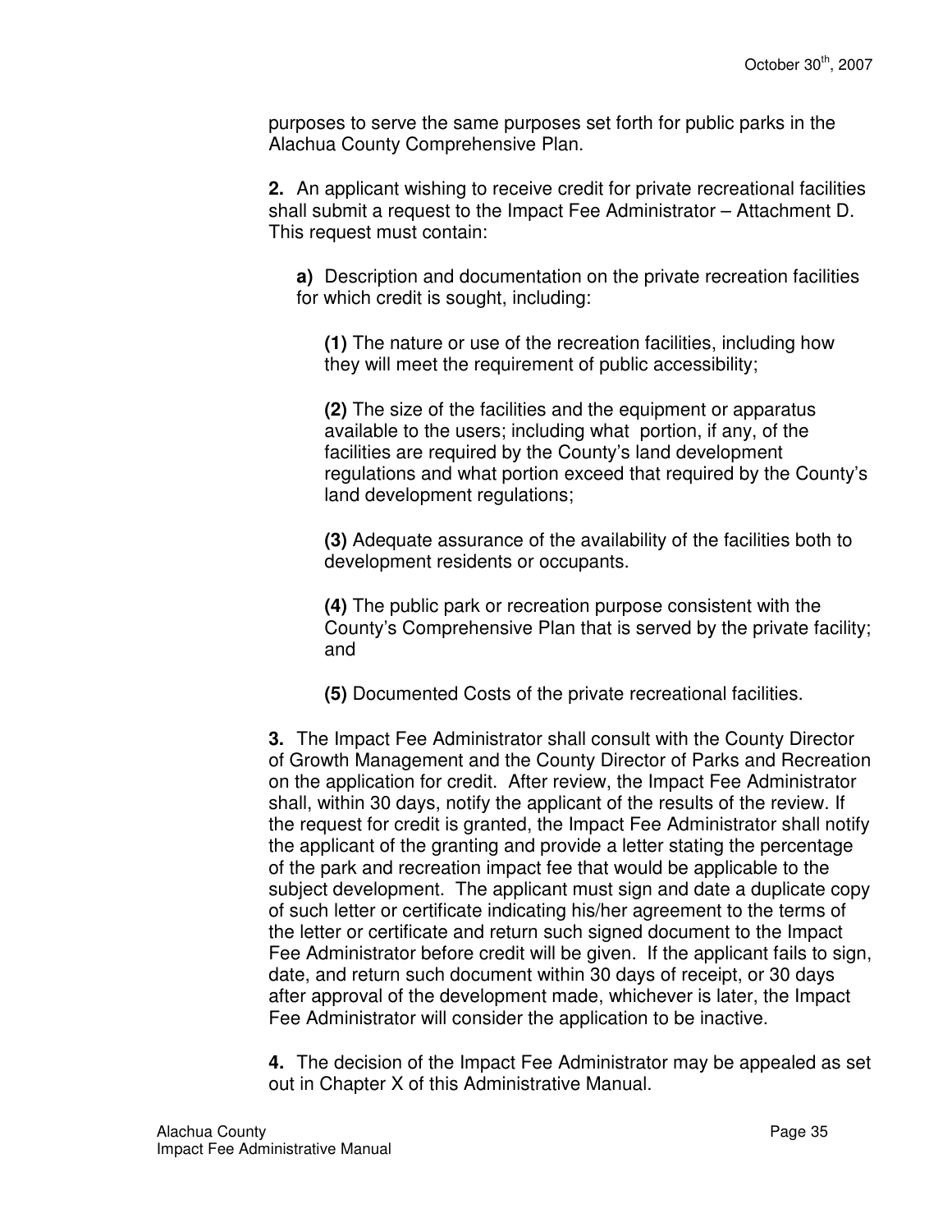purposes to serve the same purposes set forth for public parks in the Alachua County Comprehensive Plan.

**2.** An applicant wishing to receive credit for private recreational facilities shall submit a request to the Impact Fee Administrator – Attachment D. This request must contain:

**a)** Description and documentation on the private recreation facilities for which credit is sought, including:

**(1)** The nature or use of the recreation facilities, including how they will meet the requirement of public accessibility;

**(2)** The size of the facilities and the equipment or apparatus available to the users; including what portion, if any, of the facilities are required by the County's land development regulations and what portion exceed that required by the County's land development regulations;

**(3)** Adequate assurance of the availability of the facilities both to development residents or occupants.

**(4)** The public park or recreation purpose consistent with the County's Comprehensive Plan that is served by the private facility; and

**(5)** Documented Costs of the private recreational facilities.

**3.** The Impact Fee Administrator shall consult with the County Director of Growth Management and the County Director of Parks and Recreation on the application for credit. After review, the Impact Fee Administrator shall, within 30 days, notify the applicant of the results of the review. If the request for credit is granted, the Impact Fee Administrator shall notify the applicant of the granting and provide a letter stating the percentage of the park and recreation impact fee that would be applicable to the subject development. The applicant must sign and date a duplicate copy of such letter or certificate indicating his/her agreement to the terms of the letter or certificate and return such signed document to the Impact Fee Administrator before credit will be given. If the applicant fails to sign, date, and return such document within 30 days of receipt, or 30 days after approval of the development made, whichever is later, the Impact Fee Administrator will consider the application to be inactive.

**4.** The decision of the Impact Fee Administrator may be appealed as set out in Chapter X of this Administrative Manual.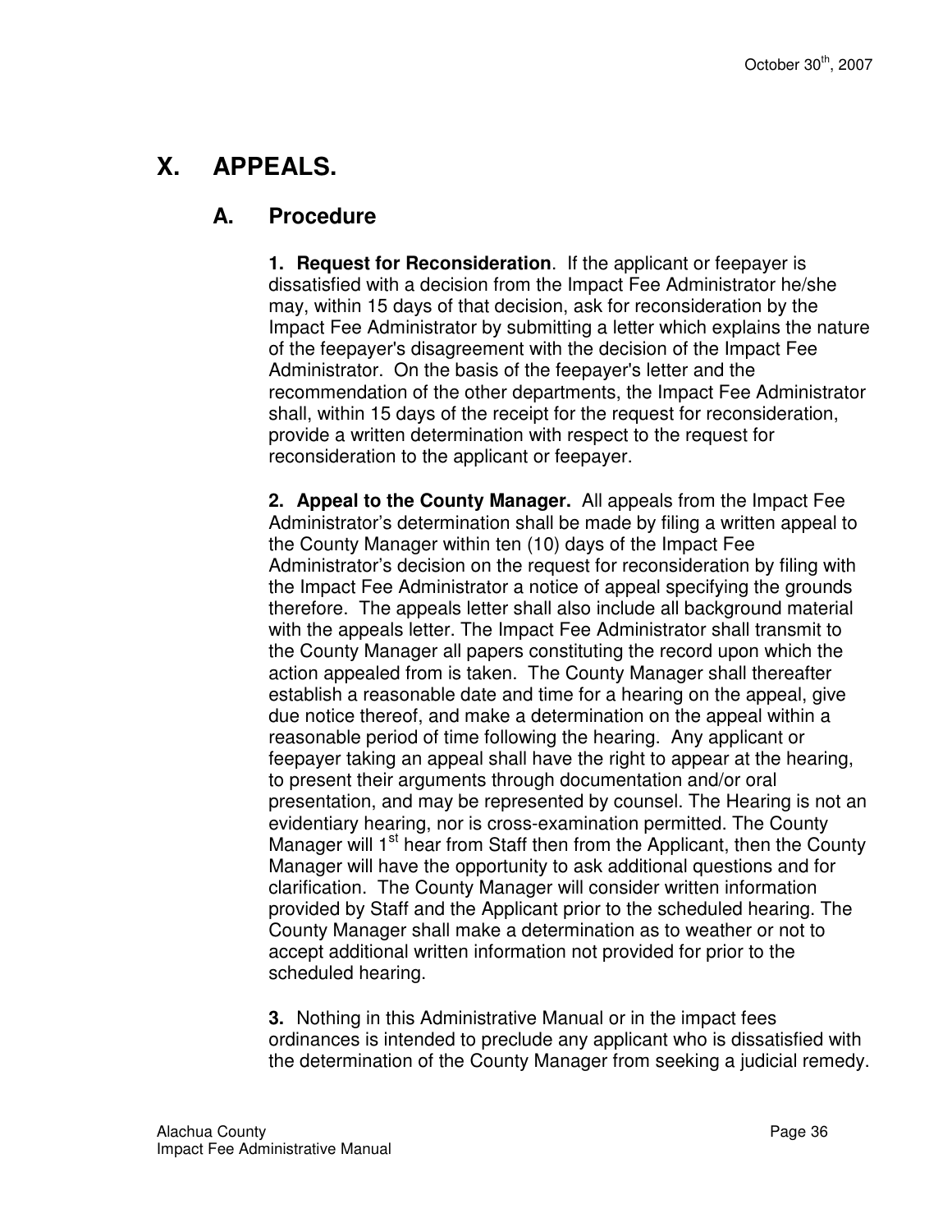# X. APPEALS.

## A. Procedure

**1. Request for Reconsideration**. If the applicant or feepayer is dissatisfied with a decision from the Impact Fee Administrator he/she may, within 15 days of that decision, ask for reconsideration by the Impact Fee Administrator by submitting a letter which explains the nature of the feepayer's disagreement with the decision of the Impact Fee Administrator. On the basis of the feepayer's letter and the recommendation of the other departments, the Impact Fee Administrator shall, within 15 days of the receipt for the request for reconsideration, provide a written determination with respect to the request for reconsideration to the applicant or feepayer.

**2. Appeal to the County Manager.** All appeals from the Impact Fee Administrator's determination shall be made by filing a written appeal to the County Manager within ten (10) days of the Impact Fee Administrator's decision on the request for reconsideration by filing with the Impact Fee Administrator a notice of appeal specifying the grounds therefore. The appeals letter shall also include all background material with the appeals letter. The Impact Fee Administrator shall transmit to the County Manager all papers constituting the record upon which the action appealed from is taken. The County Manager shall thereafter establish a reasonable date and time for a hearing on the appeal, give due notice thereof, and make a determination on the appeal within a reasonable period of time following the hearing. Any applicant or feepayer taking an appeal shall have the right to appear at the hearing, to present their arguments through documentation and/or oral presentation, and may be represented by counsel. The Hearing is not an evidentiary hearing, nor is cross-examination permitted. The County Manager will 1st hear from Staff then from the Applicant, then the County Manager will have the opportunity to ask additional questions and for clarification. The County Manager will consider written information provided by Staff and the Applicant prior to the scheduled hearing. The County Manager shall make a determination as to weather or not to accept additional written information not provided for prior to the scheduled hearing.

**3.** Nothing in this Administrative Manual or in the impact fees ordinances is intended to preclude any applicant who is dissatisfied with the determination of the County Manager from seeking a judicial remedy.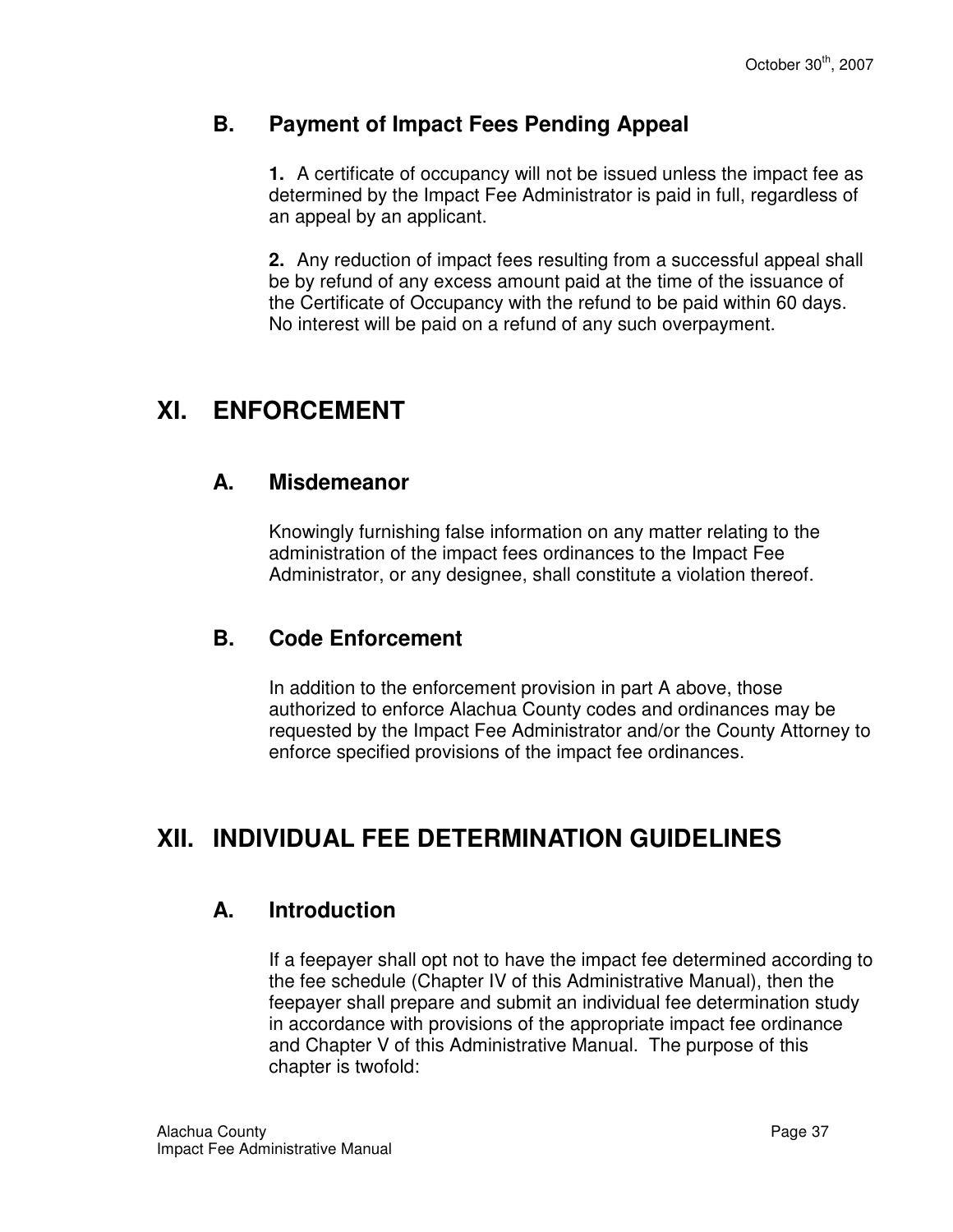### B. Payment of Impact Fees Pending Appeal

**1.** A certificate of occupancy will not be issued unless the impact fee as determined by the Impact Fee Administrator is paid in full, regardless of an appeal by an applicant.

**2.** Any reduction of impact fees resulting from a successful appeal shall be by refund of any excess amount paid at the time of the issuance of the Certificate of Occupancy with the refund to be paid within 60 days. No interest will be paid on a refund of any such overpayment.

## XI. ENFORCEMENT

### A. Misdemeanor

Knowingly furnishing false information on any matter relating to the administration of the impact fees ordinances to the Impact Fee Administrator, or any designee, shall constitute a violation thereof.

### B. Code Enforcement

In addition to the enforcement provision in part A above, those authorized to enforce Alachua County codes and ordinances may be requested by the Impact Fee Administrator and/or the County Attorney to enforce specified provisions of the impact fee ordinances.

## XII. INDIVIDUAL FEE DETERMINATION GUIDELINES

### A. Introduction

If a feepayer shall opt not to have the impact fee determined according to the fee schedule (Chapter IV of this Administrative Manual), then the feepayer shall prepare and submit an individual fee determination study in accordance with provisions of the appropriate impact fee ordinance and Chapter V of this Administrative Manual. The purpose of this chapter is twofold: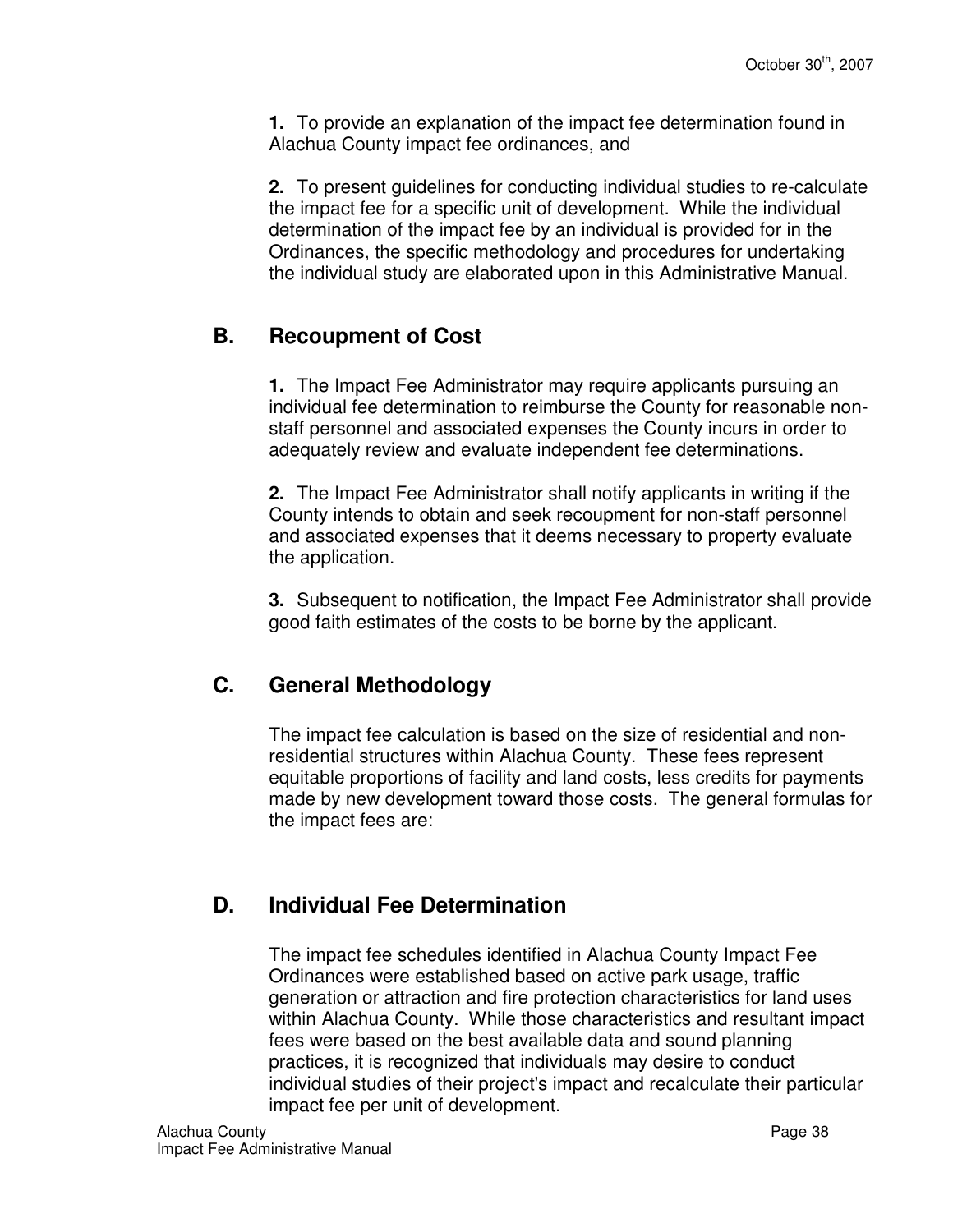**1.** To provide an explanation of the impact fee determination found in Alachua County impact fee ordinances, and

**2.** To present guidelines for conducting individual studies to re-calculate the impact fee for a specific unit of development. While the individual determination of the impact fee by an individual is provided for in the Ordinances, the specific methodology and procedures for undertaking the individual study are elaborated upon in this Administrative Manual.

## B. Recoupment of Cost

**1.** The Impact Fee Administrator may require applicants pursuing an individual fee determination to reimburse the County for reasonable non-staff personnel and associated expenses the County incurs in order to adequately review and evaluate independent fee determinations.

**2.** The Impact Fee Administrator shall notify applicants in writing if the County intends to obtain and seek recoupment for non-staff personnel and associated expenses that it deems necessary to property evaluate the application.

**3.** Subsequent to notification, the Impact Fee Administrator shall provide good faith estimates of the costs to be borne by the applicant.

## C. General Methodology

The impact fee calculation is based on the size of residential and non-residential structures within Alachua County. These fees represent equitable proportions of facility and land costs, less credits for payments made by new development toward those costs. The general formulas for the impact fees are:

## D. Individual Fee Determination

The impact fee schedules identified in Alachua County Impact Fee Ordinances were established based on active park usage, traffic generation or attraction and fire protection characteristics for land uses within Alachua County. While those characteristics and resultant impact fees were based on the best available data and sound planning practices, it is recognized that individuals may desire to conduct individual studies of their project's impact and recalculate their particular impact fee per unit of development.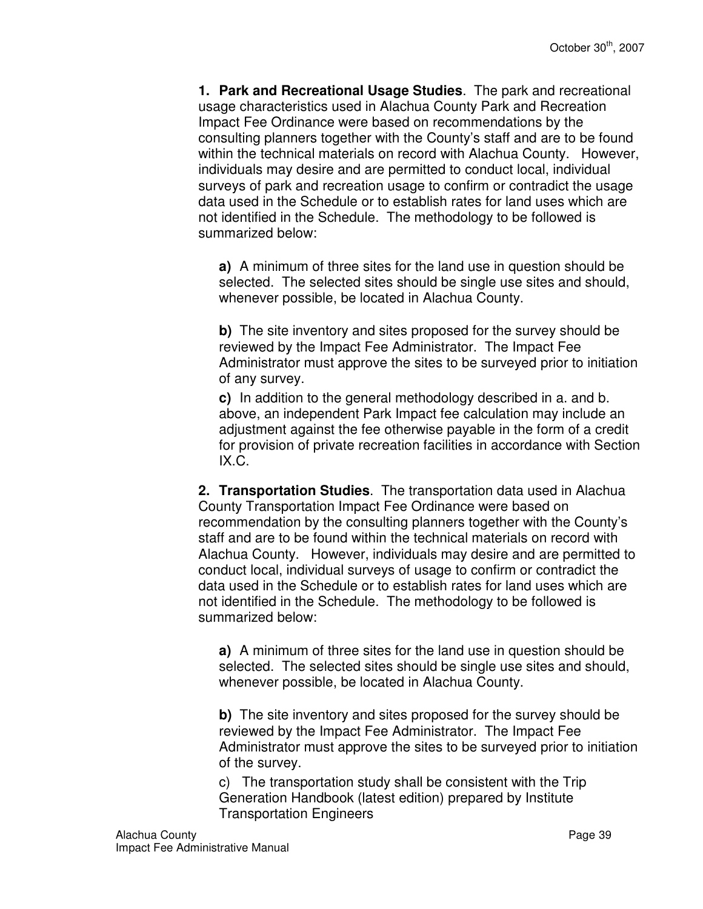**1. Park and Recreational Usage Studies**. The park and recreational usage characteristics used in Alachua County Park and Recreation Impact Fee Ordinance were based on recommendations by the consulting planners together with the County's staff and are to be found within the technical materials on record with Alachua County. However, individuals may desire and are permitted to conduct local, individual surveys of park and recreation usage to confirm or contradict the usage data used in the Schedule or to establish rates for land uses which are not identified in the Schedule. The methodology to be followed is summarized below:

**a)** A minimum of three sites for the land use in question should be selected. The selected sites should be single use sites and should, whenever possible, be located in Alachua County.

**b)** The site inventory and sites proposed for the survey should be reviewed by the Impact Fee Administrator. The Impact Fee Administrator must approve the sites to be surveyed prior to initiation of any survey.

**c)** In addition to the general methodology described in a. and b. above, an independent Park Impact fee calculation may include an adjustment against the fee otherwise payable in the form of a credit for provision of private recreation facilities in accordance with Section IX.C.

**2. Transportation Studies**. The transportation data used in Alachua County Transportation Impact Fee Ordinance were based on recommendation by the consulting planners together with the County's staff and are to be found within the technical materials on record with Alachua County. However, individuals may desire and are permitted to conduct local, individual surveys of usage to confirm or contradict the data used in the Schedule or to establish rates for land uses which are not identified in the Schedule. The methodology to be followed is summarized below:

**a)** A minimum of three sites for the land use in question should be selected. The selected sites should be single use sites and should, whenever possible, be located in Alachua County.

**b)** The site inventory and sites proposed for the survey should be reviewed by the Impact Fee Administrator. The Impact Fee Administrator must approve the sites to be surveyed prior to initiation of the survey.

c) The transportation study shall be consistent with the Trip Generation Handbook (latest edition) prepared by Institute Transportation Engineers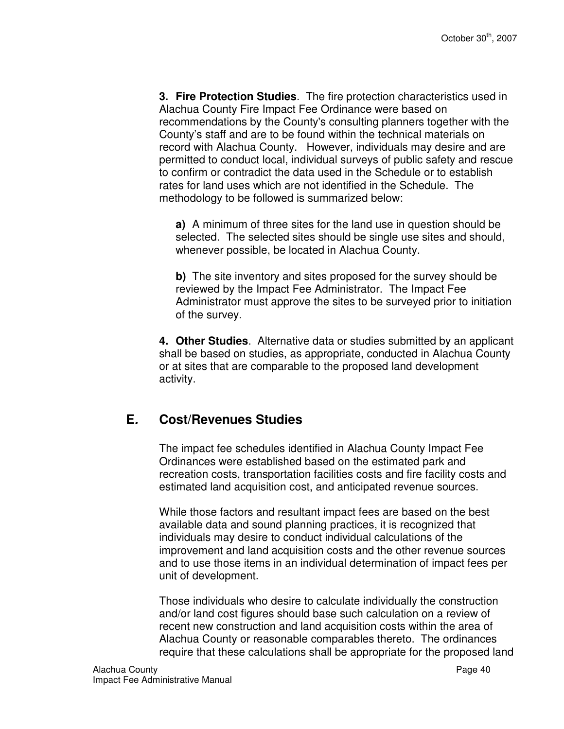**3. Fire Protection Studies**. The fire protection characteristics used in Alachua County Fire Impact Fee Ordinance were based on recommendations by the County's consulting planners together with the County's staff and are to be found within the technical materials on record with Alachua County. However, individuals may desire and are permitted to conduct local, individual surveys of public safety and rescue to confirm or contradict the data used in the Schedule or to establish rates for land uses which are not identified in the Schedule. The methodology to be followed is summarized below:

**a)** A minimum of three sites for the land use in question should be selected. The selected sites should be single use sites and should, whenever possible, be located in Alachua County.

**b)** The site inventory and sites proposed for the survey should be reviewed by the Impact Fee Administrator. The Impact Fee Administrator must approve the sites to be surveyed prior to initiation of the survey.

**4. Other Studies**. Alternative data or studies submitted by an applicant shall be based on studies, as appropriate, conducted in Alachua County or at sites that are comparable to the proposed land development activity.

## E. Cost/Revenues Studies

The impact fee schedules identified in Alachua County Impact Fee Ordinances were established based on the estimated park and recreation costs, transportation facilities costs and fire facility costs and estimated land acquisition cost, and anticipated revenue sources.

While those factors and resultant impact fees are based on the best available data and sound planning practices, it is recognized that individuals may desire to conduct individual calculations of the improvement and land acquisition costs and the other revenue sources and to use those items in an individual determination of impact fees per unit of development.

Those individuals who desire to calculate individually the construction and/or land cost figures should base such calculation on a review of recent new construction and land acquisition costs within the area of Alachua County or reasonable comparables thereto. The ordinances require that these calculations shall be appropriate for the proposed land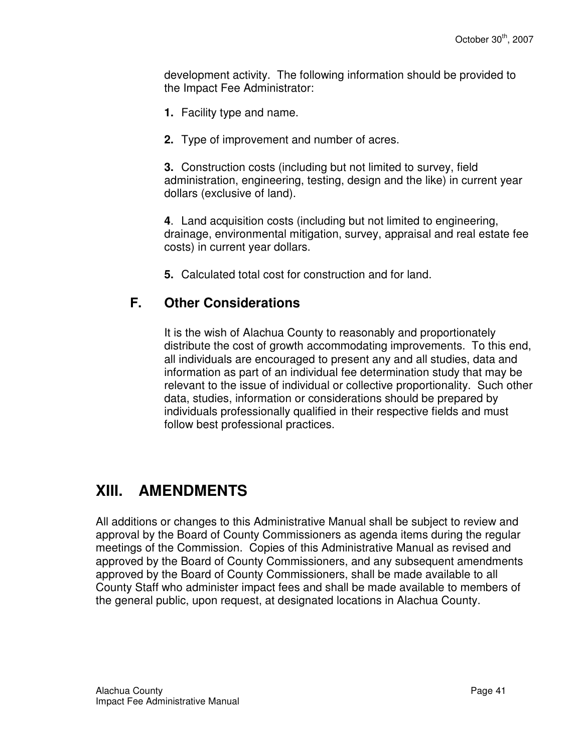development activity. The following information should be provided to the Impact Fee Administrator:

**1.** Facility type and name.

**2.** Type of improvement and number of acres.

**3.** Construction costs (including but not limited to survey, field administration, engineering, testing, design and the like) in current year dollars (exclusive of land).

**4**. Land acquisition costs (including but not limited to engineering, drainage, environmental mitigation, survey, appraisal and real estate fee costs) in current year dollars.

**5.** Calculated total cost for construction and for land.

### F. Other Considerations

It is the wish of Alachua County to reasonably and proportionately distribute the cost of growth accommodating improvements. To this end, all individuals are encouraged to present any and all studies, data and information as part of an individual fee determination study that may be relevant to the issue of individual or collective proportionality. Such other data, studies, information or considerations should be prepared by individuals professionally qualified in their respective fields and must follow best professional practices.

## XIII. AMENDMENTS

All additions or changes to this Administrative Manual shall be subject to review and approval by the Board of County Commissioners as agenda items during the regular meetings of the Commission. Copies of this Administrative Manual as revised and approved by the Board of County Commissioners, and any subsequent amendments approved by the Board of County Commissioners, shall be made available to all County Staff who administer impact fees and shall be made available to members of the general public, upon request, at designated locations in Alachua County.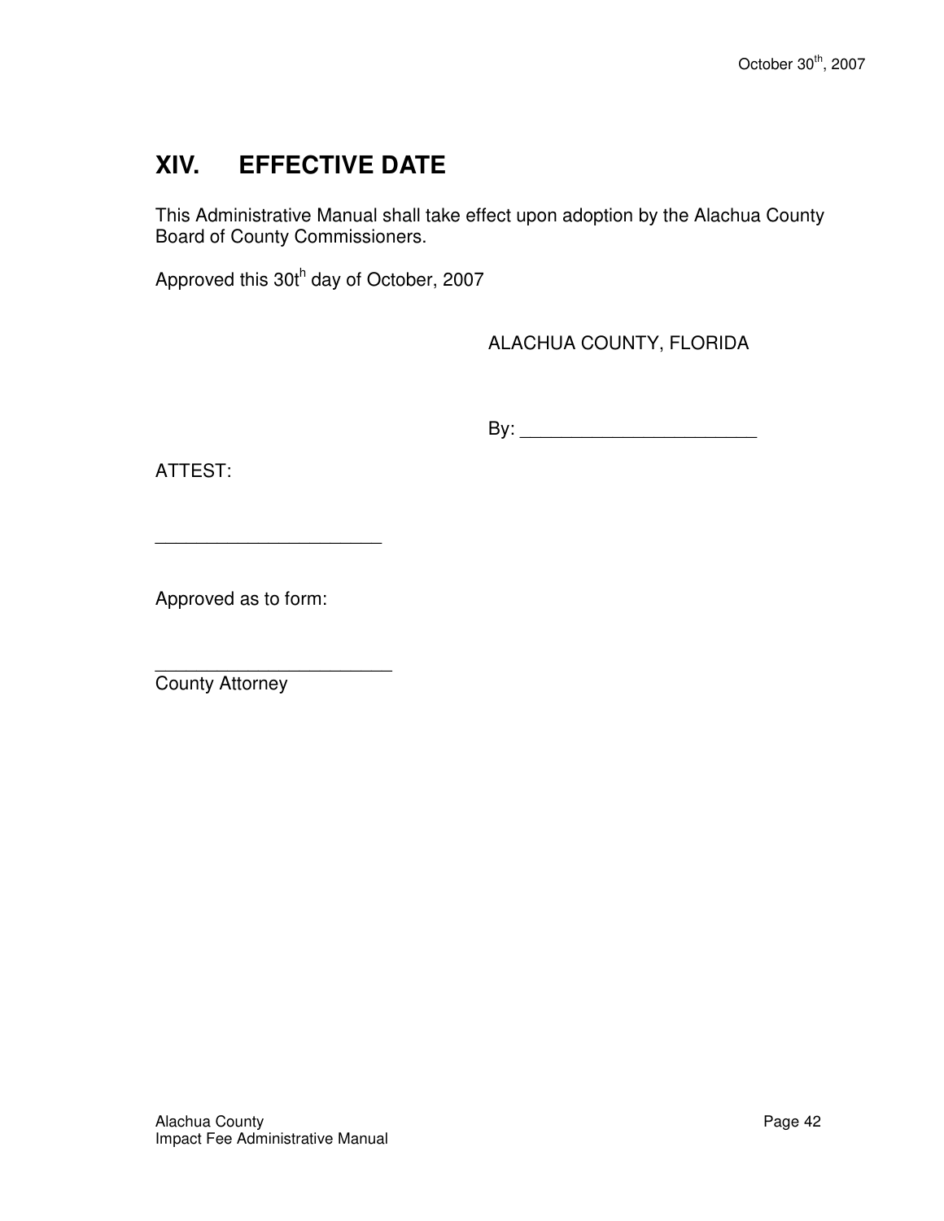## XIV. EFFECTIVE DATE

This Administrative Manual shall take effect upon adoption by the Alachua County Board of County Commissioners.

Approved this 30t[h] day of October, 2007

ALACHUA COUNTY, FLORIDA

By: _______________________

ATTEST:

______________________

Approved as to form:

_______________________
County Attorney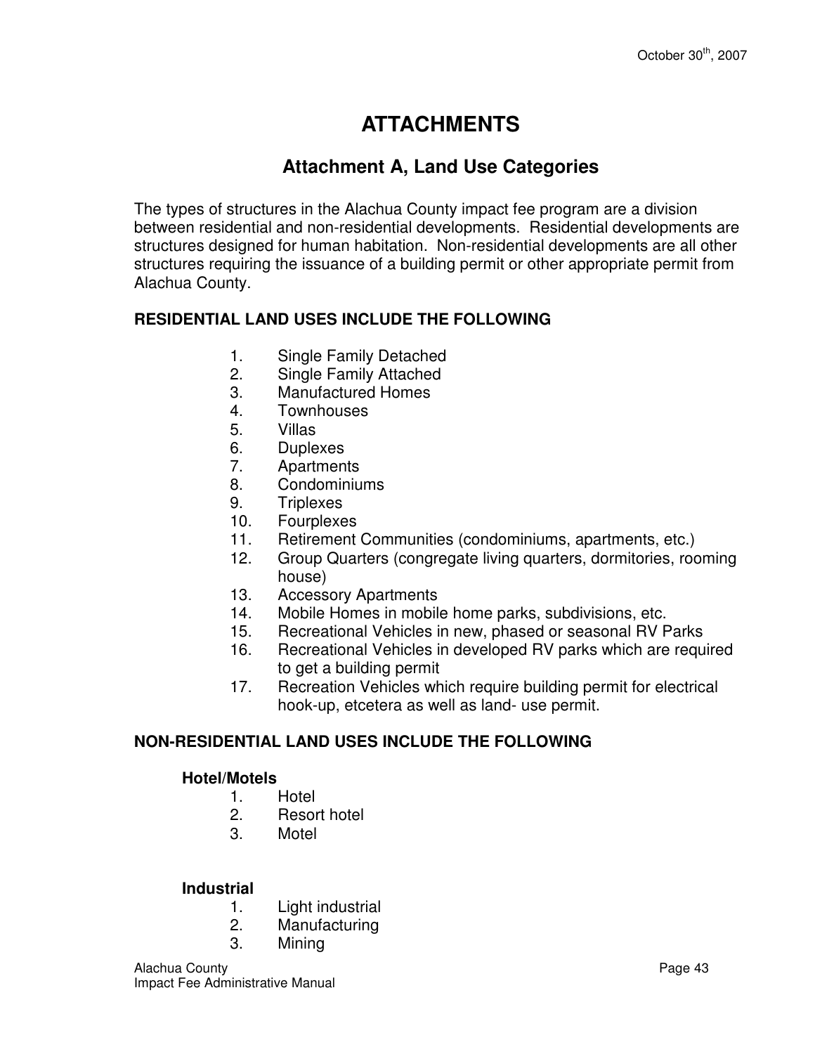# ATTACHMENTS

## Attachment A, Land Use Categories

The types of structures in the Alachua County impact fee program are a division between residential and non-residential developments. Residential developments are structures designed for human habitation. Non-residential developments are all other structures requiring the issuance of a building permit or other appropriate permit from Alachua County.

**RESIDENTIAL LAND USES INCLUDE THE FOLLOWING**

1. Single Family Detached
2. Single Family Attached
3. Manufactured Homes
4. Townhouses
5. Villas
6. Duplexes
7. Apartments
8. Condominiums
9. Triplexes
10. Fourplexes
11. Retirement Communities (condominiums, apartments, etc.)
12. Group Quarters (congregate living quarters, dormitories, rooming house)
13. Accessory Apartments
14. Mobile Homes in mobile home parks, subdivisions, etc.
15. Recreational Vehicles in new, phased or seasonal RV Parks
16. Recreational Vehicles in developed RV parks which are required to get a building permit
17. Recreation Vehicles which require building permit for electrical hook-up, etcetera as well as land- use permit.

**NON-RESIDENTIAL LAND USES INCLUDE THE FOLLOWING**

**Hotel/Motels**

1. Hotel
2. Resort hotel
3. Motel

**Industrial**

1. Light industrial
2. Manufacturing
3. Mining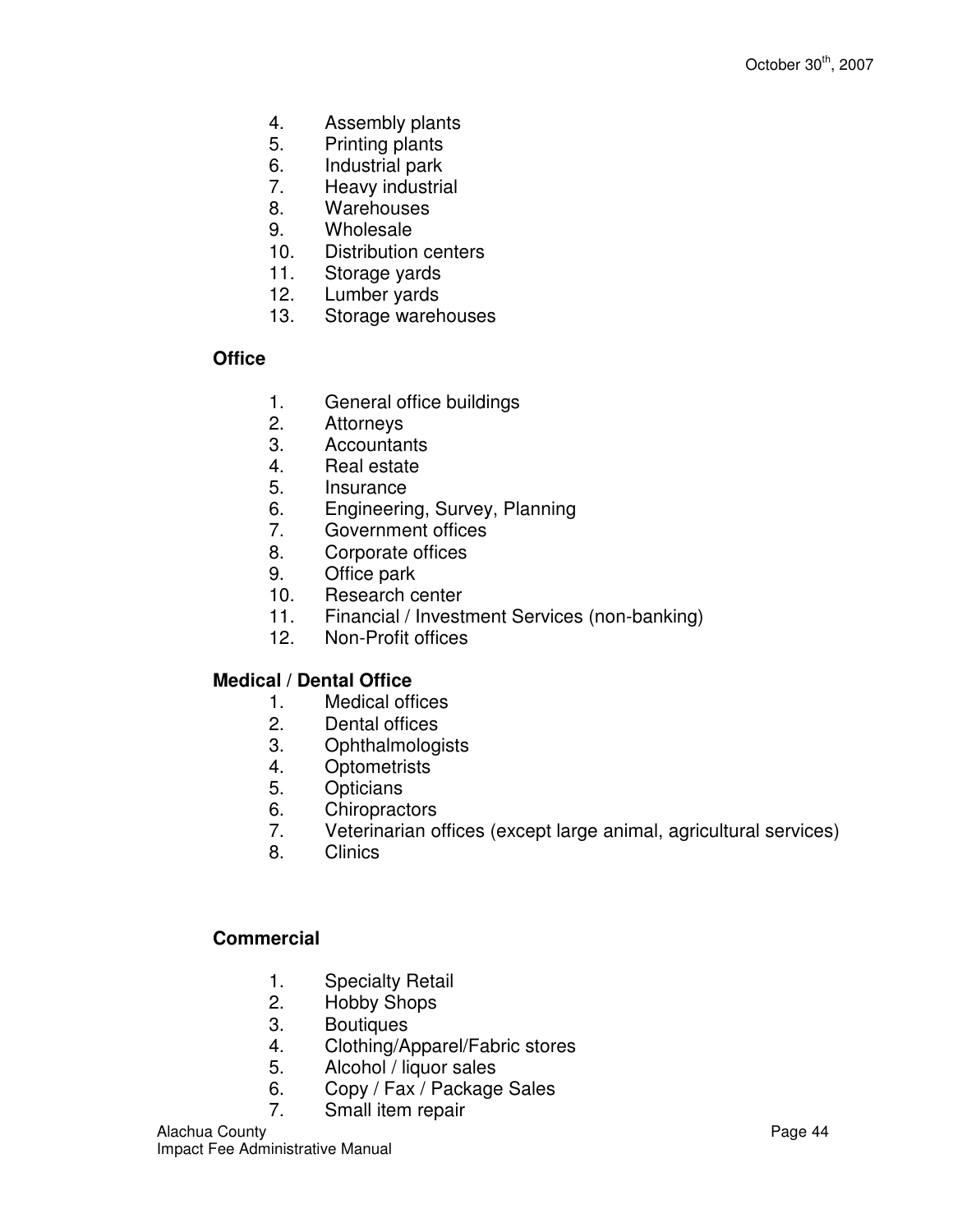4. Assembly plants
5. Printing plants
6. Industrial park
7. Heavy industrial
8. Warehouses
9. Wholesale
10. Distribution centers
11. Storage yards
12. Lumber yards
13. Storage warehouses

**Office**

1. General office buildings
2. Attorneys
3. Accountants
4. Real estate
5. Insurance
6. Engineering, Survey, Planning
7. Government offices
8. Corporate offices
9. Office park
10. Research center
11. Financial / Investment Services (non-banking)
12. Non-Profit offices

**Medical / Dental Office**

1. Medical offices
2. Dental offices
3. Ophthalmologists
4. Optometrists
5. Opticians
6. Chiropractors
7. Veterinarian offices (except large animal, agricultural services)
8. Clinics

**Commercial**

1. Specialty Retail
2. Hobby Shops
3. Boutiques
4. Clothing/Apparel/Fabric stores
5. Alcohol / liquor sales
6. Copy / Fax / Package Sales
7. Small item repair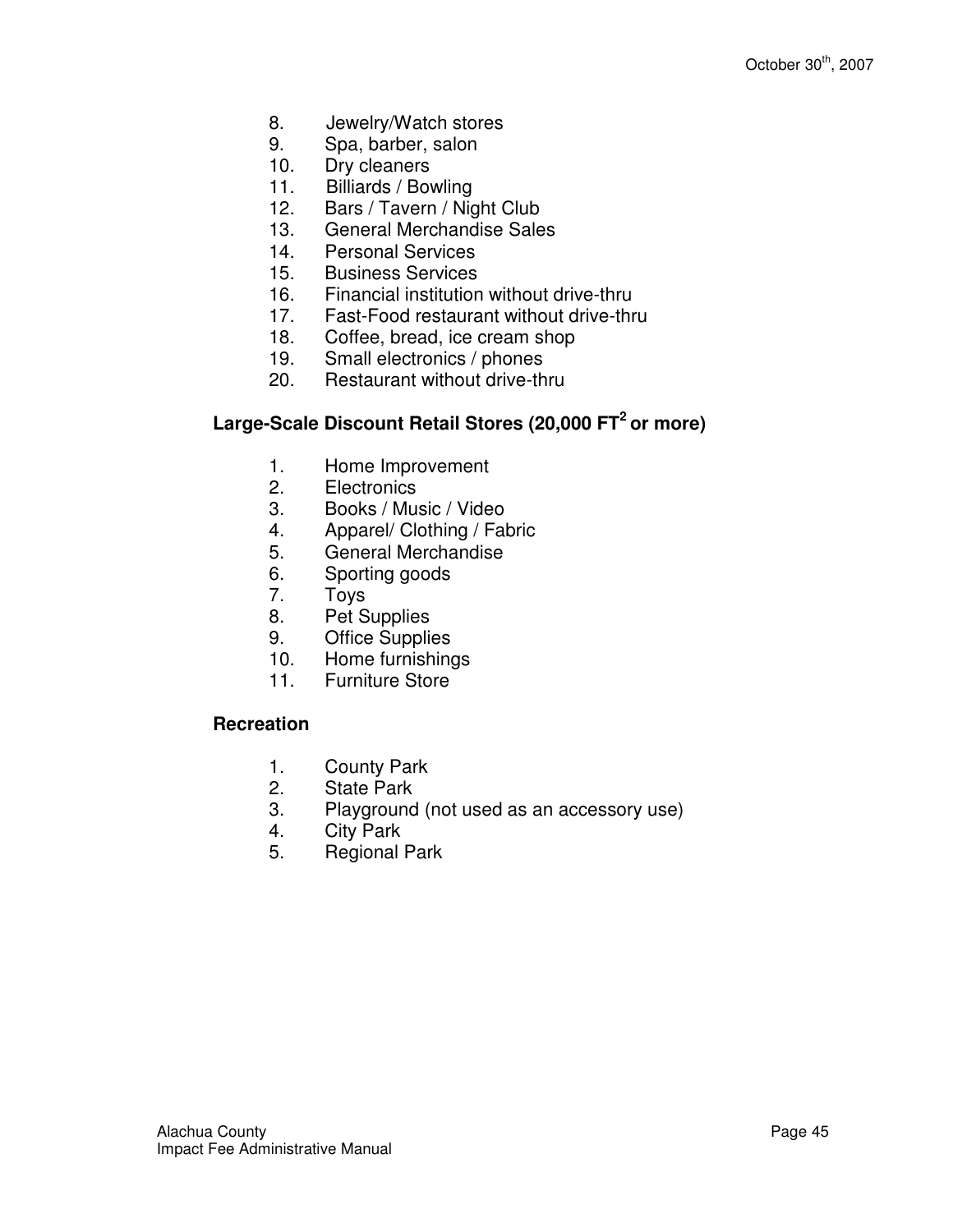8. Jewelry/Watch stores
9. Spa, barber, salon
10. Dry cleaners
11. Billiards / Bowling
12. Bars / Tavern / Night Club
13. General Merchandise Sales
14. Personal Services
15. Business Services
16. Financial institution without drive-thru
17. Fast-Food restaurant without drive-thru
18. Coffee, bread, ice cream shop
19. Small electronics / phones
20. Restaurant without drive-thru

**Large-Scale Discount Retail Stores (20,000 $FT^2$ or more)**

1. Home Improvement
2. Electronics
3. Books / Music / Video
4. Apparel/ Clothing / Fabric
5. General Merchandise
6. Sporting goods
7. Toys
8. Pet Supplies
9. Office Supplies
10. Home furnishings
11. Furniture Store

**Recreation**

1. County Park
2. State Park
3. Playground (not used as an accessory use)
4. City Park
5. Regional Park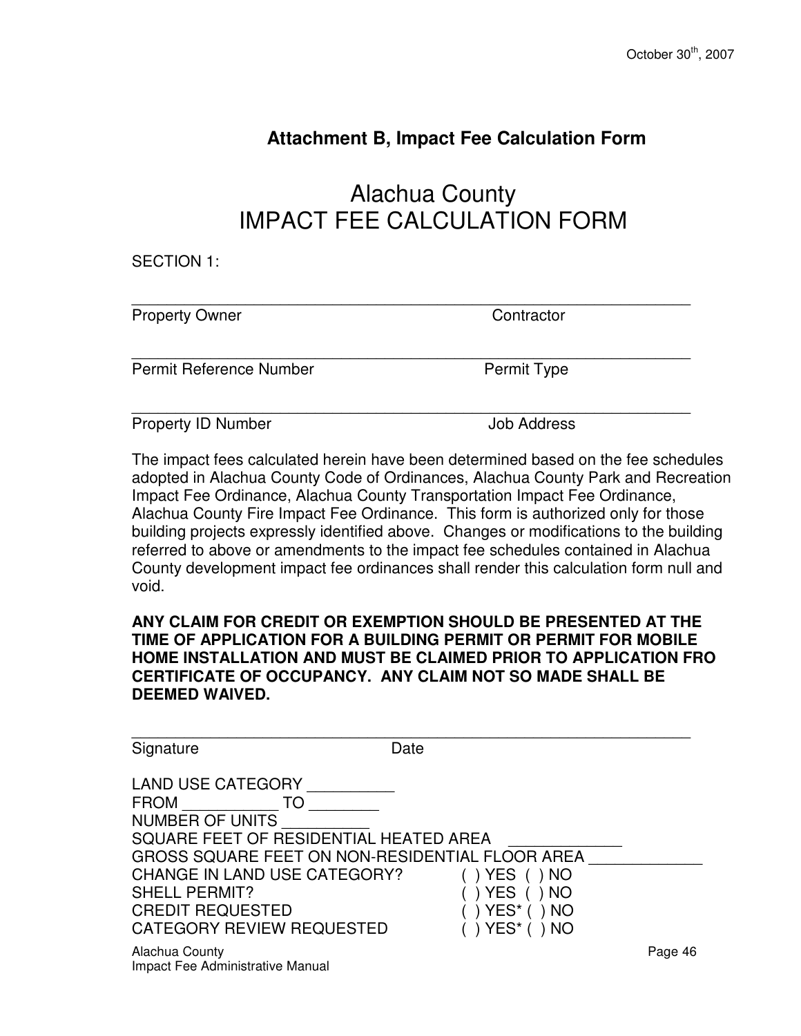### Attachment B, Impact Fee Calculation Form

# Alachua County
# IMPACT FEE CALCULATION FORM

SECTION 1:

_______________________________________________________________
Property Owner                                                    Contractor

_______________________________________________________________
Permit Reference Number                                       Permit Type

_______________________________________________________________
Property ID Number                                                Job Address

The impact fees calculated herein have been determined based on the fee schedules adopted in Alachua County Code of Ordinances, Alachua County Park and Recreation Impact Fee Ordinance, Alachua County Transportation Impact Fee Ordinance, Alachua County Fire Impact Fee Ordinance. This form is authorized only for those building projects expressly identified above. Changes or modifications to the building referred to above or amendments to the impact fee schedules contained in Alachua County development impact fee ordinances shall render this calculation form null and void.

**ANY CLAIM FOR CREDIT OR EXEMPTION SHOULD BE PRESENTED AT THE TIME OF APPLICATION FOR A BUILDING PERMIT OR PERMIT FOR MOBILE HOME INSTALLATION AND MUST BE CLAIMED PRIOR TO APPLICATION FRO CERTIFICATE OF OCCUPANCY. ANY CLAIM NOT SO MADE SHALL BE DEEMED WAIVED.**

_______________________________________________________________
Signature                                    Date

LAND USE CATEGORY __________
FROM ___________ TO ________
NUMBER OF UNITS __________
SQUARE FEET OF RESIDENTIAL HEATED AREA _____________
GROSS SQUARE FEET ON NON-RESIDENTIAL FLOOR AREA _____________
CHANGE IN LAND USE CATEGORY? ( ) YES ( ) NO
SHELL PERMIT? ( ) YES ( ) NO
CREDIT REQUESTED ( ) YES* ( ) NO
CATEGORY REVIEW REQUESTED ( ) YES* ( ) NO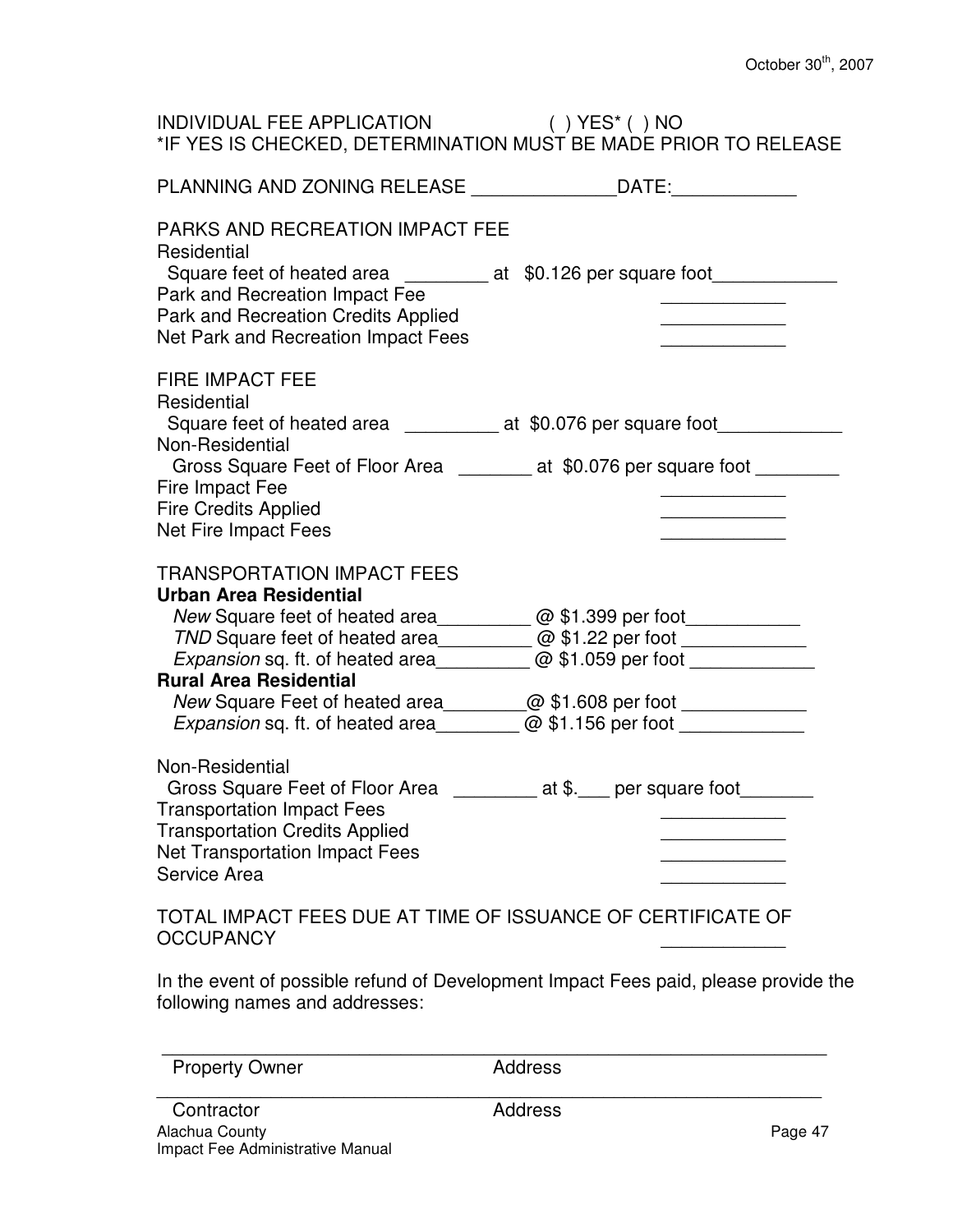INDIVIDUAL FEE APPLICATION ( ) YES* ( ) NO
*IF YES IS CHECKED, DETERMINATION MUST BE MADE PRIOR TO RELEASE

PLANNING AND ZONING RELEASE ______________DATE:____________

PARKS AND RECREATION IMPACT FEE
Residential
 Square feet of heated area ________ at $0.126 per square foot____________
Park and Recreation Impact Fee ____________
Park and Recreation Credits Applied ____________
Net Park and Recreation Impact Fees ____________

FIRE IMPACT FEE
Residential
 Square feet of heated area _________ at $0.076 per square foot____________
Non-Residential
 Gross Square Feet of Floor Area _______ at $0.076 per square foot ________
Fire Impact Fee ____________
Fire Credits Applied ____________
Net Fire Impact Fees ____________

TRANSPORTATION IMPACT FEES
**Urban Area Residential**
 *New* Square feet of heated area_________ @ $1.399 per foot___________
 *TND* Square feet of heated area_________ @ $1.22 per foot ____________
 *Expansion* sq. ft. of heated area_________ @ $1.059 per foot ____________
**Rural Area Residential**
 *New* Square Feet of heated area________@ $1.608 per foot ____________
 *Expansion* sq. ft. of heated area________ @ $1.156 per foot ____________

Non-Residential
 Gross Square Feet of Floor Area ________ at $.___ per square foot_______
Transportation Impact Fees ____________
Transportation Credits Applied ____________
Net Transportation Impact Fees ____________
Service Area ____________

TOTAL IMPACT FEES DUE AT TIME OF ISSUANCE OF CERTIFICATE OF OCCUPANCY ____________

In the event of possible refund of Development Impact Fees paid, please provide the following names and addresses:

_______________________________________________________________
Property Owner Address

_______________________________________________________________
Contractor Address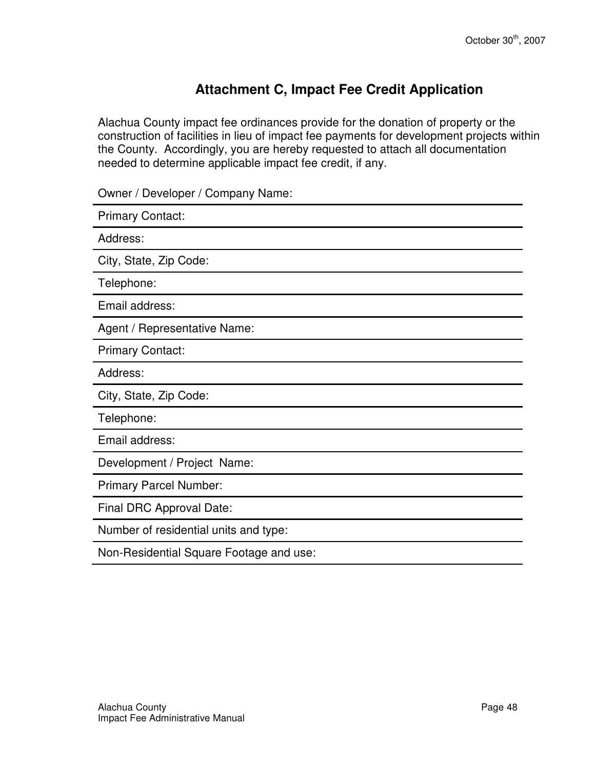## Attachment C, Impact Fee Credit Application

Alachua County impact fee ordinances provide for the donation of property or the construction of facilities in lieu of impact fee payments for development projects within the County. Accordingly, you are hereby requested to attach all documentation needed to determine applicable impact fee credit, if any.

Owner / Developer / Company Name:

Primary Contact:

Address:

City, State, Zip Code:

Telephone:

Email address:

Agent / Representative Name:

Primary Contact:

Address:

City, State, Zip Code:

Telephone:

Email address:

Development / Project Name:

Primary Parcel Number:

Final DRC Approval Date:

Number of residential units and type:

Non-Residential Square Footage and use: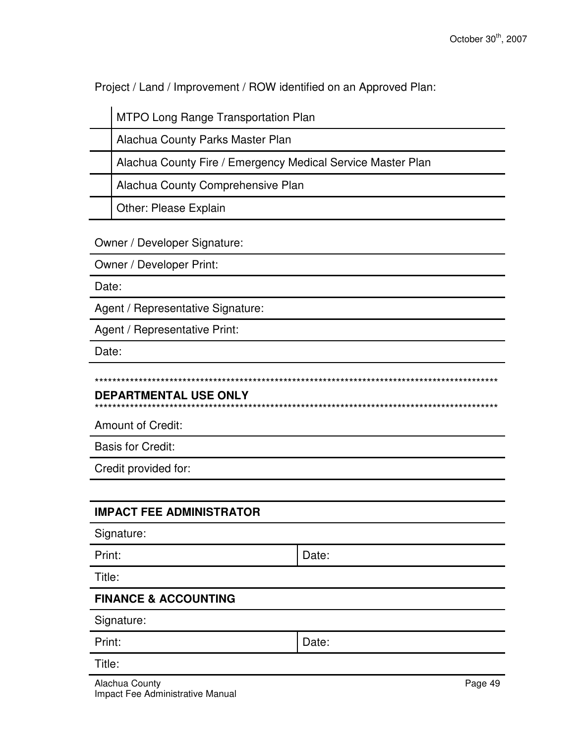Project / Land / Improvement / ROW identified on an Approved Plan:

| | |
|---|---|
| | MTPO Long Range Transportation Plan |
| | Alachua County Parks Master Plan |
| | Alachua County Fire / Emergency Medical Service Master Plan |
| | Alachua County Comprehensive Plan |
| | Other: Please Explain |

Owner / Developer Signature:

Owner / Developer Print:

Date:

Agent / Representative Signature:

Agent / Representative Print:

Date:

*********************************************************************************************

**DEPARTMENTAL USE ONLY**

*********************************************************************************************

Amount of Credit:

Basis for Credit:

Credit provided for:

| **IMPACT FEE ADMINISTRATOR** | |
|---|---|
| Signature: | |
| Print: | Date: |
| Title: | |
| **FINANCE & ACCOUNTING** | |
| Signature: | |
| Print: | Date: |
| Title: | |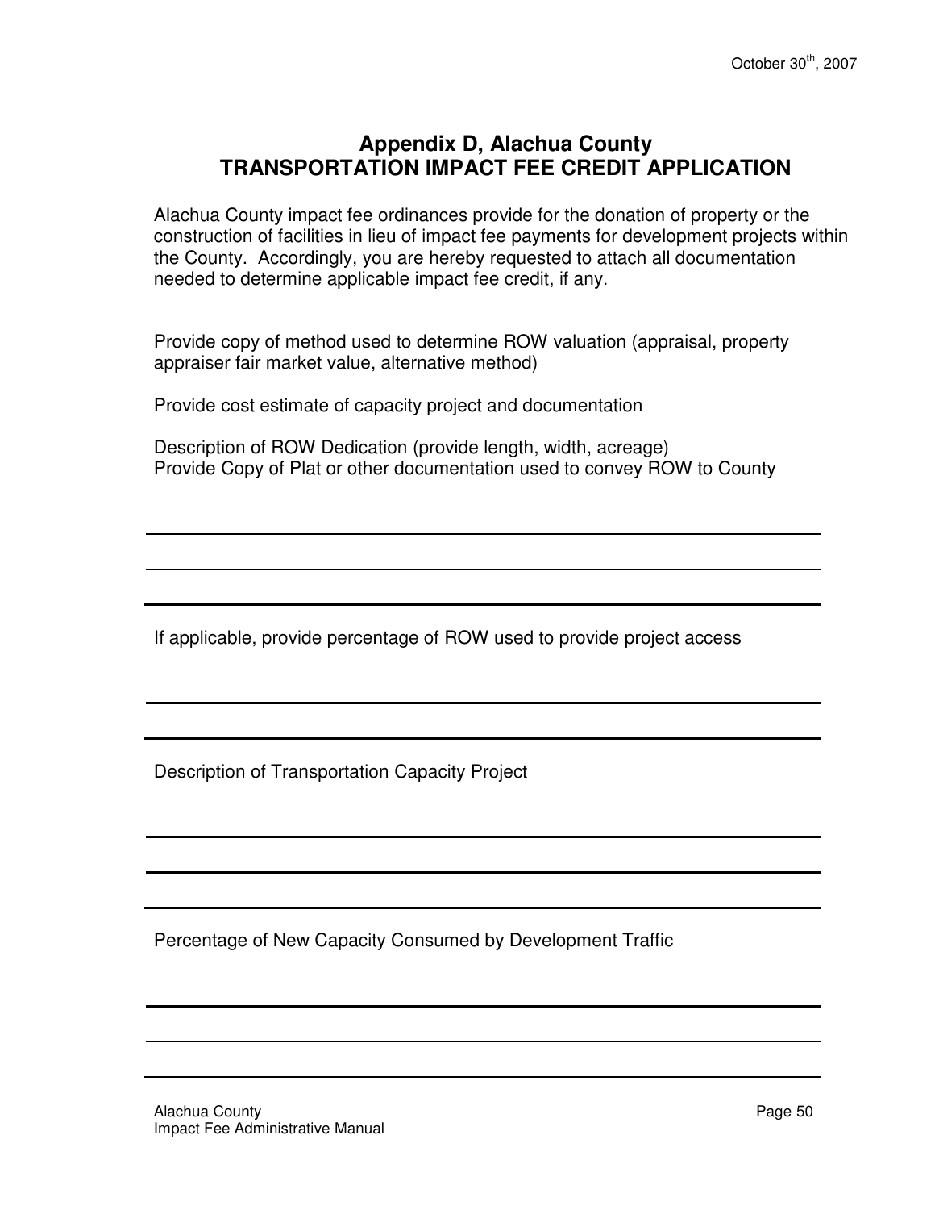# Appendix D, Alachua County
# TRANSPORTATION IMPACT FEE CREDIT APPLICATION

Alachua County impact fee ordinances provide for the donation of property or the construction of facilities in lieu of impact fee payments for development projects within the County. Accordingly, you are hereby requested to attach all documentation needed to determine applicable impact fee credit, if any.

Provide copy of method used to determine ROW valuation (appraisal, property appraiser fair market value, alternative method)

Provide cost estimate of capacity project and documentation

Description of ROW Dedication (provide length, width, acreage)
Provide Copy of Plat or other documentation used to convey ROW to County

______________________________________________________________

______________________________________________________________

______________________________________________________________

If applicable, provide percentage of ROW used to provide project access

______________________________________________________________

______________________________________________________________

Description of Transportation Capacity Project

______________________________________________________________

______________________________________________________________

______________________________________________________________

Percentage of New Capacity Consumed by Development Traffic

______________________________________________________________

______________________________________________________________

______________________________________________________________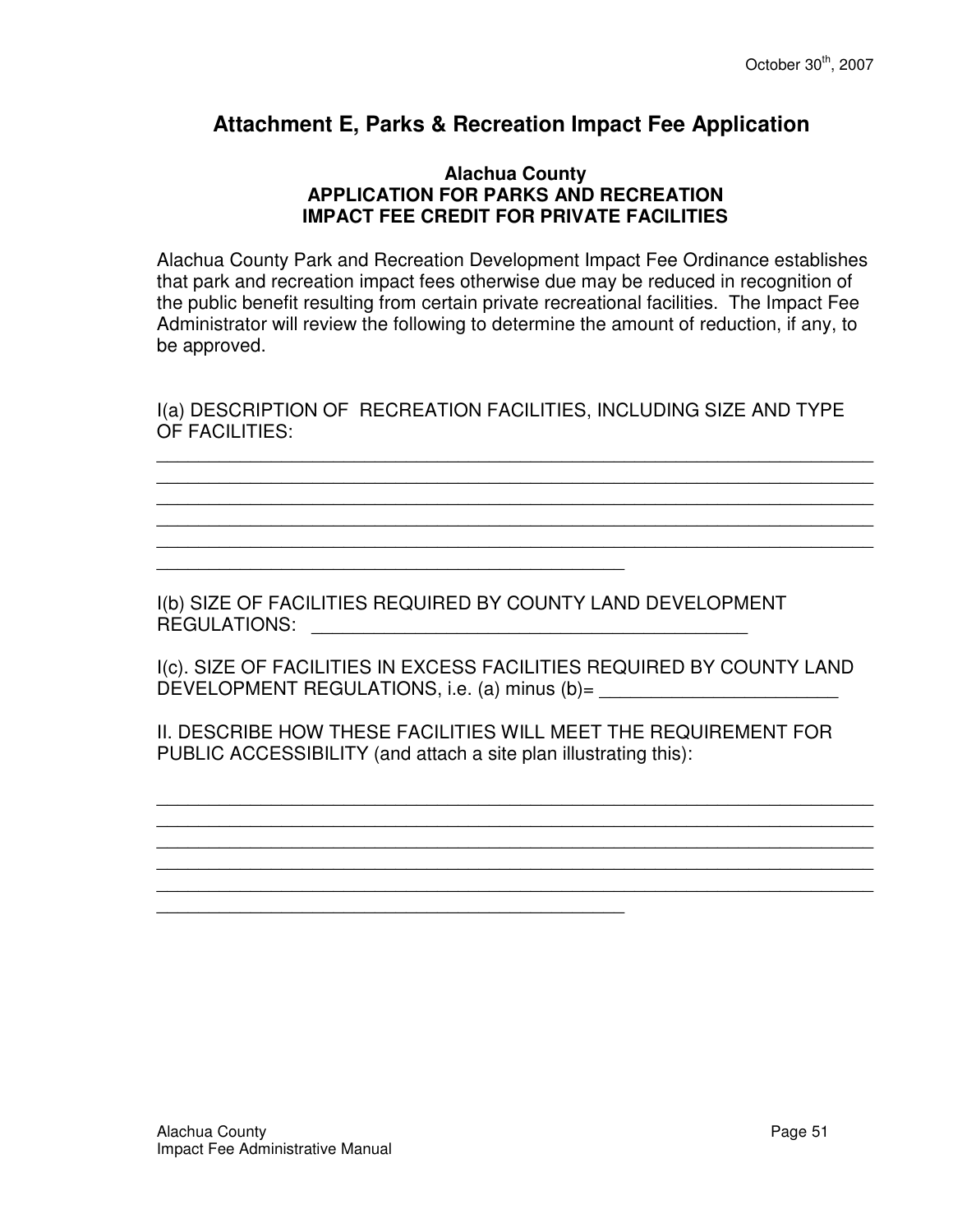## Attachment E, Parks & Recreation Impact Fee Application

**Alachua County**
**APPLICATION FOR PARKS AND RECREATION**
**IMPACT FEE CREDIT FOR PRIVATE FACILITIES**

Alachua County Park and Recreation Development Impact Fee Ordinance establishes that park and recreation impact fees otherwise due may be reduced in recognition of the public benefit resulting from certain private recreational facilities. The Impact Fee Administrator will review the following to determine the amount of reduction, if any, to be approved.

I(a) DESCRIPTION OF RECREATION FACILITIES, INCLUDING SIZE AND TYPE OF FACILITIES:

_______________________________________________________________________
_______________________________________________________________________
_______________________________________________________________________
_______________________________________________________________________
_______________________________________________________________________
______________________________________________

I(b) SIZE OF FACILITIES REQUIRED BY COUNTY LAND DEVELOPMENT REGULATIONS: ____________________________________________

I(c). SIZE OF FACILITIES IN EXCESS FACILITIES REQUIRED BY COUNTY LAND DEVELOPMENT REGULATIONS, i.e. (a) minus (b)= _______________________

II. DESCRIBE HOW THESE FACILITIES WILL MEET THE REQUIREMENT FOR PUBLIC ACCESSIBILITY (and attach a site plan illustrating this):

_______________________________________________________________________
_______________________________________________________________________
_______________________________________________________________________
_______________________________________________________________________
_______________________________________________________________________
______________________________________________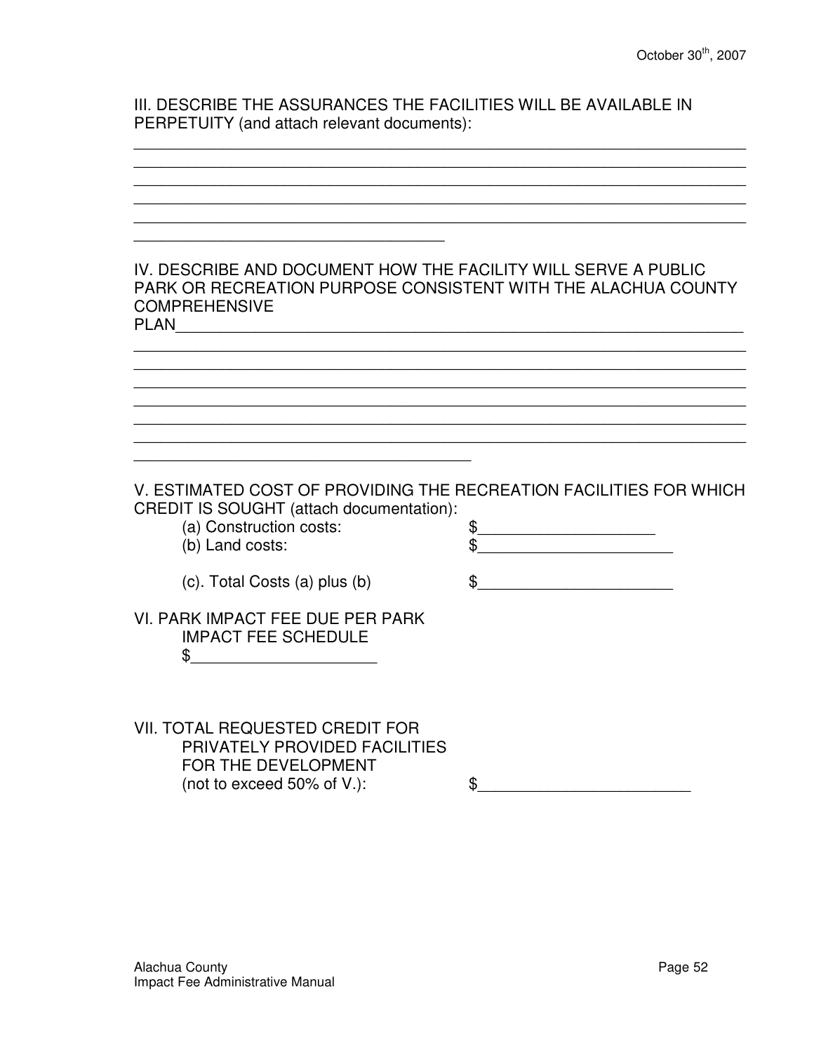III. DESCRIBE THE ASSURANCES THE FACILITIES WILL BE AVAILABLE IN PERPETUITY (and attach relevant documents):

______________________________________________________________________
______________________________________________________________________
______________________________________________________________________
______________________________________________________________________
______________________________________________________________________
____________________________________

IV. DESCRIBE AND DOCUMENT HOW THE FACILITY WILL SERVE A PUBLIC PARK OR RECREATION PURPOSE CONSISTENT WITH THE ALACHUA COUNTY COMPREHENSIVE PLAN_________________________________________________________________

______________________________________________________________________
______________________________________________________________________
______________________________________________________________________
______________________________________________________________________
______________________________________________________________________
______________________________________________________________________
_______________________________________

V. ESTIMATED COST OF PROVIDING THE RECREATION FACILITIES FOR WHICH CREDIT IS SOUGHT (attach documentation):

(a) Construction costs: $____________________

(b) Land costs: $______________________

(c). Total Costs (a) plus (b) $______________________

VI. PARK IMPACT FEE DUE PER PARK IMPACT FEE SCHEDULE

$_____________________

VII. TOTAL REQUESTED CREDIT FOR PRIVATELY PROVIDED FACILITIES FOR THE DEVELOPMENT (not to exceed 50% of V.): $________________________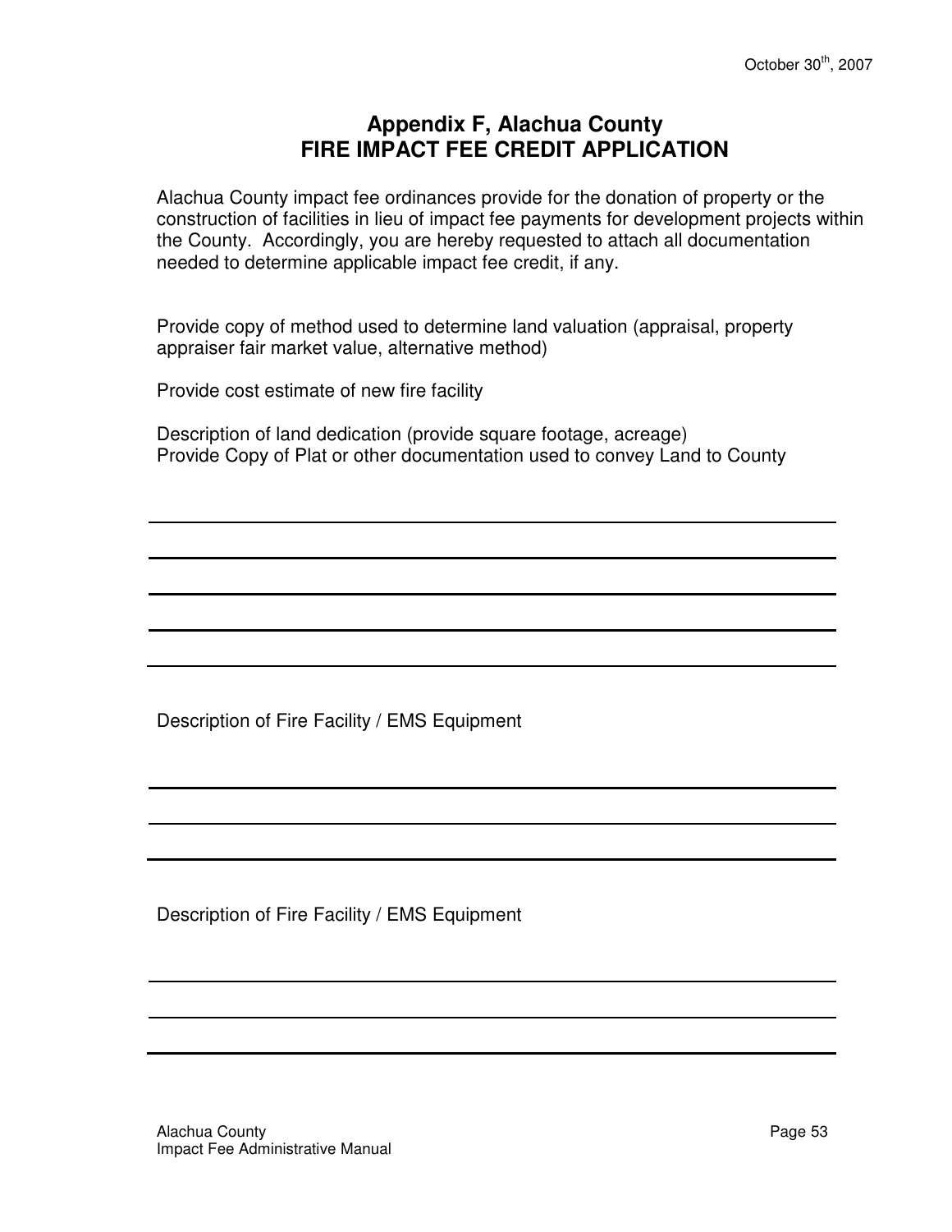October 30th, 2007

# Appendix F, Alachua County
# FIRE IMPACT FEE CREDIT APPLICATION

Alachua County impact fee ordinances provide for the donation of property or the construction of facilities in lieu of impact fee payments for development projects within the County. Accordingly, you are hereby requested to attach all documentation needed to determine applicable impact fee credit, if any.

Provide copy of method used to determine land valuation (appraisal, property appraiser fair market value, alternative method)

Provide cost estimate of new fire facility

Description of land dedication (provide square footage, acreage)
Provide Copy of Plat or other documentation used to convey Land to County

\_\_\_\_\_\_\_\_\_\_\_\_\_\_\_\_\_\_\_\_\_\_\_\_\_\_\_\_\_\_\_\_\_\_\_\_\_\_\_\_\_\_\_\_\_\_\_\_\_\_\_\_\_\_\_\_\_\_\_\_

\_\_\_\_\_\_\_\_\_\_\_\_\_\_\_\_\_\_\_\_\_\_\_\_\_\_\_\_\_\_\_\_\_\_\_\_\_\_\_\_\_\_\_\_\_\_\_\_\_\_\_\_\_\_\_\_\_\_\_\_

\_\_\_\_\_\_\_\_\_\_\_\_\_\_\_\_\_\_\_\_\_\_\_\_\_\_\_\_\_\_\_\_\_\_\_\_\_\_\_\_\_\_\_\_\_\_\_\_\_\_\_\_\_\_\_\_\_\_\_\_

\_\_\_\_\_\_\_\_\_\_\_\_\_\_\_\_\_\_\_\_\_\_\_\_\_\_\_\_\_\_\_\_\_\_\_\_\_\_\_\_\_\_\_\_\_\_\_\_\_\_\_\_\_\_\_\_\_\_\_\_

\_\_\_\_\_\_\_\_\_\_\_\_\_\_\_\_\_\_\_\_\_\_\_\_\_\_\_\_\_\_\_\_\_\_\_\_\_\_\_\_\_\_\_\_\_\_\_\_\_\_\_\_\_\_\_\_\_\_\_\_

Description of Fire Facility / EMS Equipment

\_\_\_\_\_\_\_\_\_\_\_\_\_\_\_\_\_\_\_\_\_\_\_\_\_\_\_\_\_\_\_\_\_\_\_\_\_\_\_\_\_\_\_\_\_\_\_\_\_\_\_\_\_\_\_\_\_\_\_\_

\_\_\_\_\_\_\_\_\_\_\_\_\_\_\_\_\_\_\_\_\_\_\_\_\_\_\_\_\_\_\_\_\_\_\_\_\_\_\_\_\_\_\_\_\_\_\_\_\_\_\_\_\_\_\_\_\_\_\_\_

\_\_\_\_\_\_\_\_\_\_\_\_\_\_\_\_\_\_\_\_\_\_\_\_\_\_\_\_\_\_\_\_\_\_\_\_\_\_\_\_\_\_\_\_\_\_\_\_\_\_\_\_\_\_\_\_\_\_\_\_

Description of Fire Facility / EMS Equipment

\_\_\_\_\_\_\_\_\_\_\_\_\_\_\_\_\_\_\_\_\_\_\_\_\_\_\_\_\_\_\_\_\_\_\_\_\_\_\_\_\_\_\_\_\_\_\_\_\_\_\_\_\_\_\_\_\_\_\_\_

\_\_\_\_\_\_\_\_\_\_\_\_\_\_\_\_\_\_\_\_\_\_\_\_\_\_\_\_\_\_\_\_\_\_\_\_\_\_\_\_\_\_\_\_\_\_\_\_\_\_\_\_\_\_\_\_\_\_\_\_

\_\_\_\_\_\_\_\_\_\_\_\_\_\_\_\_\_\_\_\_\_\_\_\_\_\_\_\_\_\_\_\_\_\_\_\_\_\_\_\_\_\_\_\_\_\_\_\_\_\_\_\_\_\_\_\_\_\_\_\_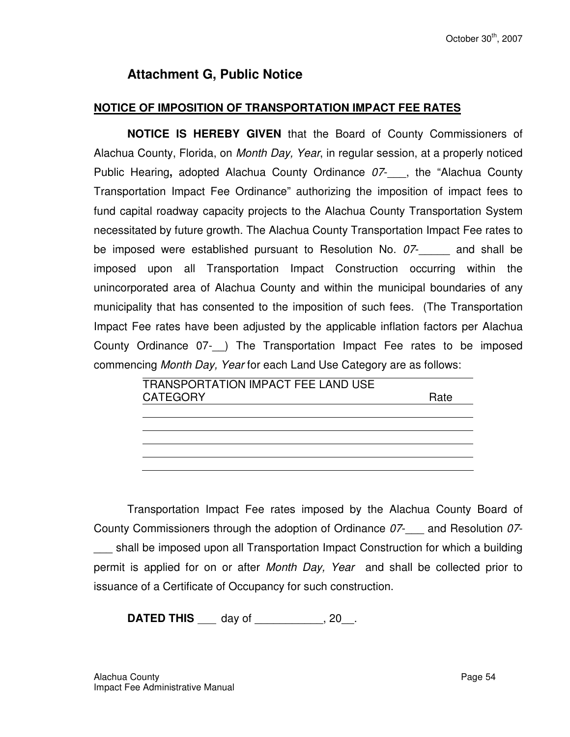## Attachment G, Public Notice

**NOTICE OF IMPOSITION OF TRANSPORTATION IMPACT FEE RATES**

**NOTICE IS HEREBY GIVEN** that the Board of County Commissioners of Alachua County, Florida, on *Month Day, Year*, in regular session, at a properly noticed Public Hearing**,** adopted Alachua County Ordinance *07*-___, the "Alachua County Transportation Impact Fee Ordinance" authorizing the imposition of impact fees to fund capital roadway capacity projects to the Alachua County Transportation System necessitated by future growth. The Alachua County Transportation Impact Fee rates to be imposed were established pursuant to Resolution No. *07*-_____ and shall be imposed upon all Transportation Impact Construction occurring within the unincorporated area of Alachua County and within the municipal boundaries of any municipality that has consented to the imposition of such fees. (The Transportation Impact Fee rates have been adjusted by the applicable inflation factors per Alachua County Ordinance 07-__) The Transportation Impact Fee rates to be imposed commencing *Month Day, Year* for each Land Use Category are as follows:

| TRANSPORTATION IMPACT FEE LAND USE CATEGORY | Rate |
|---|---|
| | |
| | |
| | |
| | |
| | |

Transportation Impact Fee rates imposed by the Alachua County Board of County Commissioners through the adoption of Ordinance *07*-___ and Resolution *07*-___ shall be imposed upon all Transportation Impact Construction for which a building permit is applied for on or after *Month Day, Year* and shall be collected prior to issuance of a Certificate of Occupancy for such construction.

**DATED THIS** ___ day of ___________, 20__.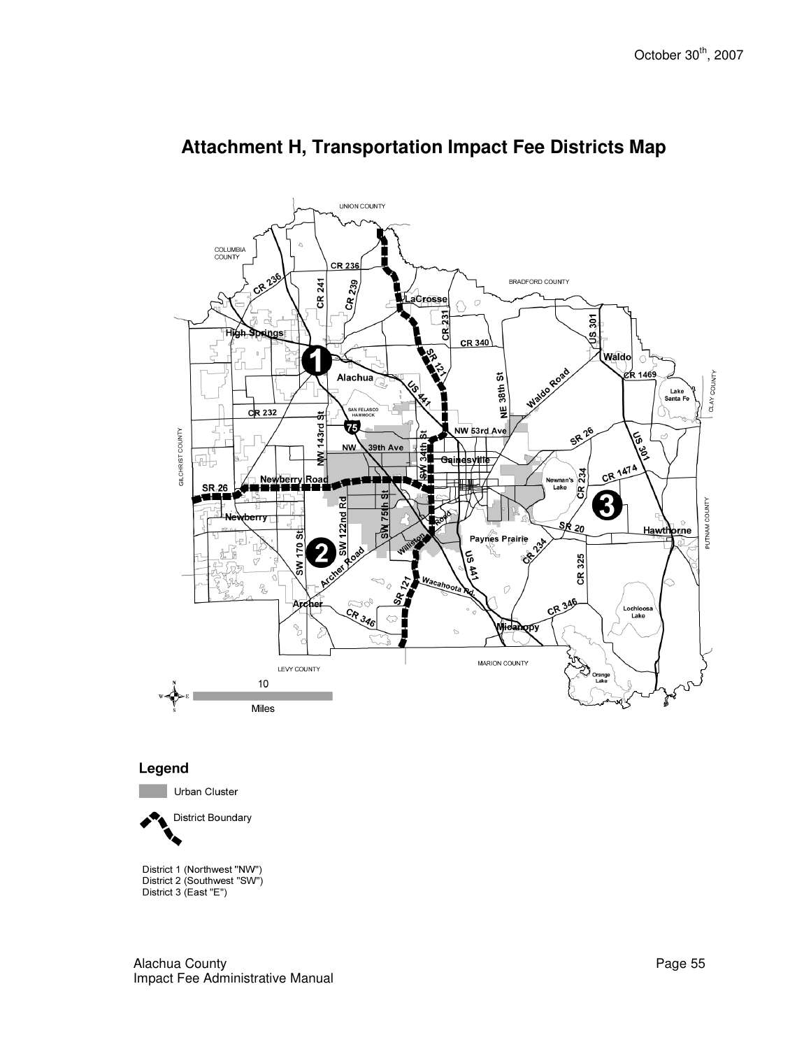# Attachment H, Transportation Impact Fee Districts Map

**Legend**

Urban Cluster

District Boundary

District 1 (Northwest "NW")
District 2 (Southwest "SW")
District 3 (East "E")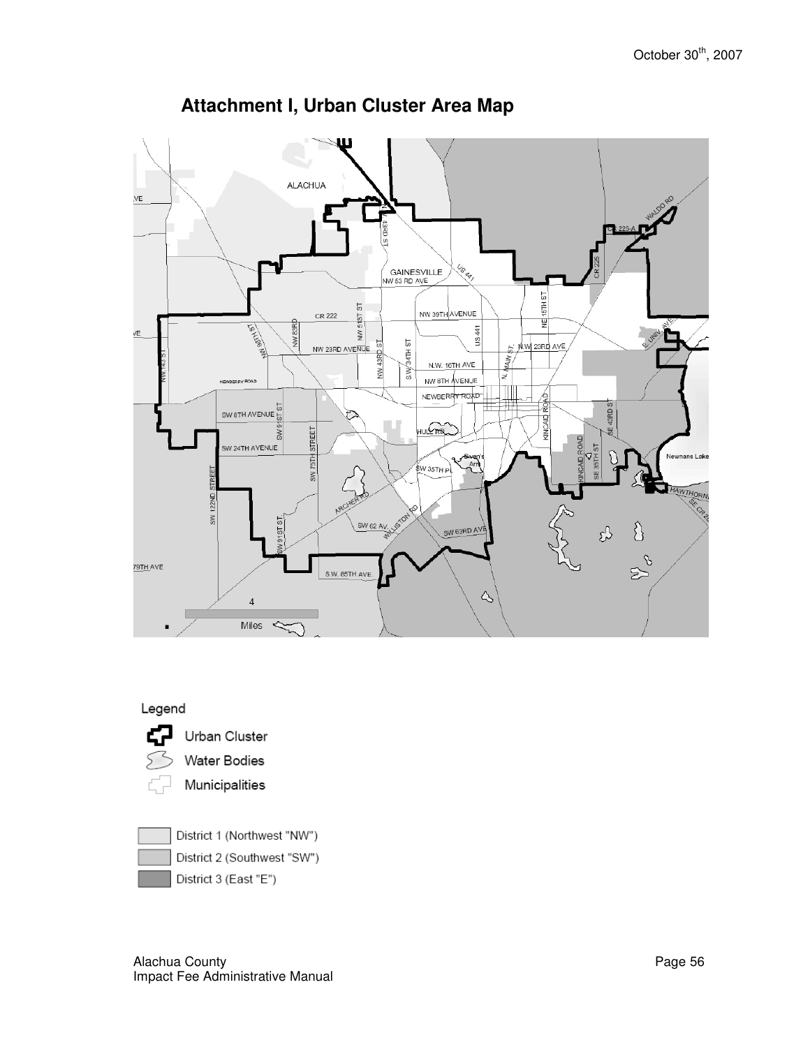## Attachment I, Urban Cluster Area Map

ALACHUA

GAINESVILLE

NW 53 RD AVE

US 441

43RD ST

WALDO RD

CR 225-A

CR 225

NE 15TH ST

NW 39TH AVENUE

CR 222

NW 51ST ST

NW 83RD

NW 98TH ST

NW 143 ST

NW 23RD AVENUE

NW 43RD ST

SW 34TH ST

US 441

N. MAIN ST.

N.W. 23RD AVE

E. UNIV. AVE

N.W. 16TH AVE

NW 8TH AVENUE

NEWBERRY ROAD

NEWBERRY ROAD

SW 8TH AVENUE

SW 91ST ST

SW 24TH AVENUE

SW 75TH STREET

HULL RD

KINCAID ROAD

SE 43RD ST

KINCAID ROAD

SE 35TH ST

Newnans Lake

SW 35TH PL

Bivens Arm

SW 122ND STREET

ARCHER RD

WILLISTON RD

SW 62 AV

SW 63RD AVE

HAWTHORNE

SE CR 20

SW 91ST ST.

79TH AVE

S.W. 85TH AVE

4

Miles

Legend

Urban Cluster

Water Bodies

Municipalities

District 1 (Northwest "NW")

District 2 (Southwest "SW")

District 3 (East "E")